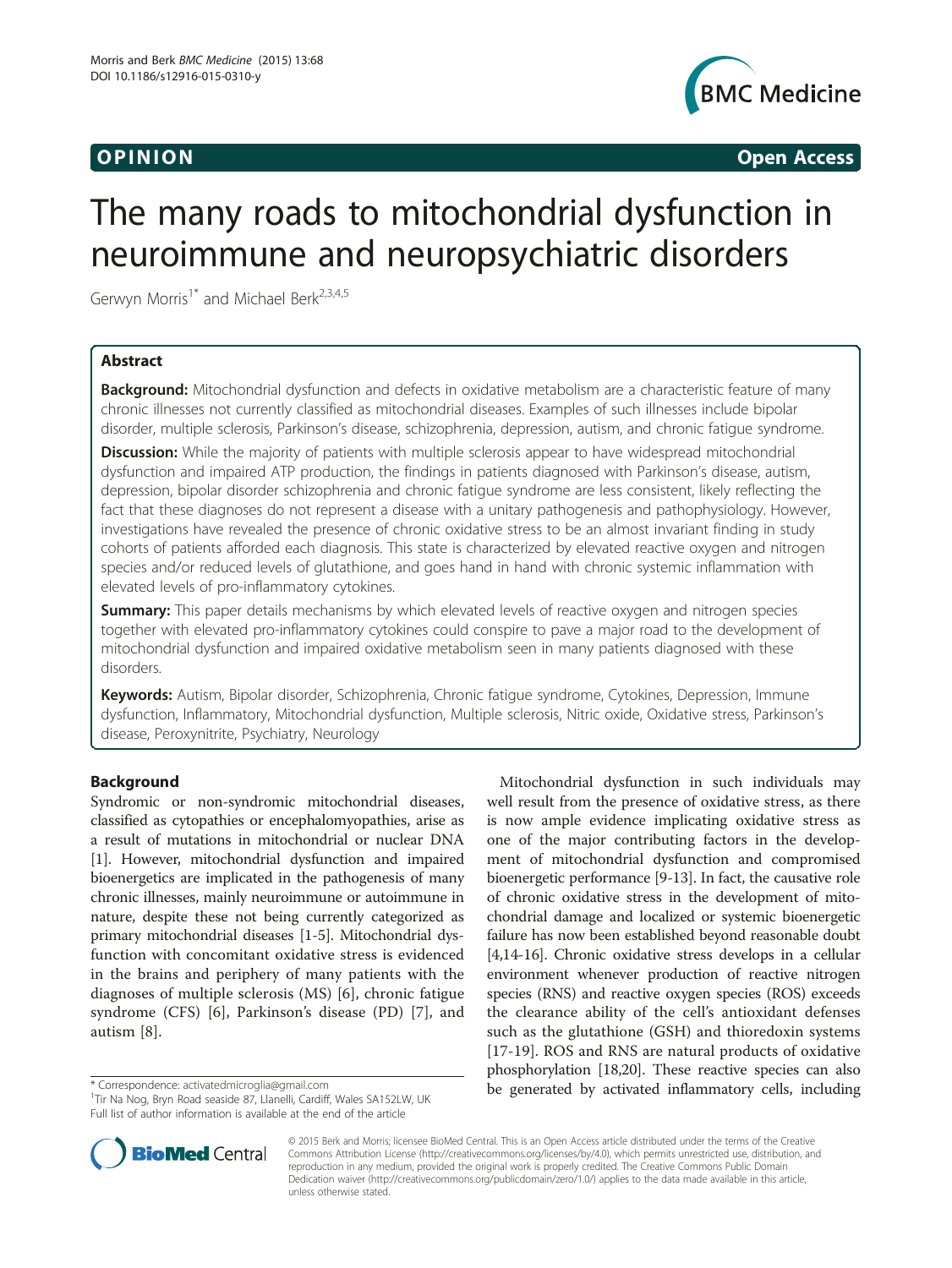**OPINION** **Open Access**

# The many roads to mitochondrial dysfunction in neuroimmune and neuropsychiatric disorders

Gerwyn Morris[1*] and Michael Berk[2,3,4,5]

## Abstract

**Background:** Mitochondrial dysfunction and defects in oxidative metabolism are a characteristic feature of many chronic illnesses not currently classified as mitochondrial diseases. Examples of such illnesses include bipolar disorder, multiple sclerosis, Parkinson's disease, schizophrenia, depression, autism, and chronic fatigue syndrome.

**Discussion:** While the majority of patients with multiple sclerosis appear to have widespread mitochondrial dysfunction and impaired ATP production, the findings in patients diagnosed with Parkinson's disease, autism, depression, bipolar disorder schizophrenia and chronic fatigue syndrome are less consistent, likely reflecting the fact that these diagnoses do not represent a disease with a unitary pathogenesis and pathophysiology. However, investigations have revealed the presence of chronic oxidative stress to be an almost invariant finding in study cohorts of patients afforded each diagnosis. This state is characterized by elevated reactive oxygen and nitrogen species and/or reduced levels of glutathione, and goes hand in hand with chronic systemic inflammation with elevated levels of pro-inflammatory cytokines.

**Summary:** This paper details mechanisms by which elevated levels of reactive oxygen and nitrogen species together with elevated pro-inflammatory cytokines could conspire to pave a major road to the development of mitochondrial dysfunction and impaired oxidative metabolism seen in many patients diagnosed with these disorders.

**Keywords:** Autism, Bipolar disorder, Schizophrenia, Chronic fatigue syndrome, Cytokines, Depression, Immune dysfunction, Inflammatory, Mitochondrial dysfunction, Multiple sclerosis, Nitric oxide, Oxidative stress, Parkinson's disease, Peroxynitrite, Psychiatry, Neurology

## Background

Syndromic or non-syndromic mitochondrial diseases, classified as cytopathies or encephalomyopathies, arise as a result of mutations in mitochondrial or nuclear DNA [1]. However, mitochondrial dysfunction and impaired bioenergetics are implicated in the pathogenesis of many chronic illnesses, mainly neuroimmune or autoimmune in nature, despite these not being currently categorized as primary mitochondrial diseases [1-5]. Mitochondrial dysfunction with concomitant oxidative stress is evidenced in the brains and periphery of many patients with the diagnoses of multiple sclerosis (MS) [6], chronic fatigue syndrome (CFS) [6], Parkinson's disease (PD) [7], and autism [8].

Mitochondrial dysfunction in such individuals may well result from the presence of oxidative stress, as there is now ample evidence implicating oxidative stress as one of the major contributing factors in the development of mitochondrial dysfunction and compromised bioenergetic performance [9-13]. In fact, the causative role of chronic oxidative stress in the development of mitochondrial damage and localized or systemic bioenergetic failure has now been established beyond reasonable doubt [4,14-16]. Chronic oxidative stress develops in a cellular environment whenever production of reactive nitrogen species (RNS) and reactive oxygen species (ROS) exceeds the clearance ability of the cell's antioxidant defenses such as the glutathione (GSH) and thioredoxin systems [17-19]. ROS and RNS are natural products of oxidative phosphorylation [18,20]. These reactive species can also be generated by activated inflammatory cells, including

\* Correspondence: activatedmicroglia@gmail.com
[1]Tir Na Nog, Bryn Road seaside 87, Llanelli, Cardiff, Wales SA152LW, UK
Full list of author information is available at the end of the article

© 2015 Berk and Morris; licensee BioMed Central. This is an Open Access article distributed under the terms of the Creative Commons Attribution License (http://creativecommons.org/licenses/by/4.0), which permits unrestricted use, distribution, and reproduction in any medium, provided the original work is properly credited. The Creative Commons Public Domain Dedication waiver (http://creativecommons.org/publicdomain/zero/1.0/) applies to the data made available in this article, unless otherwise stated.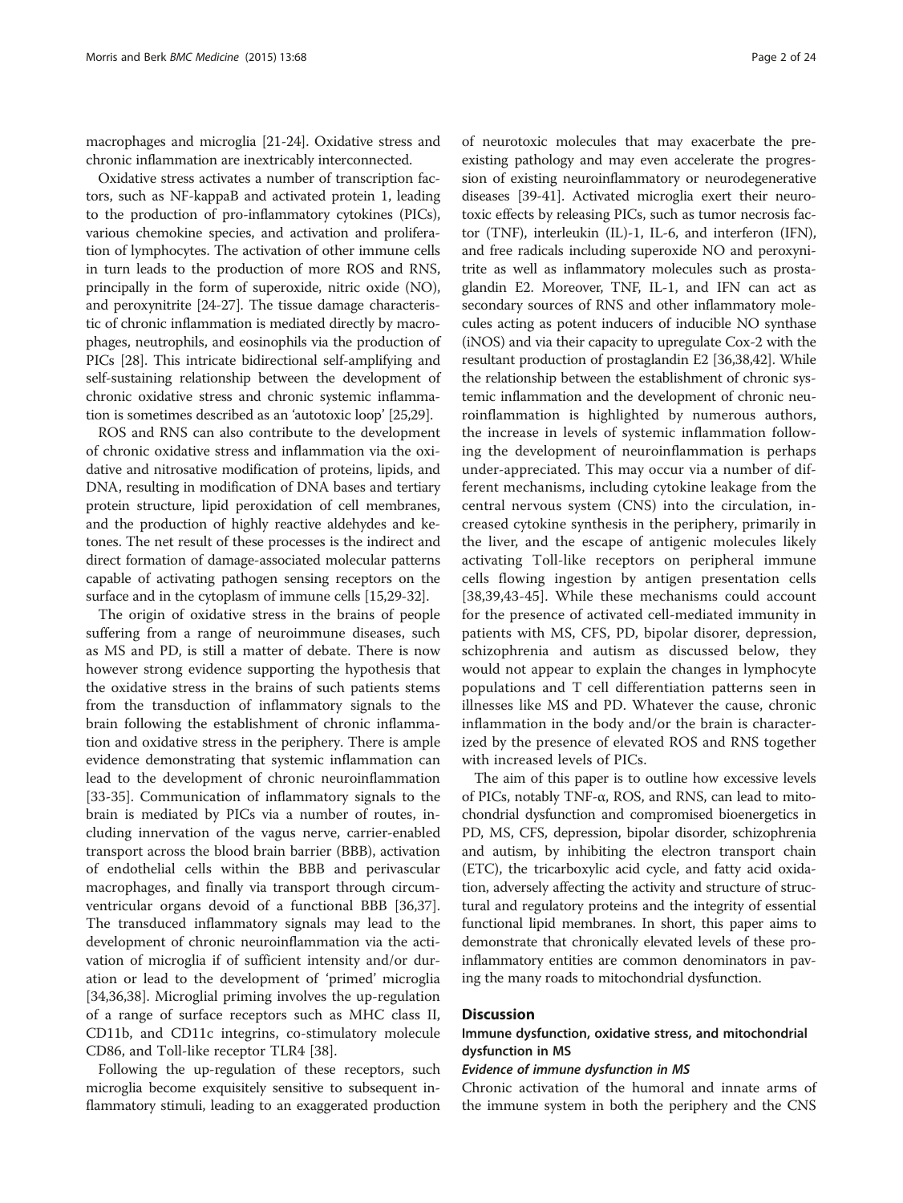macrophages and microglia [21-24]. Oxidative stress and chronic inflammation are inextricably interconnected.

Oxidative stress activates a number of transcription factors, such as NF-kappaB and activated protein 1, leading to the production of pro-inflammatory cytokines (PICs), various chemokine species, and activation and proliferation of lymphocytes. The activation of other immune cells in turn leads to the production of more ROS and RNS, principally in the form of superoxide, nitric oxide (NO), and peroxynitrite [24-27]. The tissue damage characteristic of chronic inflammation is mediated directly by macrophages, neutrophils, and eosinophils via the production of PICs [28]. This intricate bidirectional self-amplifying and self-sustaining relationship between the development of chronic oxidative stress and chronic systemic inflammation is sometimes described as an 'autotoxic loop' [25,29].

ROS and RNS can also contribute to the development of chronic oxidative stress and inflammation via the oxidative and nitrosative modification of proteins, lipids, and DNA, resulting in modification of DNA bases and tertiary protein structure, lipid peroxidation of cell membranes, and the production of highly reactive aldehydes and ketones. The net result of these processes is the indirect and direct formation of damage-associated molecular patterns capable of activating pathogen sensing receptors on the surface and in the cytoplasm of immune cells [15,29-32].

The origin of oxidative stress in the brains of people suffering from a range of neuroimmune diseases, such as MS and PD, is still a matter of debate. There is now however strong evidence supporting the hypothesis that the oxidative stress in the brains of such patients stems from the transduction of inflammatory signals to the brain following the establishment of chronic inflammation and oxidative stress in the periphery. There is ample evidence demonstrating that systemic inflammation can lead to the development of chronic neuroinflammation [33-35]. Communication of inflammatory signals to the brain is mediated by PICs via a number of routes, including innervation of the vagus nerve, carrier-enabled transport across the blood brain barrier (BBB), activation of endothelial cells within the BBB and perivascular macrophages, and finally via transport through circumventricular organs devoid of a functional BBB [36,37]. The transduced inflammatory signals may lead to the development of chronic neuroinflammation via the activation of microglia if of sufficient intensity and/or duration or lead to the development of 'primed' microglia [34,36,38]. Microglial priming involves the up-regulation of a range of surface receptors such as MHC class II, CD11b, and CD11c integrins, co-stimulatory molecule CD86, and Toll-like receptor TLR4 [38].

Following the up-regulation of these receptors, such microglia become exquisitely sensitive to subsequent inflammatory stimuli, leading to an exaggerated production of neurotoxic molecules that may exacerbate the pre-existing pathology and may even accelerate the progression of existing neuroinflammatory or neurodegenerative diseases [39-41]. Activated microglia exert their neurotoxic effects by releasing PICs, such as tumor necrosis factor (TNF), interleukin (IL)-1, IL-6, and interferon (IFN), and free radicals including superoxide NO and peroxynitrite as well as inflammatory molecules such as prostaglandin E2. Moreover, TNF, IL-1, and IFN can act as secondary sources of RNS and other inflammatory molecules acting as potent inducers of inducible NO synthase (iNOS) and via their capacity to upregulate Cox-2 with the resultant production of prostaglandin E2 [36,38,42]. While the relationship between the establishment of chronic systemic inflammation and the development of chronic neuroinflammation is highlighted by numerous authors, the increase in levels of systemic inflammation following the development of neuroinflammation is perhaps under-appreciated. This may occur via a number of different mechanisms, including cytokine leakage from the central nervous system (CNS) into the circulation, increased cytokine synthesis in the periphery, primarily in the liver, and the escape of antigenic molecules likely activating Toll-like receptors on peripheral immune cells flowing ingestion by antigen presentation cells [38,39,43-45]. While these mechanisms could account for the presence of activated cell-mediated immunity in patients with MS, CFS, PD, bipolar disorder, depression, schizophrenia and autism as discussed below, they would not appear to explain the changes in lymphocyte populations and T cell differentiation patterns seen in illnesses like MS and PD. Whatever the cause, chronic inflammation in the body and/or the brain is characterized by the presence of elevated ROS and RNS together with increased levels of PICs.

The aim of this paper is to outline how excessive levels of PICs, notably TNF-α, ROS, and RNS, can lead to mitochondrial dysfunction and compromised bioenergetics in PD, MS, CFS, depression, bipolar disorder, schizophrenia and autism, by inhibiting the electron transport chain (ETC), the tricarboxylic acid cycle, and fatty acid oxidation, adversely affecting the activity and structure of structural and regulatory proteins and the integrity of essential functional lipid membranes. In short, this paper aims to demonstrate that chronically elevated levels of these pro-inflammatory entities are common denominators in paving the many roads to mitochondrial dysfunction.

## Discussion

### Immune dysfunction, oxidative stress, and mitochondrial dysfunction in MS

#### *Evidence of immune dysfunction in MS*

Chronic activation of the humoral and innate arms of the immune system in both the periphery and the CNS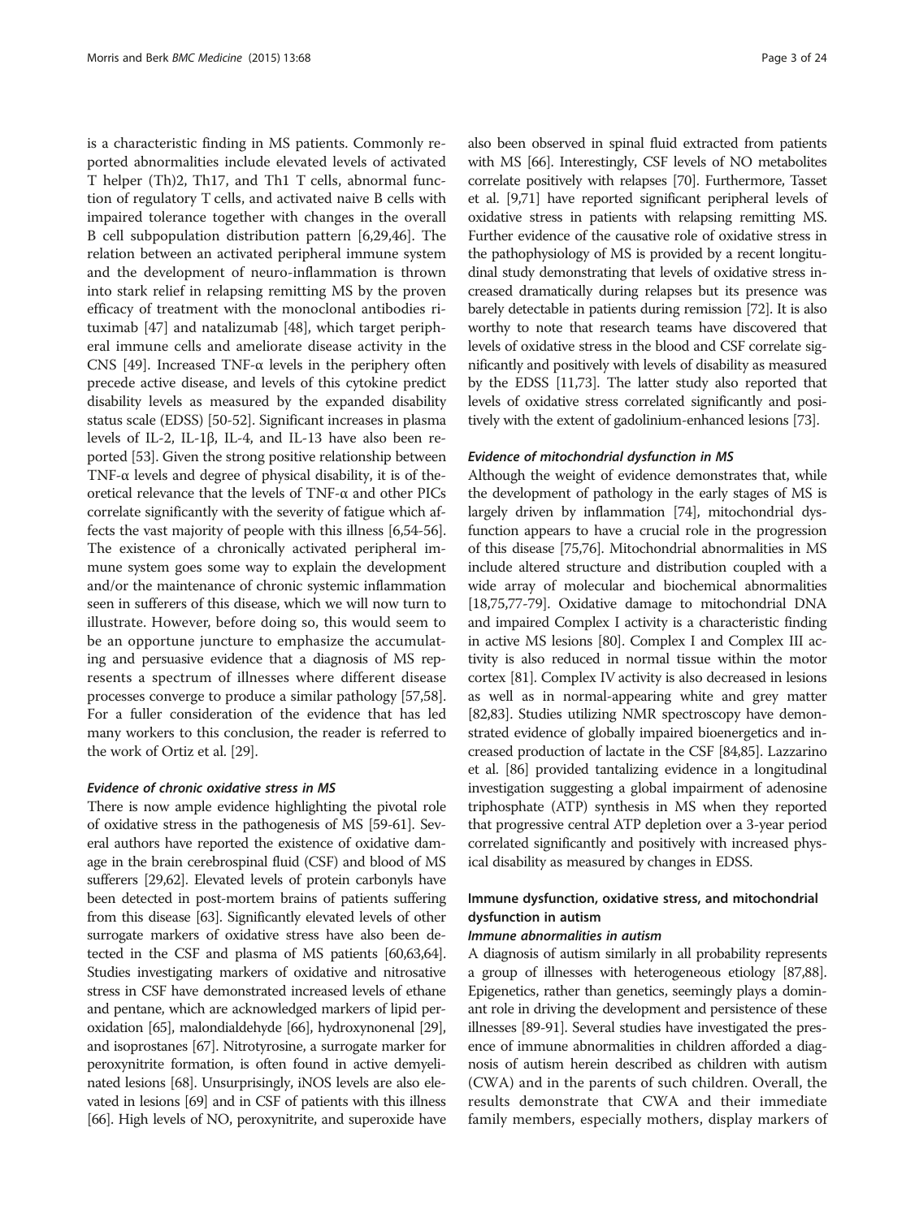is a characteristic finding in MS patients. Commonly reported abnormalities include elevated levels of activated T helper (Th)2, Th17, and Th1 T cells, abnormal function of regulatory T cells, and activated naive B cells with impaired tolerance together with changes in the overall B cell subpopulation distribution pattern [6,29,46]. The relation between an activated peripheral immune system and the development of neuro-inflammation is thrown into stark relief in relapsing remitting MS by the proven efficacy of treatment with the monoclonal antibodies rituximab [47] and natalizumab [48], which target peripheral immune cells and ameliorate disease activity in the CNS [49]. Increased TNF-α levels in the periphery often precede active disease, and levels of this cytokine predict disability levels as measured by the expanded disability status scale (EDSS) [50-52]. Significant increases in plasma levels of IL-2, IL-1β, IL-4, and IL-13 have also been reported [53]. Given the strong positive relationship between TNF-α levels and degree of physical disability, it is of theoretical relevance that the levels of TNF-α and other PICs correlate significantly with the severity of fatigue which affects the vast majority of people with this illness [6,54-56]. The existence of a chronically activated peripheral immune system goes some way to explain the development and/or the maintenance of chronic systemic inflammation seen in sufferers of this disease, which we will now turn to illustrate. However, before doing so, this would seem to be an opportune juncture to emphasize the accumulating and persuasive evidence that a diagnosis of MS represents a spectrum of illnesses where different disease processes converge to produce a similar pathology [57,58]. For a fuller consideration of the evidence that has led many workers to this conclusion, the reader is referred to the work of Ortiz et al. [29].

#### *Evidence of chronic oxidative stress in MS*

There is now ample evidence highlighting the pivotal role of oxidative stress in the pathogenesis of MS [59-61]. Several authors have reported the existence of oxidative damage in the brain cerebrospinal fluid (CSF) and blood of MS sufferers [29,62]. Elevated levels of protein carbonyls have been detected in post-mortem brains of patients suffering from this disease [63]. Significantly elevated levels of other surrogate markers of oxidative stress have also been detected in the CSF and plasma of MS patients [60,63,64]. Studies investigating markers of oxidative and nitrosative stress in CSF have demonstrated increased levels of ethane and pentane, which are acknowledged markers of lipid peroxidation [65], malondialdehyde [66], hydroxynonenal [29], and isoprostanes [67]. Nitrotyrosine, a surrogate marker for peroxynitrite formation, is often found in active demyelinated lesions [68]. Unsurprisingly, iNOS levels are also elevated in lesions [69] and in CSF of patients with this illness [66]. High levels of NO, peroxynitrite, and superoxide have also been observed in spinal fluid extracted from patients with MS [66]. Interestingly, CSF levels of NO metabolites correlate positively with relapses [70]. Furthermore, Tasset et al. [9,71] have reported significant peripheral levels of oxidative stress in patients with relapsing remitting MS. Further evidence of the causative role of oxidative stress in the pathophysiology of MS is provided by a recent longitudinal study demonstrating that levels of oxidative stress increased dramatically during relapses but its presence was barely detectable in patients during remission [72]. It is also worthy to note that research teams have discovered that levels of oxidative stress in the blood and CSF correlate significantly and positively with levels of disability as measured by the EDSS [11,73]. The latter study also reported that levels of oxidative stress correlated significantly and positively with the extent of gadolinium-enhanced lesions [73].

#### *Evidence of mitochondrial dysfunction in MS*

Although the weight of evidence demonstrates that, while the development of pathology in the early stages of MS is largely driven by inflammation [74], mitochondrial dysfunction appears to have a crucial role in the progression of this disease [75,76]. Mitochondrial abnormalities in MS include altered structure and distribution coupled with a wide array of molecular and biochemical abnormalities [18,75,77-79]. Oxidative damage to mitochondrial DNA and impaired Complex I activity is a characteristic finding in active MS lesions [80]. Complex I and Complex III activity is also reduced in normal tissue within the motor cortex [81]. Complex IV activity is also decreased in lesions as well as in normal-appearing white and grey matter [82,83]. Studies utilizing NMR spectroscopy have demonstrated evidence of globally impaired bioenergetics and increased production of lactate in the CSF [84,85]. Lazzarino et al. [86] provided tantalizing evidence in a longitudinal investigation suggesting a global impairment of adenosine triphosphate (ATP) synthesis in MS when they reported that progressive central ATP depletion over a 3-year period correlated significantly and positively with increased physical disability as measured by changes in EDSS.

### Immune dysfunction, oxidative stress, and mitochondrial dysfunction in autism

#### *Immune abnormalities in autism*

A diagnosis of autism similarly in all probability represents a group of illnesses with heterogeneous etiology [87,88]. Epigenetics, rather than genetics, seemingly plays a dominant role in driving the development and persistence of these illnesses [89-91]. Several studies have investigated the presence of immune abnormalities in children afforded a diagnosis of autism herein described as children with autism (CWA) and in the parents of such children. Overall, the results demonstrate that CWA and their immediate family members, especially mothers, display markers of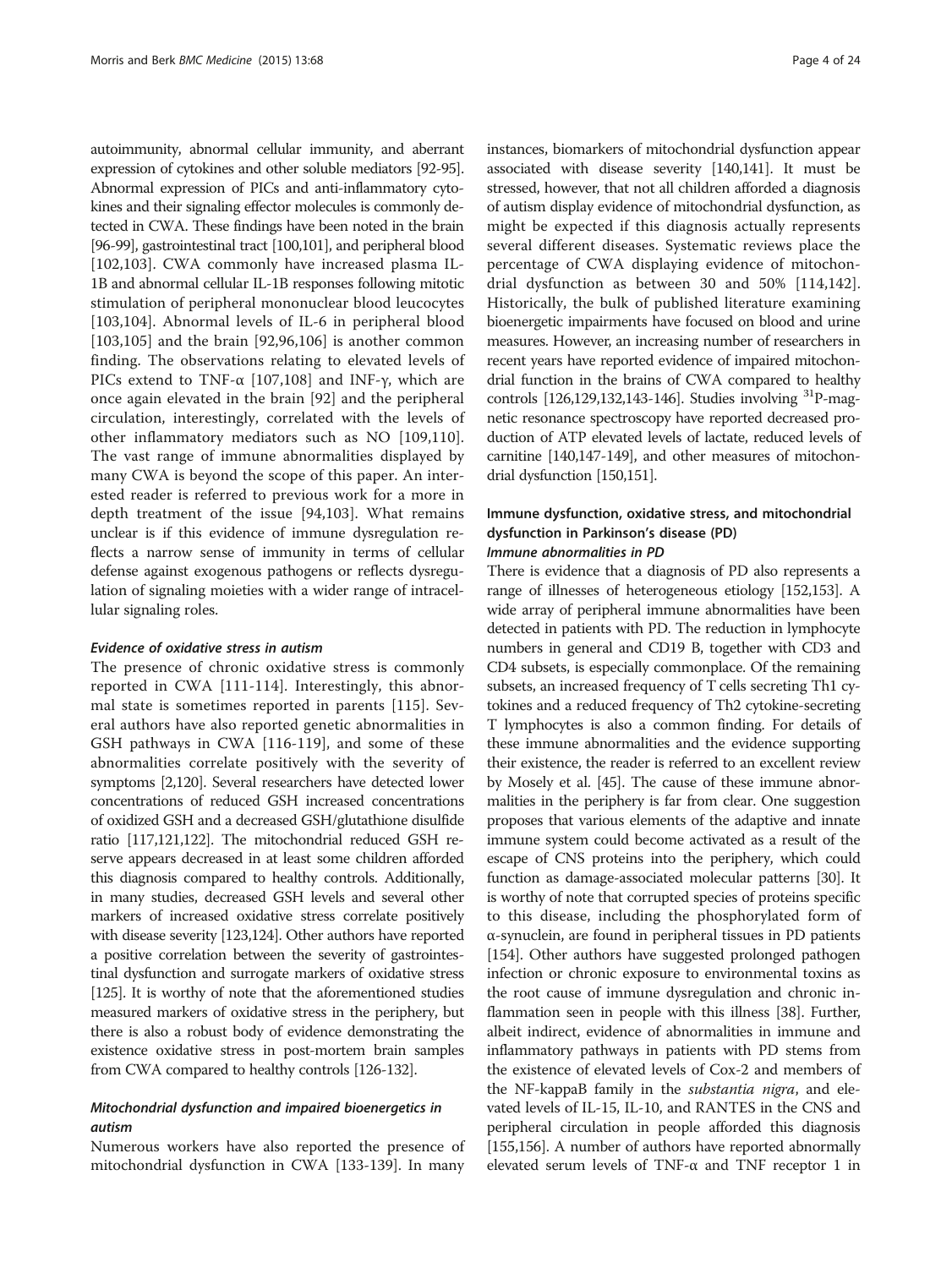autoimmunity, abnormal cellular immunity, and aberrant expression of cytokines and other soluble mediators [92-95]. Abnormal expression of PICs and anti-inflammatory cytokines and their signaling effector molecules is commonly detected in CWA. These findings have been noted in the brain [96-99], gastrointestinal tract [100,101], and peripheral blood [102,103]. CWA commonly have increased plasma IL-1B and abnormal cellular IL-1B responses following mitotic stimulation of peripheral mononuclear blood leucocytes [103,104]. Abnormal levels of IL-6 in peripheral blood [103,105] and the brain [92,96,106] is another common finding. The observations relating to elevated levels of PICs extend to TNF-α [107,108] and INF-γ, which are once again elevated in the brain [92] and the peripheral circulation, interestingly, correlated with the levels of other inflammatory mediators such as NO [109,110]. The vast range of immune abnormalities displayed by many CWA is beyond the scope of this paper. An interested reader is referred to previous work for a more in depth treatment of the issue [94,103]. What remains unclear is if this evidence of immune dysregulation reflects a narrow sense of immunity in terms of cellular defense against exogenous pathogens or reflects dysregulation of signaling moieties with a wider range of intracellular signaling roles.

#### *Evidence of oxidative stress in autism*

The presence of chronic oxidative stress is commonly reported in CWA [111-114]. Interestingly, this abnormal state is sometimes reported in parents [115]. Several authors have also reported genetic abnormalities in GSH pathways in CWA [116-119], and some of these abnormalities correlate positively with the severity of symptoms [2,120]. Several researchers have detected lower concentrations of reduced GSH increased concentrations of oxidized GSH and a decreased GSH/glutathione disulfide ratio [117,121,122]. The mitochondrial reduced GSH reserve appears decreased in at least some children afforded this diagnosis compared to healthy controls. Additionally, in many studies, decreased GSH levels and several other markers of increased oxidative stress correlate positively with disease severity [123,124]. Other authors have reported a positive correlation between the severity of gastrointestinal dysfunction and surrogate markers of oxidative stress [125]. It is worthy of note that the aforementioned studies measured markers of oxidative stress in the periphery, but there is also a robust body of evidence demonstrating the existence oxidative stress in post-mortem brain samples from CWA compared to healthy controls [126-132].

#### *Mitochondrial dysfunction and impaired bioenergetics in autism*

Numerous workers have also reported the presence of mitochondrial dysfunction in CWA [133-139]. In many instances, biomarkers of mitochondrial dysfunction appear associated with disease severity [140,141]. It must be stressed, however, that not all children afforded a diagnosis of autism display evidence of mitochondrial dysfunction, as might be expected if this diagnosis actually represents several different diseases. Systematic reviews place the percentage of CWA displaying evidence of mitochondrial dysfunction as between 30 and 50% [114,142]. Historically, the bulk of published literature examining bioenergetic impairments have focused on blood and urine measures. However, an increasing number of researchers in recent years have reported evidence of impaired mitochondrial function in the brains of CWA compared to healthy controls [126,129,132,143-146]. Studies involving $^{31}$P-magnetic resonance spectroscopy have reported decreased production of ATP elevated levels of lactate, reduced levels of carnitine [140,147-149], and other measures of mitochondrial dysfunction [150,151].

### Immune dysfunction, oxidative stress, and mitochondrial dysfunction in Parkinson's disease (PD)

#### *Immune abnormalities in PD*

There is evidence that a diagnosis of PD also represents a range of illnesses of heterogeneous etiology [152,153]. A wide array of peripheral immune abnormalities have been detected in patients with PD. The reduction in lymphocyte numbers in general and CD19 B, together with CD3 and CD4 subsets, is especially commonplace. Of the remaining subsets, an increased frequency of T cells secreting Th1 cytokines and a reduced frequency of Th2 cytokine-secreting T lymphocytes is also a common finding. For details of these immune abnormalities and the evidence supporting their existence, the reader is referred to an excellent review by Mosely et al. [45]. The cause of these immune abnormalities in the periphery is far from clear. One suggestion proposes that various elements of the adaptive and innate immune system could become activated as a result of the escape of CNS proteins into the periphery, which could function as damage-associated molecular patterns [30]. It is worthy of note that corrupted species of proteins specific to this disease, including the phosphorylated form of α-synuclein, are found in peripheral tissues in PD patients [154]. Other authors have suggested prolonged pathogen infection or chronic exposure to environmental toxins as the root cause of immune dysregulation and chronic inflammation seen in people with this illness [38]. Further, albeit indirect, evidence of abnormalities in immune and inflammatory pathways in patients with PD stems from the existence of elevated levels of Cox-2 and members of the NF-kappaB family in the *substantia nigra*, and elevated levels of IL-15, IL-10, and RANTES in the CNS and peripheral circulation in people afforded this diagnosis [155,156]. A number of authors have reported abnormally elevated serum levels of TNF-α and TNF receptor 1 in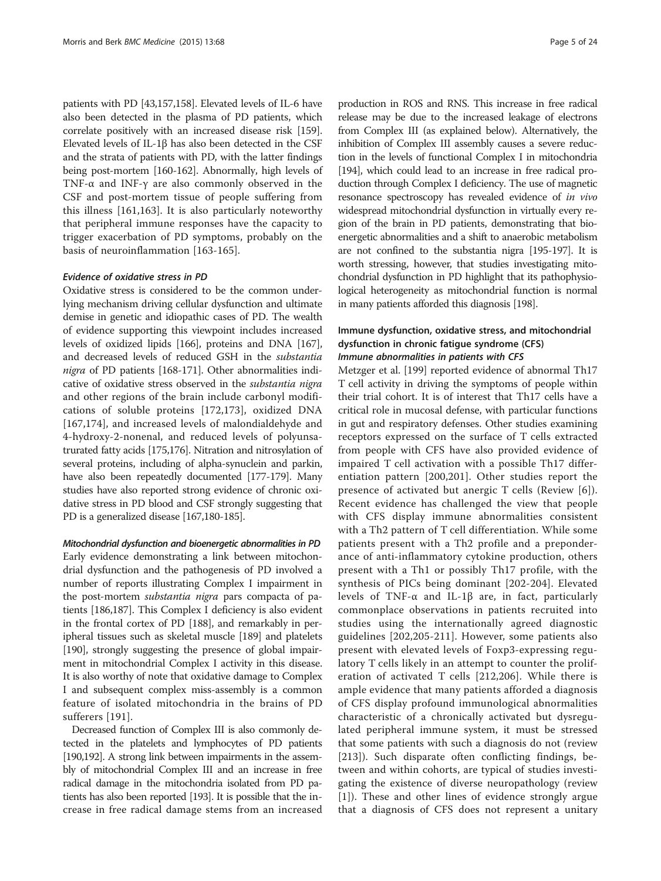patients with PD [43,157,158]. Elevated levels of IL-6 have also been detected in the plasma of PD patients, which correlate positively with an increased disease risk [159]. Elevated levels of IL-1β has also been detected in the CSF and the strata of patients with PD, with the latter findings being post-mortem [160-162]. Abnormally, high levels of TNF-α and INF-γ are also commonly observed in the CSF and post-mortem tissue of people suffering from this illness [161,163]. It is also particularly noteworthy that peripheral immune responses have the capacity to trigger exacerbation of PD symptoms, probably on the basis of neuroinflammation [163-165].

#### *Evidence of oxidative stress in PD*

Oxidative stress is considered to be the common underlying mechanism driving cellular dysfunction and ultimate demise in genetic and idiopathic cases of PD. The wealth of evidence supporting this viewpoint includes increased levels of oxidized lipids [166], proteins and DNA [167], and decreased levels of reduced GSH in the *substantia nigra* of PD patients [168-171]. Other abnormalities indicative of oxidative stress observed in the *substantia nigra* and other regions of the brain include carbonyl modifications of soluble proteins [172,173], oxidized DNA [167,174], and increased levels of malondialdehyde and 4-hydroxy-2-nonenal, and reduced levels of polyunsaturated fatty acids [175,176]. Nitration and nitrosylation of several proteins, including of alpha-synuclein and parkin, have also been repeatedly documented [177-179]. Many studies have also reported strong evidence of chronic oxidative stress in PD blood and CSF strongly suggesting that PD is a generalized disease [167,180-185].

#### *Mitochondrial dysfunction and bioenergetic abnormalities in PD*

Early evidence demonstrating a link between mitochondrial dysfunction and the pathogenesis of PD involved a number of reports illustrating Complex I impairment in the post-mortem *substantia nigra* pars compacta of patients [186,187]. This Complex I deficiency is also evident in the frontal cortex of PD [188], and remarkably in peripheral tissues such as skeletal muscle [189] and platelets [190], strongly suggesting the presence of global impairment in mitochondrial Complex I activity in this disease. It is also worthy of note that oxidative damage to Complex I and subsequent complex miss-assembly is a common feature of isolated mitochondria in the brains of PD sufferers [191].

Decreased function of Complex III is also commonly detected in the platelets and lymphocytes of PD patients [190,192]. A strong link between impairments in the assembly of mitochondrial Complex III and an increase in free radical damage in the mitochondria isolated from PD patients has also been reported [193]. It is possible that the increase in free radical damage stems from an increased production in ROS and RNS. This increase in free radical release may be due to the increased leakage of electrons from Complex III (as explained below). Alternatively, the inhibition of Complex III assembly causes a severe reduction in the levels of functional Complex I in mitochondria [194], which could lead to an increase in free radical production through Complex I deficiency. The use of magnetic resonance spectroscopy has revealed evidence of *in vivo* widespread mitochondrial dysfunction in virtually every region of the brain in PD patients, demonstrating that bioenergetic abnormalities and a shift to anaerobic metabolism are not confined to the substantia nigra [195-197]. It is worth stressing, however, that studies investigating mitochondrial dysfunction in PD highlight that its pathophysiological heterogeneity as mitochondrial function is normal in many patients afforded this diagnosis [198].

### Immune dysfunction, oxidative stress, and mitochondrial dysfunction in chronic fatigue syndrome (CFS)

#### *Immune abnormalities in patients with CFS*

Metzger et al. [199] reported evidence of abnormal Th17 T cell activity in driving the symptoms of people within their trial cohort. It is of interest that Th17 cells have a critical role in mucosal defense, with particular functions in gut and respiratory defenses. Other studies examining receptors expressed on the surface of T cells extracted from people with CFS have also provided evidence of impaired T cell activation with a possible Th17 differentiation pattern [200,201]. Other studies report the presence of activated but anergic T cells (Review [6]). Recent evidence has challenged the view that people with CFS display immune abnormalities consistent with a Th2 pattern of T cell differentiation. While some patients present with a Th2 profile and a preponderance of anti-inflammatory cytokine production, others present with a Th1 or possibly Th17 profile, with the synthesis of PICs being dominant [202-204]. Elevated levels of TNF-α and IL-1β are, in fact, particularly commonplace observations in patients recruited into studies using the internationally agreed diagnostic guidelines [202,205-211]. However, some patients also present with elevated levels of Foxp3-expressing regulatory T cells likely in an attempt to counter the proliferation of activated T cells [212,206]. While there is ample evidence that many patients afforded a diagnosis of CFS display profound immunological abnormalities characteristic of a chronically activated but dysregulated peripheral immune system, it must be stressed that some patients with such a diagnosis do not (review [213]). Such disparate often conflicting findings, between and within cohorts, are typical of studies investigating the existence of diverse neuropathology (review [1]). These and other lines of evidence strongly argue that a diagnosis of CFS does not represent a unitary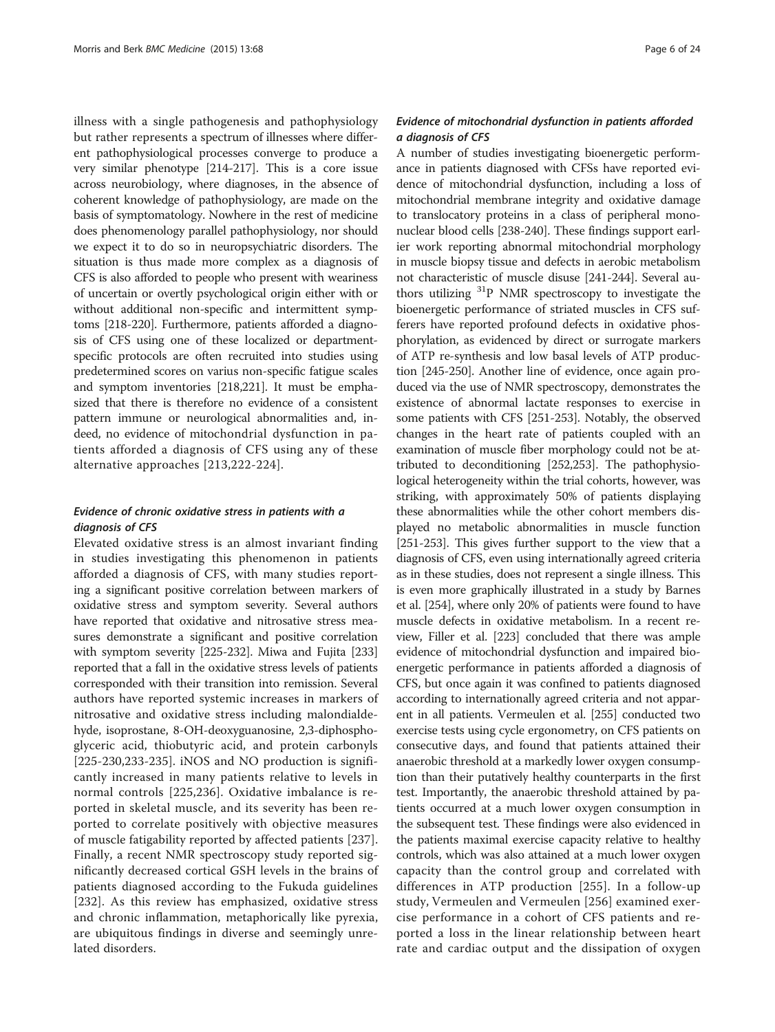illness with a single pathogenesis and pathophysiology but rather represents a spectrum of illnesses where different pathophysiological processes converge to produce a very similar phenotype [214-217]. This is a core issue across neurobiology, where diagnoses, in the absence of coherent knowledge of pathophysiology, are made on the basis of symptomatology. Nowhere in the rest of medicine does phenomenology parallel pathophysiology, nor should we expect it to do so in neuropsychiatric disorders. The situation is thus made more complex as a diagnosis of CFS is also afforded to people who present with weariness of uncertain or overtly psychological origin either with or without additional non-specific and intermittent symptoms [218-220]. Furthermore, patients afforded a diagnosis of CFS using one of these localized or department-specific protocols are often recruited into studies using predetermined scores on varius non-specific fatigue scales and symptom inventories [218,221]. It must be emphasized that there is therefore no evidence of a consistent pattern immune or neurological abnormalities and, indeed, no evidence of mitochondrial dysfunction in patients afforded a diagnosis of CFS using any of these alternative approaches [213,222-224].

### *Evidence of chronic oxidative stress in patients with a diagnosis of CFS*

Elevated oxidative stress is an almost invariant finding in studies investigating this phenomenon in patients afforded a diagnosis of CFS, with many studies reporting a significant positive correlation between markers of oxidative stress and symptom severity. Several authors have reported that oxidative and nitrosative stress measures demonstrate a significant and positive correlation with symptom severity [225-232]. Miwa and Fujita [233] reported that a fall in the oxidative stress levels of patients corresponded with their transition into remission. Several authors have reported systemic increases in markers of nitrosative and oxidative stress including malondialdehyde, isoprostane, 8-OH-deoxyguanosine, 2,3-diphosphoglyceric acid, thiobutyric acid, and protein carbonyls [225-230,233-235]. iNOS and NO production is significantly increased in many patients relative to levels in normal controls [225,236]. Oxidative imbalance is reported in skeletal muscle, and its severity has been reported to correlate positively with objective measures of muscle fatigability reported by affected patients [237]. Finally, a recent NMR spectroscopy study reported significantly decreased cortical GSH levels in the brains of patients diagnosed according to the Fukuda guidelines [232]. As this review has emphasized, oxidative stress and chronic inflammation, metaphorically like pyrexia, are ubiquitous findings in diverse and seemingly unrelated disorders.

### *Evidence of mitochondrial dysfunction in patients afforded a diagnosis of CFS*

A number of studies investigating bioenergetic performance in patients diagnosed with CFSs have reported evidence of mitochondrial dysfunction, including a loss of mitochondrial membrane integrity and oxidative damage to translocatory proteins in a class of peripheral mononuclear blood cells [238-240]. These findings support earlier work reporting abnormal mitochondrial morphology in muscle biopsy tissue and defects in aerobic metabolism not characteristic of muscle disuse [241-244]. Several authors utilizing $^{31}$P NMR spectroscopy to investigate the bioenergetic performance of striated muscles in CFS sufferers have reported profound defects in oxidative phosphorylation, as evidenced by direct or surrogate markers of ATP re-synthesis and low basal levels of ATP production [245-250]. Another line of evidence, once again produced via the use of NMR spectroscopy, demonstrates the existence of abnormal lactate responses to exercise in some patients with CFS [251-253]. Notably, the observed changes in the heart rate of patients coupled with an examination of muscle fiber morphology could not be attributed to deconditioning [252,253]. The pathophysiological heterogeneity within the trial cohorts, however, was striking, with approximately 50% of patients displaying these abnormalities while the other cohort members displayed no metabolic abnormalities in muscle function [251-253]. This gives further support to the view that a diagnosis of CFS, even using internationally agreed criteria as in these studies, does not represent a single illness. This is even more graphically illustrated in a study by Barnes et al. [254], where only 20% of patients were found to have muscle defects in oxidative metabolism. In a recent review, Filler et al. [223] concluded that there was ample evidence of mitochondrial dysfunction and impaired bioenergetic performance in patients afforded a diagnosis of CFS, but once again it was confined to patients diagnosed according to internationally agreed criteria and not apparent in all patients. Vermeulen et al. [255] conducted two exercise tests using cycle ergonometry, on CFS patients on consecutive days, and found that patients attained their anaerobic threshold at a markedly lower oxygen consumption than their putatively healthy counterparts in the first test. Importantly, the anaerobic threshold attained by patients occurred at a much lower oxygen consumption in the subsequent test. These findings were also evidenced in the patients maximal exercise capacity relative to healthy controls, which was also attained at a much lower oxygen capacity than the control group and correlated with differences in ATP production [255]. In a follow-up study, Vermeulen and Vermeulen [256] examined exercise performance in a cohort of CFS patients and reported a loss in the linear relationship between heart rate and cardiac output and the dissipation of oxygen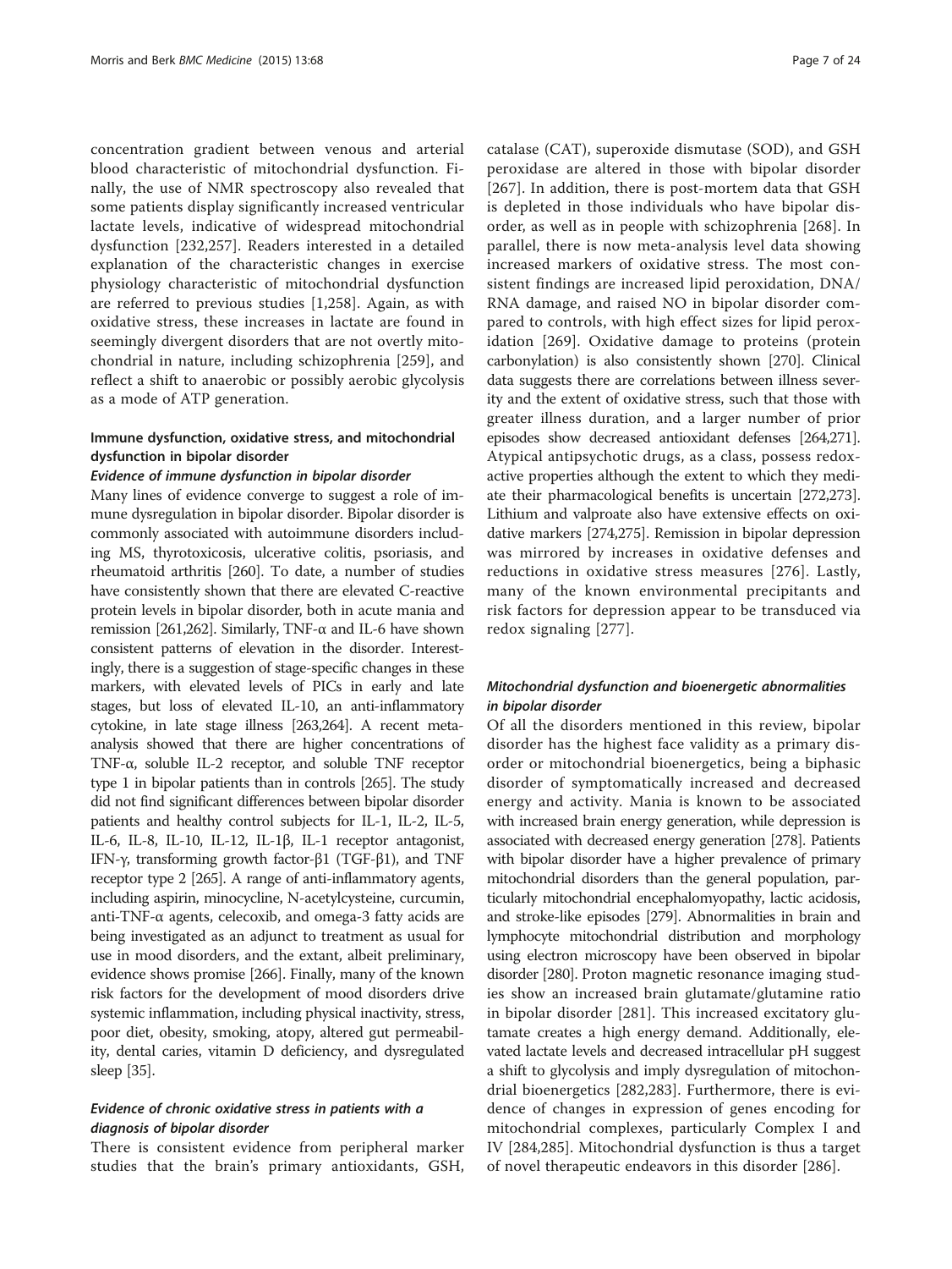concentration gradient between venous and arterial blood characteristic of mitochondrial dysfunction. Finally, the use of NMR spectroscopy also revealed that some patients display significantly increased ventricular lactate levels, indicative of widespread mitochondrial dysfunction [232,257]. Readers interested in a detailed explanation of the characteristic changes in exercise physiology characteristic of mitochondrial dysfunction are referred to previous studies [1,258]. Again, as with oxidative stress, these increases in lactate are found in seemingly divergent disorders that are not overtly mitochondrial in nature, including schizophrenia [259], and reflect a shift to anaerobic or possibly aerobic glycolysis as a mode of ATP generation.

## Immune dysfunction, oxidative stress, and mitochondrial dysfunction in bipolar disorder

### *Evidence of immune dysfunction in bipolar disorder*

Many lines of evidence converge to suggest a role of immune dysregulation in bipolar disorder. Bipolar disorder is commonly associated with autoimmune disorders including MS, thyrotoxicosis, ulcerative colitis, psoriasis, and rheumatoid arthritis [260]. To date, a number of studies have consistently shown that there are elevated C-reactive protein levels in bipolar disorder, both in acute mania and remission [261,262]. Similarly, TNF-α and IL-6 have shown consistent patterns of elevation in the disorder. Interestingly, there is a suggestion of stage-specific changes in these markers, with elevated levels of PICs in early and late stages, but loss of elevated IL-10, an anti-inflammatory cytokine, in late stage illness [263,264]. A recent meta-analysis showed that there are higher concentrations of TNF-α, soluble IL-2 receptor, and soluble TNF receptor type 1 in bipolar patients than in controls [265]. The study did not find significant differences between bipolar disorder patients and healthy control subjects for IL-1, IL-2, IL-5, IL-6, IL-8, IL-10, IL-12, IL-1β, IL-1 receptor antagonist, IFN-γ, transforming growth factor-β1 (TGF-β1), and TNF receptor type 2 [265]. A range of anti-inflammatory agents, including aspirin, minocycline, N-acetylcysteine, curcumin, anti-TNF-α agents, celecoxib, and omega-3 fatty acids are being investigated as an adjunct to treatment as usual for use in mood disorders, and the extant, albeit preliminary, evidence shows promise [266]. Finally, many of the known risk factors for the development of mood disorders drive systemic inflammation, including physical inactivity, stress, poor diet, obesity, smoking, atopy, altered gut permeability, dental caries, vitamin D deficiency, and dysregulated sleep [35].

### *Evidence of chronic oxidative stress in patients with a diagnosis of bipolar disorder*

There is consistent evidence from peripheral marker studies that the brain's primary antioxidants, GSH, catalase (CAT), superoxide dismutase (SOD), and GSH peroxidase are altered in those with bipolar disorder [267]. In addition, there is post-mortem data that GSH is depleted in those individuals who have bipolar disorder, as well as in people with schizophrenia [268]. In parallel, there is now meta-analysis level data showing increased markers of oxidative stress. The most consistent findings are increased lipid peroxidation, DNA/RNA damage, and raised NO in bipolar disorder compared to controls, with high effect sizes for lipid peroxidation [269]. Oxidative damage to proteins (protein carbonylation) is also consistently shown [270]. Clinical data suggests there are correlations between illness severity and the extent of oxidative stress, such that those with greater illness duration, and a larger number of prior episodes show decreased antioxidant defenses [264,271]. Atypical antipsychotic drugs, as a class, possess redox-active properties although the extent to which they mediate their pharmacological benefits is uncertain [272,273]. Lithium and valproate also have extensive effects on oxidative markers [274,275]. Remission in bipolar depression was mirrored by increases in oxidative defenses and reductions in oxidative stress measures [276]. Lastly, many of the known environmental precipitants and risk factors for depression appear to be transduced via redox signaling [277].

### *Mitochondrial dysfunction and bioenergetic abnormalities in bipolar disorder*

Of all the disorders mentioned in this review, bipolar disorder has the highest face validity as a primary disorder or mitochondrial bioenergetics, being a biphasic disorder of symptomatically increased and decreased energy and activity. Mania is known to be associated with increased brain energy generation, while depression is associated with decreased energy generation [278]. Patients with bipolar disorder have a higher prevalence of primary mitochondrial disorders than the general population, particularly mitochondrial encephalomyopathy, lactic acidosis, and stroke-like episodes [279]. Abnormalities in brain and lymphocyte mitochondrial distribution and morphology using electron microscopy have been observed in bipolar disorder [280]. Proton magnetic resonance imaging studies show an increased brain glutamate/glutamine ratio in bipolar disorder [281]. This increased excitatory glutamate creates a high energy demand. Additionally, elevated lactate levels and decreased intracellular pH suggest a shift to glycolysis and imply dysregulation of mitochondrial bioenergetics [282,283]. Furthermore, there is evidence of changes in expression of genes encoding for mitochondrial complexes, particularly Complex I and IV [284,285]. Mitochondrial dysfunction is thus a target of novel therapeutic endeavors in this disorder [286].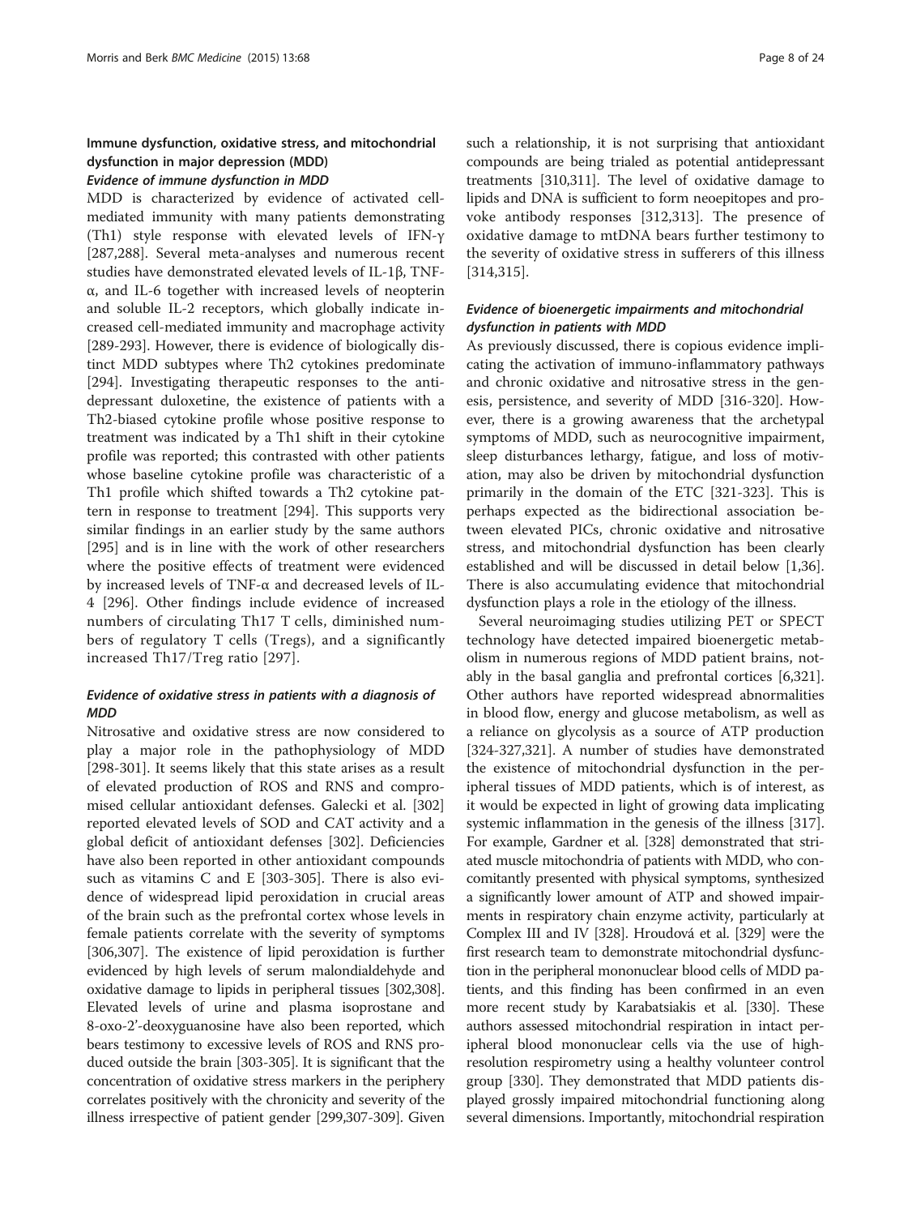## Immune dysfunction, oxidative stress, and mitochondrial dysfunction in major depression (MDD)

### *Evidence of immune dysfunction in MDD*

MDD is characterized by evidence of activated cell-mediated immunity with many patients demonstrating (Th1) style response with elevated levels of IFN-γ [287,288]. Several meta-analyses and numerous recent studies have demonstrated elevated levels of IL-1β, TNF-α, and IL-6 together with increased levels of neopterin and soluble IL-2 receptors, which globally indicate increased cell-mediated immunity and macrophage activity [289-293]. However, there is evidence of biologically distinct MDD subtypes where Th2 cytokines predominate [294]. Investigating therapeutic responses to the antidepressant duloxetine, the existence of patients with a Th2-biased cytokine profile whose positive response to treatment was indicated by a Th1 shift in their cytokine profile was reported; this contrasted with other patients whose baseline cytokine profile was characteristic of a Th1 profile which shifted towards a Th2 cytokine pattern in response to treatment [294]. This supports very similar findings in an earlier study by the same authors [295] and is in line with the work of other researchers where the positive effects of treatment were evidenced by increased levels of TNF-α and decreased levels of IL-4 [296]. Other findings include evidence of increased numbers of circulating Th17 T cells, diminished numbers of regulatory T cells (Tregs), and a significantly increased Th17/Treg ratio [297].

### *Evidence of oxidative stress in patients with a diagnosis of MDD*

Nitrosative and oxidative stress are now considered to play a major role in the pathophysiology of MDD [298-301]. It seems likely that this state arises as a result of elevated production of ROS and RNS and compromised cellular antioxidant defenses. Galecki et al. [302] reported elevated levels of SOD and CAT activity and a global deficit of antioxidant defenses [302]. Deficiencies have also been reported in other antioxidant compounds such as vitamins C and E [303-305]. There is also evidence of widespread lipid peroxidation in crucial areas of the brain such as the prefrontal cortex whose levels in female patients correlate with the severity of symptoms [306,307]. The existence of lipid peroxidation is further evidenced by high levels of serum malondialdehyde and oxidative damage to lipids in peripheral tissues [302,308]. Elevated levels of urine and plasma isoprostane and 8-oxo-2′-deoxyguanosine have also been reported, which bears testimony to excessive levels of ROS and RNS produced outside the brain [303-305]. It is significant that the concentration of oxidative stress markers in the periphery correlates positively with the chronicity and severity of the illness irrespective of patient gender [299,307-309]. Given such a relationship, it is not surprising that antioxidant compounds are being trialed as potential antidepressant treatments [310,311]. The level of oxidative damage to lipids and DNA is sufficient to form neoepitopes and provoke antibody responses [312,313]. The presence of oxidative damage to mtDNA bears further testimony to the severity of oxidative stress in sufferers of this illness [314,315].

### *Evidence of bioenergetic impairments and mitochondrial dysfunction in patients with MDD*

As previously discussed, there is copious evidence implicating the activation of immuno-inflammatory pathways and chronic oxidative and nitrosative stress in the genesis, persistence, and severity of MDD [316-320]. However, there is a growing awareness that the archetypal symptoms of MDD, such as neurocognitive impairment, sleep disturbances lethargy, fatigue, and loss of motivation, may also be driven by mitochondrial dysfunction primarily in the domain of the ETC [321-323]. This is perhaps expected as the bidirectional association between elevated PICs, chronic oxidative and nitrosative stress, and mitochondrial dysfunction has been clearly established and will be discussed in detail below [1,36]. There is also accumulating evidence that mitochondrial dysfunction plays a role in the etiology of the illness.

Several neuroimaging studies utilizing PET or SPECT technology have detected impaired bioenergetic metabolism in numerous regions of MDD patient brains, notably in the basal ganglia and prefrontal cortices [6,321]. Other authors have reported widespread abnormalities in blood flow, energy and glucose metabolism, as well as a reliance on glycolysis as a source of ATP production [324-327,321]. A number of studies have demonstrated the existence of mitochondrial dysfunction in the peripheral tissues of MDD patients, which is of interest, as it would be expected in light of growing data implicating systemic inflammation in the genesis of the illness [317]. For example, Gardner et al. [328] demonstrated that striated muscle mitochondria of patients with MDD, who concomitantly presented with physical symptoms, synthesized a significantly lower amount of ATP and showed impairments in respiratory chain enzyme activity, particularly at Complex III and IV [328]. Hroudová et al. [329] were the first research team to demonstrate mitochondrial dysfunction in the peripheral mononuclear blood cells of MDD patients, and this finding has been confirmed in an even more recent study by Karabatsiakis et al. [330]. These authors assessed mitochondrial respiration in intact peripheral blood mononuclear cells via the use of high-resolution respirometry using a healthy volunteer control group [330]. They demonstrated that MDD patients displayed grossly impaired mitochondrial functioning along several dimensions. Importantly, mitochondrial respiration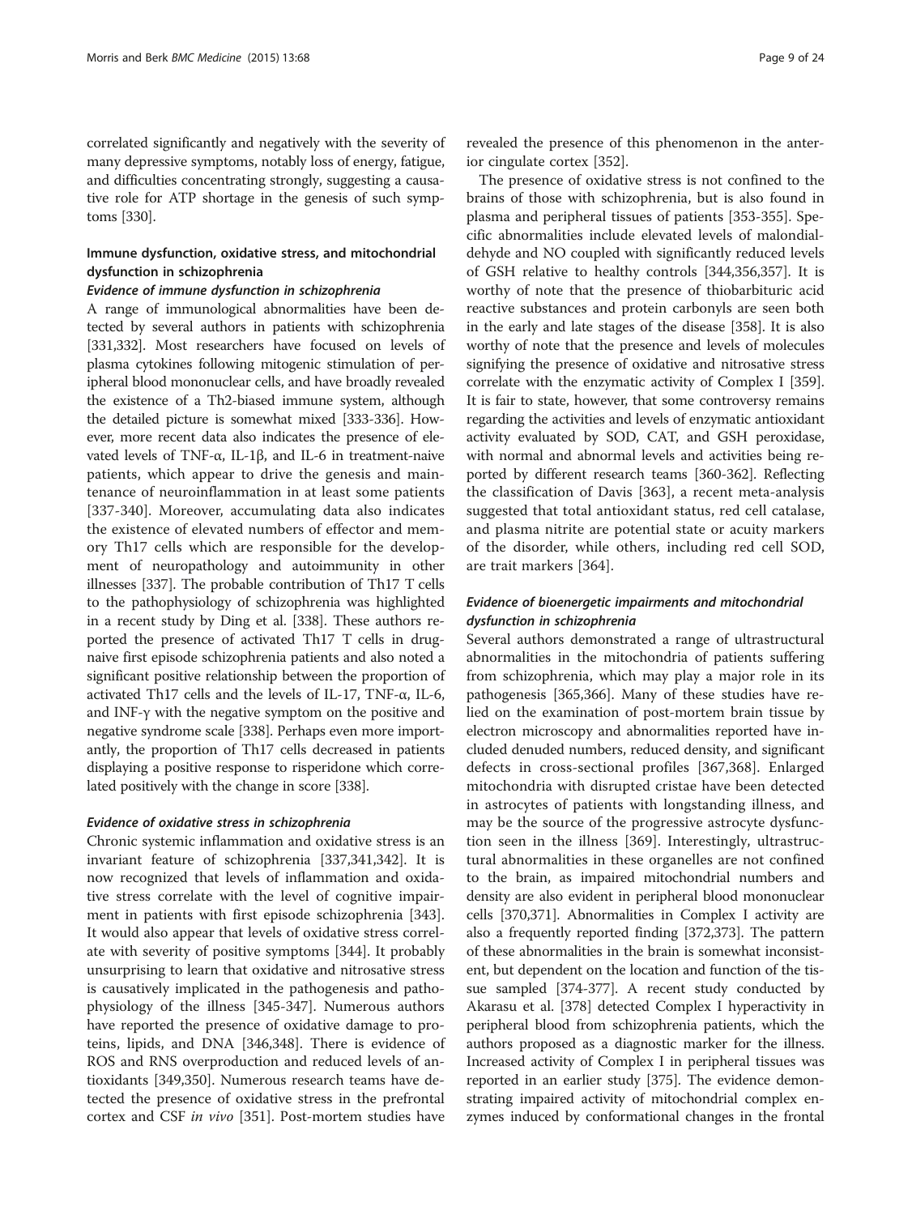correlated significantly and negatively with the severity of many depressive symptoms, notably loss of energy, fatigue, and difficulties concentrating strongly, suggesting a causative role for ATP shortage in the genesis of such symptoms [330].

## Immune dysfunction, oxidative stress, and mitochondrial dysfunction in schizophrenia

### *Evidence of immune dysfunction in schizophrenia*

A range of immunological abnormalities have been detected by several authors in patients with schizophrenia [331,332]. Most researchers have focused on levels of plasma cytokines following mitogenic stimulation of peripheral blood mononuclear cells, and have broadly revealed the existence of a Th2-biased immune system, although the detailed picture is somewhat mixed [333-336]. However, more recent data also indicates the presence of elevated levels of TNF-α, IL-1β, and IL-6 in treatment-naive patients, which appear to drive the genesis and maintenance of neuroinflammation in at least some patients [337-340]. Moreover, accumulating data also indicates the existence of elevated numbers of effector and memory Th17 cells which are responsible for the development of neuropathology and autoimmunity in other illnesses [337]. The probable contribution of Th17 T cells to the pathophysiology of schizophrenia was highlighted in a recent study by Ding et al. [338]. These authors reported the presence of activated Th17 T cells in drug-naive first episode schizophrenia patients and also noted a significant positive relationship between the proportion of activated Th17 cells and the levels of IL-17, TNF-α, IL-6, and INF-γ with the negative symptom on the positive and negative syndrome scale [338]. Perhaps even more importantly, the proportion of Th17 cells decreased in patients displaying a positive response to risperidone which correlated positively with the change in score [338].

### *Evidence of oxidative stress in schizophrenia*

Chronic systemic inflammation and oxidative stress is an invariant feature of schizophrenia [337,341,342]. It is now recognized that levels of inflammation and oxidative stress correlate with the level of cognitive impairment in patients with first episode schizophrenia [343]. It would also appear that levels of oxidative stress correlate with severity of positive symptoms [344]. It probably unsurprising to learn that oxidative and nitrosative stress is causatively implicated in the pathogenesis and pathophysiology of the illness [345-347]. Numerous authors have reported the presence of oxidative damage to proteins, lipids, and DNA [346,348]. There is evidence of ROS and RNS overproduction and reduced levels of antioxidants [349,350]. Numerous research teams have detected the presence of oxidative stress in the prefrontal cortex and CSF *in vivo* [351]. Post-mortem studies have revealed the presence of this phenomenon in the anterior cingulate cortex [352].

The presence of oxidative stress is not confined to the brains of those with schizophrenia, but is also found in plasma and peripheral tissues of patients [353-355]. Specific abnormalities include elevated levels of malondialdehyde and NO coupled with significantly reduced levels of GSH relative to healthy controls [344,356,357]. It is worthy of note that the presence of thiobarbituric acid reactive substances and protein carbonyls are seen both in the early and late stages of the disease [358]. It is also worthy of note that the presence and levels of molecules signifying the presence of oxidative and nitrosative stress correlate with the enzymatic activity of Complex I [359]. It is fair to state, however, that some controversy remains regarding the activities and levels of enzymatic antioxidant activity evaluated by SOD, CAT, and GSH peroxidase, with normal and abnormal levels and activities being reported by different research teams [360-362]. Reflecting the classification of Davis [363], a recent meta-analysis suggested that total antioxidant status, red cell catalase, and plasma nitrite are potential state or acuity markers of the disorder, while others, including red cell SOD, are trait markers [364].

### *Evidence of bioenergetic impairments and mitochondrial dysfunction in schizophrenia*

Several authors demonstrated a range of ultrastructural abnormalities in the mitochondria of patients suffering from schizophrenia, which may play a major role in its pathogenesis [365,366]. Many of these studies have relied on the examination of post-mortem brain tissue by electron microscopy and abnormalities reported have included denuded numbers, reduced density, and significant defects in cross-sectional profiles [367,368]. Enlarged mitochondria with disrupted cristae have been detected in astrocytes of patients with longstanding illness, and may be the source of the progressive astrocyte dysfunction seen in the illness [369]. Interestingly, ultrastructural abnormalities in these organelles are not confined to the brain, as impaired mitochondrial numbers and density are also evident in peripheral blood mononuclear cells [370,371]. Abnormalities in Complex I activity are also a frequently reported finding [372,373]. The pattern of these abnormalities in the brain is somewhat inconsistent, but dependent on the location and function of the tissue sampled [374-377]. A recent study conducted by Akarasu et al. [378] detected Complex I hyperactivity in peripheral blood from schizophrenia patients, which the authors proposed as a diagnostic marker for the illness. Increased activity of Complex I in peripheral tissues was reported in an earlier study [375]. The evidence demonstrating impaired activity of mitochondrial complex enzymes induced by conformational changes in the frontal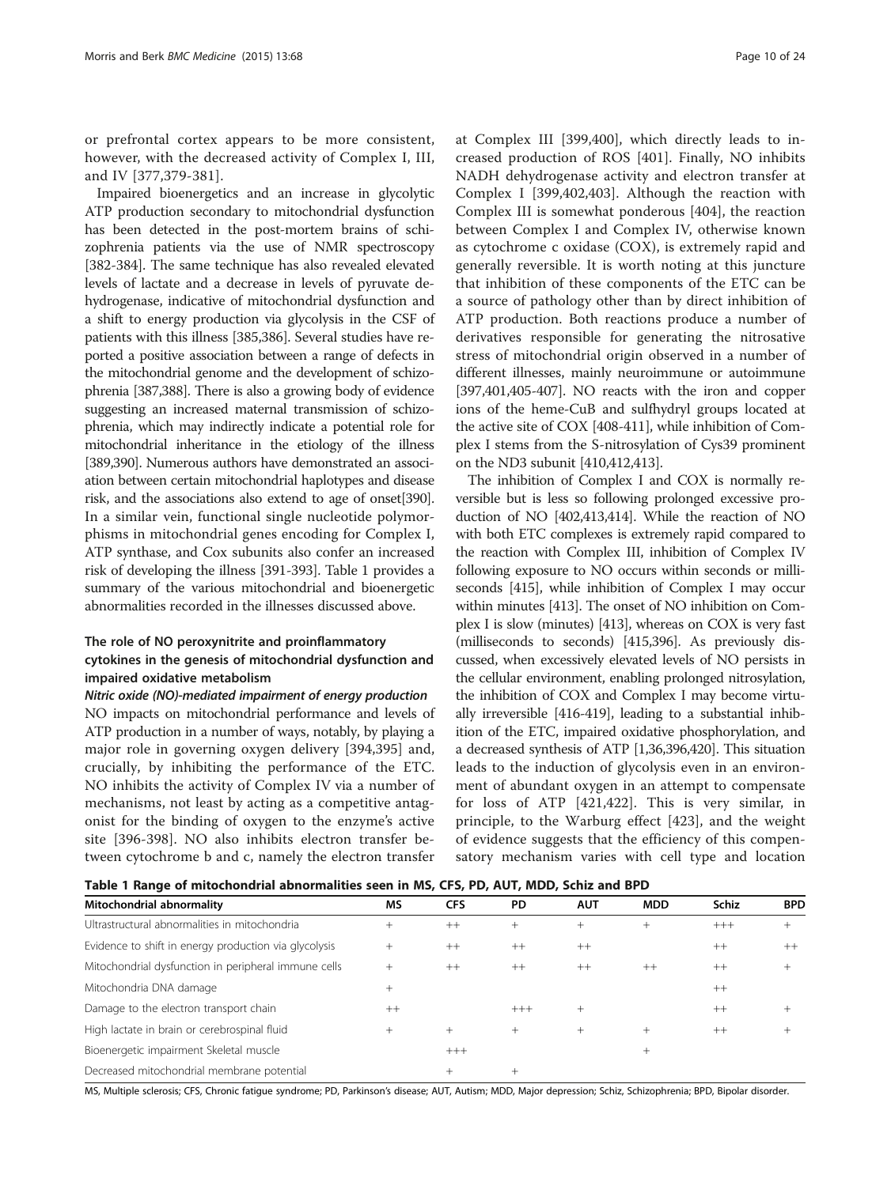or prefrontal cortex appears to be more consistent, however, with the decreased activity of Complex I, III, and IV [377,379-381].

Impaired bioenergetics and an increase in glycolytic ATP production secondary to mitochondrial dysfunction has been detected in the post-mortem brains of schizophrenia patients via the use of NMR spectroscopy [382-384]. The same technique has also revealed elevated levels of lactate and a decrease in levels of pyruvate dehydrogenase, indicative of mitochondrial dysfunction and a shift to energy production via glycolysis in the CSF of patients with this illness [385,386]. Several studies have reported a positive association between a range of defects in the mitochondrial genome and the development of schizophrenia [387,388]. There is also a growing body of evidence suggesting an increased maternal transmission of schizophrenia, which may indirectly indicate a potential role for mitochondrial inheritance in the etiology of the illness [389,390]. Numerous authors have demonstrated an association between certain mitochondrial haplotypes and disease risk, and the associations also extend to age of onset[390]. In a similar vein, functional single nucleotide polymorphisms in mitochondrial genes encoding for Complex I, ATP synthase, and Cox subunits also confer an increased risk of developing the illness [391-393]. Table 1 provides a summary of the various mitochondrial and bioenergetic abnormalities recorded in the illnesses discussed above.

## The role of NO peroxynitrite and proinflammatory cytokines in the genesis of mitochondrial dysfunction and impaired oxidative metabolism

### *Nitric oxide (NO)-mediated impairment of energy production*

NO impacts on mitochondrial performance and levels of ATP production in a number of ways, notably, by playing a major role in governing oxygen delivery [394,395] and, crucially, by inhibiting the performance of the ETC. NO inhibits the activity of Complex IV via a number of mechanisms, not least by acting as a competitive antagonist for the binding of oxygen to the enzyme's active site [396-398]. NO also inhibits electron transfer between cytochrome b and c, namely the electron transfer at Complex III [399,400], which directly leads to increased production of ROS [401]. Finally, NO inhibits NADH dehydrogenase activity and electron transfer at Complex I [399,402,403]. Although the reaction with Complex III is somewhat ponderous [404], the reaction between Complex I and Complex IV, otherwise known as cytochrome c oxidase (COX), is extremely rapid and generally reversible. It is worth noting at this juncture that inhibition of these components of the ETC can be a source of pathology other than by direct inhibition of ATP production. Both reactions produce a number of derivatives responsible for generating the nitrosative stress of mitochondrial origin observed in a number of different illnesses, mainly neuroimmune or autoimmune [397,401,405-407]. NO reacts with the iron and copper ions of the heme-CuB and sulfhydryl groups located at the active site of COX [408-411], while inhibition of Complex I stems from the S-nitrosylation of Cys39 prominent on the ND3 subunit [410,412,413].

The inhibition of Complex I and COX is normally reversible but is less so following prolonged excessive production of NO [402,413,414]. While the reaction of NO with both ETC complexes is extremely rapid compared to the reaction with Complex III, inhibition of Complex IV following exposure to NO occurs within seconds or milliseconds [415], while inhibition of Complex I may occur within minutes [413]. The onset of NO inhibition on Complex I is slow (minutes) [413], whereas on COX is very fast (milliseconds to seconds) [415,396]. As previously discussed, when excessively elevated levels of NO persists in the cellular environment, enabling prolonged nitrosylation, the inhibition of COX and Complex I may become virtually irreversible [416-419], leading to a substantial inhibition of the ETC, impaired oxidative phosphorylation, and a decreased synthesis of ATP [1,36,396,420]. This situation leads to the induction of glycolysis even in an environment of abundant oxygen in an attempt to compensate for loss of ATP [421,422]. This is very similar, in principle, to the Warburg effect [423], and the weight of evidence suggests that the efficiency of this compensatory mechanism varies with cell type and location

**Table 1 Range of mitochondrial abnormalities seen in MS, CFS, PD, AUT, MDD, Schiz and BPD**

| Mitochondrial abnormality | MS | CFS | PD | AUT | MDD | Schiz | BPD |
|---|---|---|---|---|---|---|---|
| Ultrastructural abnormalities in mitochondria | + | ++ | + | + | + | +++ | + |
| Evidence to shift in energy production via glycolysis | + | ++ | ++ | ++ | | ++ | ++ |
| Mitochondrial dysfunction in peripheral immune cells | + | ++ | ++ | ++ | ++ | ++ | + |
| Mitochondria DNA damage | + | | | | | ++ | |
| Damage to the electron transport chain | ++ | | +++ | + | | ++ | + |
| High lactate in brain or cerebrospinal fluid | + | + | + | + | + | ++ | + |
| Bioenergetic impairment Skeletal muscle | | +++ | | | + | | |
| Decreased mitochondrial membrane potential | | + | + | | | | |

MS, Multiple sclerosis; CFS, Chronic fatigue syndrome; PD, Parkinson's disease; AUT, Autism; MDD, Major depression; Schiz, Schizophrenia; BPD, Bipolar disorder.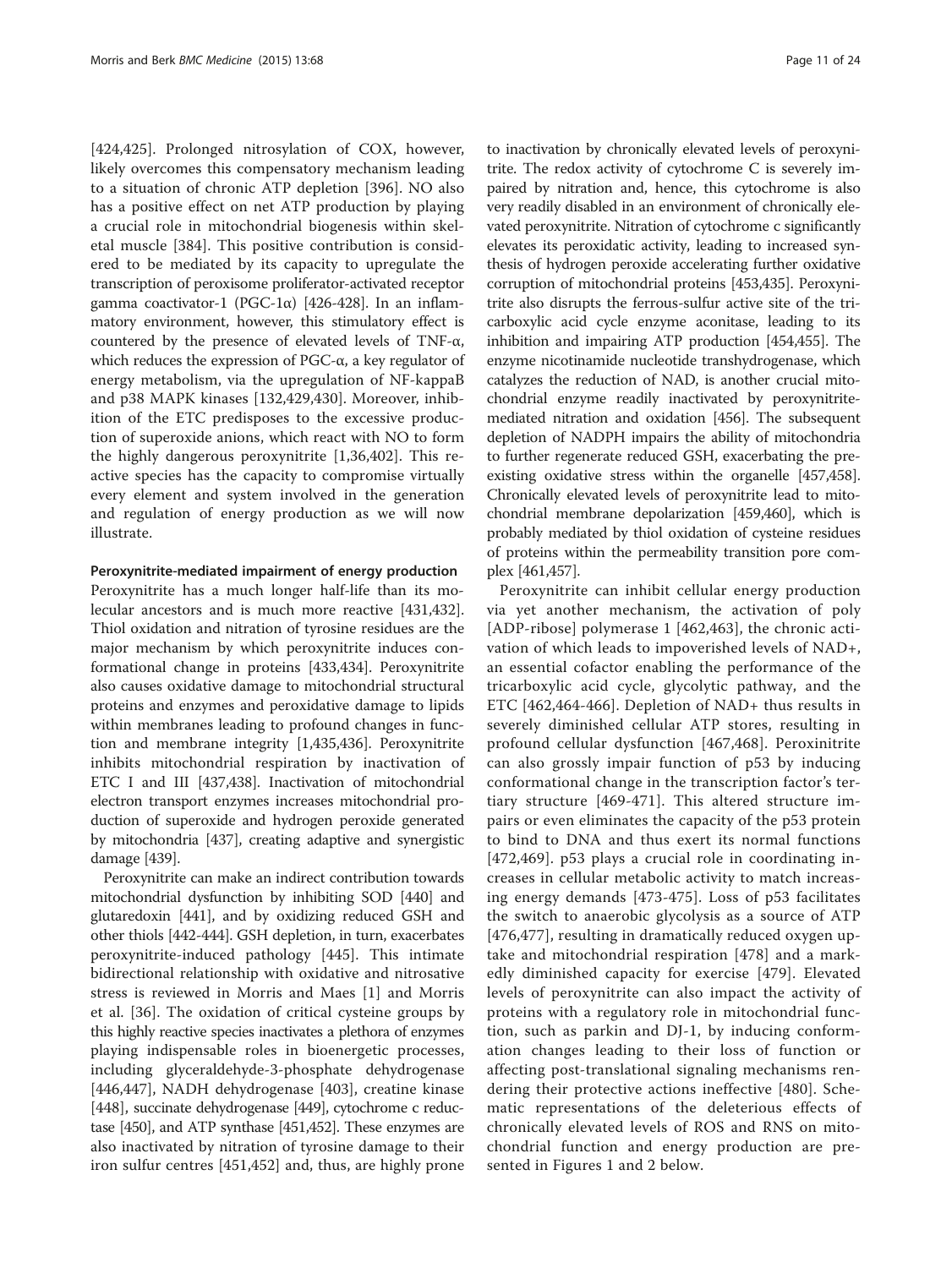[424,425]. Prolonged nitrosylation of COX, however, likely overcomes this compensatory mechanism leading to a situation of chronic ATP depletion [396]. NO also has a positive effect on net ATP production by playing a crucial role in mitochondrial biogenesis within skeletal muscle [384]. This positive contribution is considered to be mediated by its capacity to upregulate the transcription of peroxisome proliferator-activated receptor gamma coactivator-1 (PGC-1α) [426-428]. In an inflammatory environment, however, this stimulatory effect is countered by the presence of elevated levels of TNF-α, which reduces the expression of PGC-α, a key regulator of energy metabolism, via the upregulation of NF-kappaB and p38 MAPK kinases [132,429,430]. Moreover, inhibition of the ETC predisposes to the excessive production of superoxide anions, which react with NO to form the highly dangerous peroxynitrite [1,36,402]. This reactive species has the capacity to compromise virtually every element and system involved in the generation and regulation of energy production as we will now illustrate.

#### Peroxynitrite-mediated impairment of energy production

Peroxynitrite has a much longer half-life than its molecular ancestors and is much more reactive [431,432]. Thiol oxidation and nitration of tyrosine residues are the major mechanism by which peroxynitrite induces conformational change in proteins [433,434]. Peroxynitrite also causes oxidative damage to mitochondrial structural proteins and enzymes and peroxidative damage to lipids within membranes leading to profound changes in function and membrane integrity [1,435,436]. Peroxynitrite inhibits mitochondrial respiration by inactivation of ETC I and III [437,438]. Inactivation of mitochondrial electron transport enzymes increases mitochondrial production of superoxide and hydrogen peroxide generated by mitochondria [437], creating adaptive and synergistic damage [439].

Peroxynitrite can make an indirect contribution towards mitochondrial dysfunction by inhibiting SOD [440] and glutaredoxin [441], and by oxidizing reduced GSH and other thiols [442-444]. GSH depletion, in turn, exacerbates peroxynitrite-induced pathology [445]. This intimate bidirectional relationship with oxidative and nitrosative stress is reviewed in Morris and Maes [1] and Morris et al. [36]. The oxidation of critical cysteine groups by this highly reactive species inactivates a plethora of enzymes playing indispensable roles in bioenergetic processes, including glyceraldehyde-3-phosphate dehydrogenase [446,447], NADH dehydrogenase [403], creatine kinase [448], succinate dehydrogenase [449], cytochrome c reductase [450], and ATP synthase [451,452]. These enzymes are also inactivated by nitration of tyrosine damage to their iron sulfur centres [451,452] and, thus, are highly prone to inactivation by chronically elevated levels of peroxynitrite. The redox activity of cytochrome C is severely impaired by nitration and, hence, this cytochrome is also very readily disabled in an environment of chronically elevated peroxynitrite. Nitration of cytochrome c significantly elevates its peroxidatic activity, leading to increased synthesis of hydrogen peroxide accelerating further oxidative corruption of mitochondrial proteins [453,435]. Peroxynitrite also disrupts the ferrous-sulfur active site of the tricarboxylic acid cycle enzyme aconitase, leading to its inhibition and impairing ATP production [454,455]. The enzyme nicotinamide nucleotide transhydrogenase, which catalyzes the reduction of NAD, is another crucial mitochondrial enzyme readily inactivated by peroxynitrite-mediated nitration and oxidation [456]. The subsequent depletion of NADPH impairs the ability of mitochondria to further regenerate reduced GSH, exacerbating the preexisting oxidative stress within the organelle [457,458]. Chronically elevated levels of peroxynitrite lead to mitochondrial membrane depolarization [459,460], which is probably mediated by thiol oxidation of cysteine residues of proteins within the permeability transition pore complex [461,457].

Peroxynitrite can inhibit cellular energy production via yet another mechanism, the activation of poly [ADP-ribose] polymerase 1 [462,463], the chronic activation of which leads to impoverished levels of NAD+, an essential cofactor enabling the performance of the tricarboxylic acid cycle, glycolytic pathway, and the ETC [462,464-466]. Depletion of NAD+ thus results in severely diminished cellular ATP stores, resulting in profound cellular dysfunction [467,468]. Peroxinitrite can also grossly impair function of p53 by inducing conformational change in the transcription factor's tertiary structure [469-471]. This altered structure impairs or even eliminates the capacity of the p53 protein to bind to DNA and thus exert its normal functions [472,469]. p53 plays a crucial role in coordinating increases in cellular metabolic activity to match increasing energy demands [473-475]. Loss of p53 facilitates the switch to anaerobic glycolysis as a source of ATP [476,477], resulting in dramatically reduced oxygen uptake and mitochondrial respiration [478] and a markedly diminished capacity for exercise [479]. Elevated levels of peroxynitrite can also impact the activity of proteins with a regulatory role in mitochondrial function, such as parkin and DJ-1, by inducing conformation changes leading to their loss of function or affecting post-translational signaling mechanisms rendering their protective actions ineffective [480]. Schematic representations of the deleterious effects of chronically elevated levels of ROS and RNS on mitochondrial function and energy production are presented in Figures 1 and 2 below.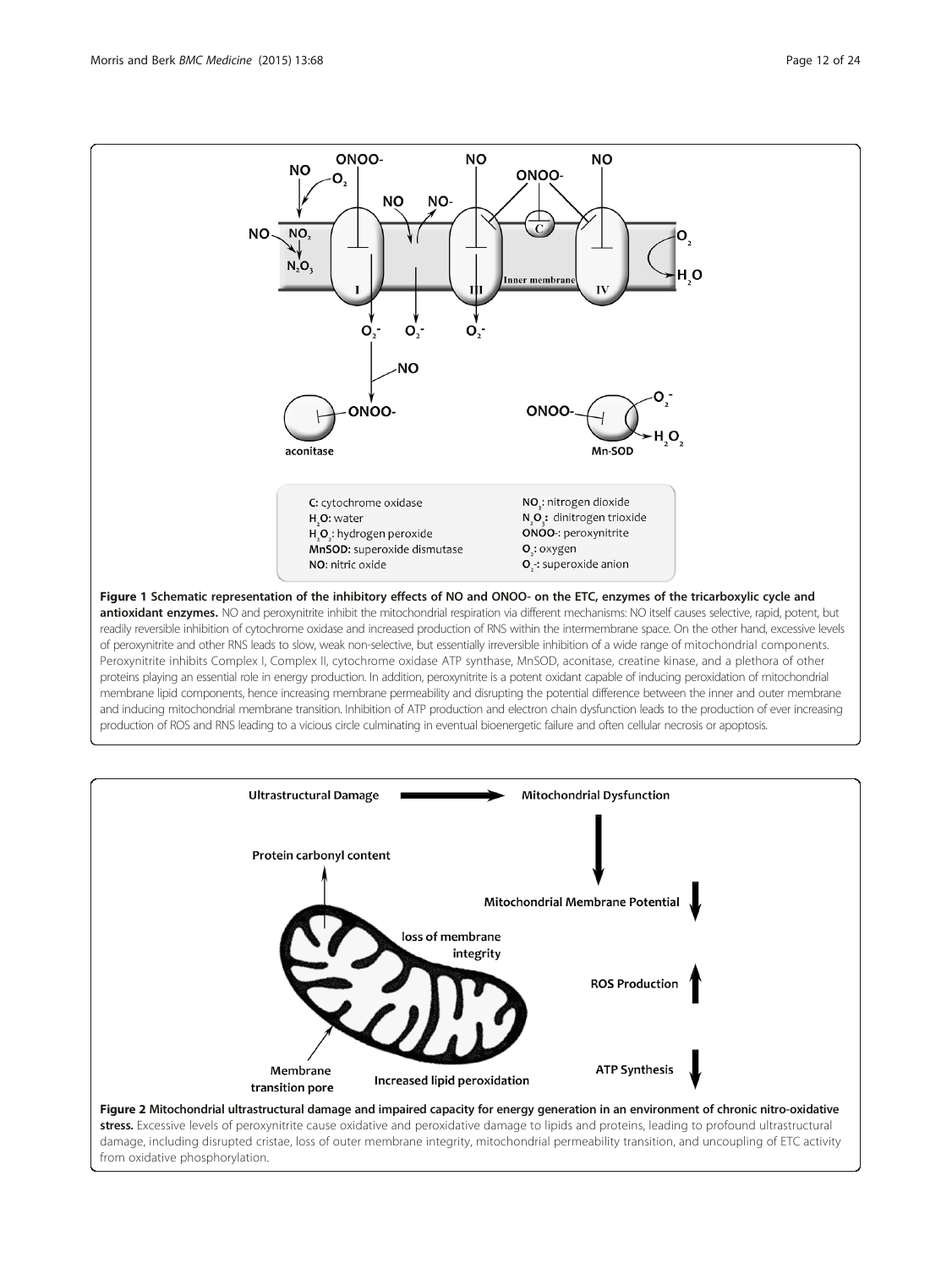**Figure 1 Schematic representation of the inhibitory effects of NO and ONOO- on the ETC, enzymes of the tricarboxylic cycle and antioxidant enzymes.** NO and peroxynitrite inhibit the mitochondrial respiration via different mechanisms: NO itself causes selective, rapid, potent, but readily reversible inhibition of cytochrome oxidase and increased production of RNS within the intermembrane space. On the other hand, excessive levels of peroxynitrite and other RNS leads to slow, weak non-selective, but essentially irreversible inhibition of a wide range of mitochondrial components. Peroxynitrite inhibits Complex I, Complex II, cytochrome oxidase ATP synthase, MnSOD, aconitase, creatine kinase, and a plethora of other proteins playing an essential role in energy production. In addition, peroxynitrite is a potent oxidant capable of inducing peroxidation of mitochondrial membrane lipid components, hence increasing membrane permeability and disrupting the potential difference between the inner and outer membrane and inducing mitochondrial membrane transition. Inhibition of ATP production and electron chain dysfunction leads to the production of ever increasing production of ROS and RNS leading to a vicious circle culminating in eventual bioenergetic failure and often cellular necrosis or apoptosis.

**Figure 2 Mitochondrial ultrastructural damage and impaired capacity for energy generation in an environment of chronic nitro-oxidative stress.** Excessive levels of peroxynitrite cause oxidative and peroxidative damage to lipids and proteins, leading to profound ultrastructural damage, including disrupted cristae, loss of outer membrane integrity, mitochondrial permeability transition, and uncoupling of ETC activity from oxidative phosphorylation.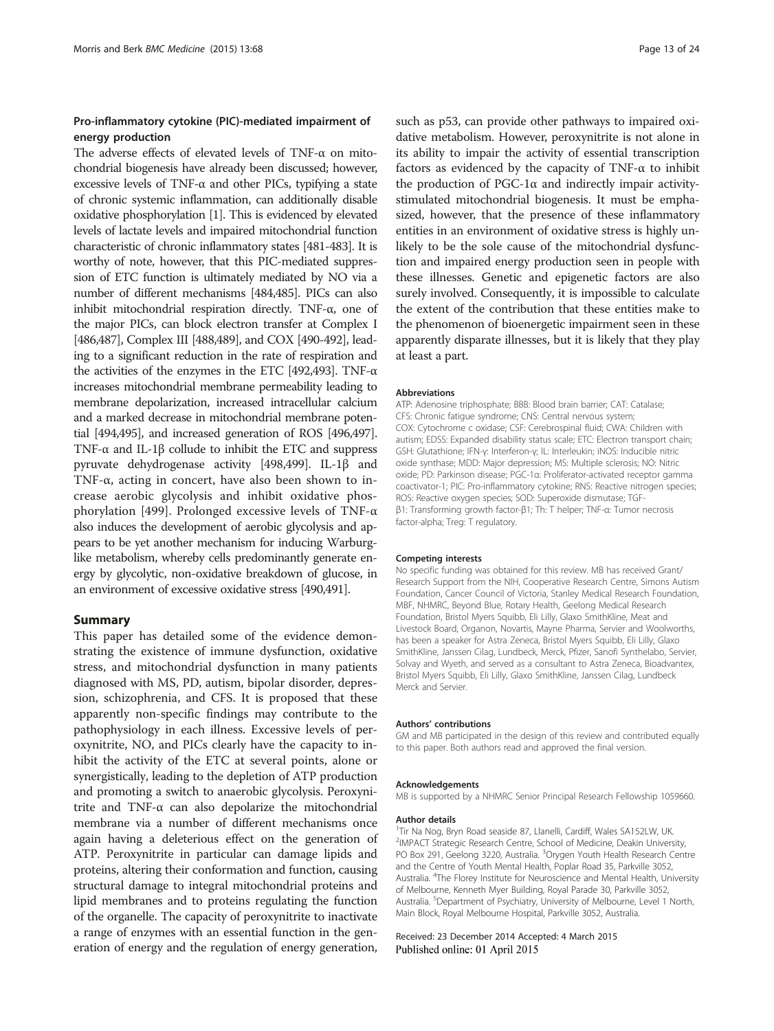### Pro-inflammatory cytokine (PIC)-mediated impairment of energy production

The adverse effects of elevated levels of TNF-α on mitochondrial biogenesis have already been discussed; however, excessive levels of TNF-α and other PICs, typifying a state of chronic systemic inflammation, can additionally disable oxidative phosphorylation [1]. This is evidenced by elevated levels of lactate levels and impaired mitochondrial function characteristic of chronic inflammatory states [481-483]. It is worthy of note, however, that this PIC-mediated suppression of ETC function is ultimately mediated by NO via a number of different mechanisms [484,485]. PICs can also inhibit mitochondrial respiration directly. TNF-α, one of the major PICs, can block electron transfer at Complex I [486,487], Complex III [488,489], and COX [490-492], leading to a significant reduction in the rate of respiration and the activities of the enzymes in the ETC [492,493]. TNF-α increases mitochondrial membrane permeability leading to membrane depolarization, increased intracellular calcium and a marked decrease in mitochondrial membrane potential [494,495], and increased generation of ROS [496,497]. TNF-α and IL-1β collude to inhibit the ETC and suppress pyruvate dehydrogenase activity [498,499]. IL-1β and TNF-α, acting in concert, have also been shown to increase aerobic glycolysis and inhibit oxidative phosphorylation [499]. Prolonged excessive levels of TNF-α also induces the development of aerobic glycolysis and appears to be yet another mechanism for inducing Warburg-like metabolism, whereby cells predominantly generate energy by glycolytic, non-oxidative breakdown of glucose, in an environment of excessive oxidative stress [490,491].

## Summary

This paper has detailed some of the evidence demonstrating the existence of immune dysfunction, oxidative stress, and mitochondrial dysfunction in many patients diagnosed with MS, PD, autism, bipolar disorder, depression, schizophrenia, and CFS. It is proposed that these apparently non-specific findings may contribute to the pathophysiology in each illness. Excessive levels of peroxynitrite, NO, and PICs clearly have the capacity to inhibit the activity of the ETC at several points, alone or synergistically, leading to the depletion of ATP production and promoting a switch to anaerobic glycolysis. Peroxynitrite and TNF-α can also depolarize the mitochondrial membrane via a number of different mechanisms once again having a deleterious effect on the generation of ATP. Peroxynitrite in particular can damage lipids and proteins, altering their conformation and function, causing structural damage to integral mitochondrial proteins and lipid membranes and to proteins regulating the function of the organelle. The capacity of peroxynitrite to inactivate a range of enzymes with an essential function in the generation of energy and the regulation of energy generation, such as p53, can provide other pathways to impaired oxidative metabolism. However, peroxynitrite is not alone in its ability to impair the activity of essential transcription factors as evidenced by the capacity of TNF-α to inhibit the production of PGC-1α and indirectly impair activity-stimulated mitochondrial biogenesis. It must be emphasized, however, that the presence of these inflammatory entities in an environment of oxidative stress is highly unlikely to be the sole cause of the mitochondrial dysfunction and impaired energy production seen in people with these illnesses. Genetic and epigenetic factors are also surely involved. Consequently, it is impossible to calculate the extent of the contribution that these entities make to the phenomenon of bioenergetic impairment seen in these apparently disparate illnesses, but it is likely that they play at least a part.

#### Abbreviations

ATP: Adenosine triphosphate; BBB: Blood brain barrier; CAT: Catalase; CFS: Chronic fatigue syndrome; CNS: Central nervous system; COX: Cytochrome c oxidase; CSF: Cerebrospinal fluid; CWA: Children with autism; EDSS: Expanded disability status scale; ETC: Electron transport chain; GSH: Glutathione; IFN-γ: Interferon-γ; IL: Interleukin; iNOS: Inducible nitric oxide synthase; MDD: Major depression; MS: Multiple sclerosis; NO: Nitric oxide; PD: Parkinson disease; PGC-1α: Proliferator-activated receptor gamma coactivator-1; PIC: Pro-inflammatory cytokine; RNS: Reactive nitrogen species; ROS: Reactive oxygen species; SOD: Superoxide dismutase; TGF-β1: Transforming growth factor-β1; Th: T helper; TNF-α: Tumor necrosis factor-alpha; Treg: T regulatory.

#### Competing interests

No specific funding was obtained for this review. MB has received Grant/Research Support from the NIH, Cooperative Research Centre, Simons Autism Foundation, Cancer Council of Victoria, Stanley Medical Research Foundation, MBF, NHMRC, Beyond Blue, Rotary Health, Geelong Medical Research Foundation, Bristol Myers Squibb, Eli Lilly, Glaxo SmithKline, Meat and Livestock Board, Organon, Novartis, Mayne Pharma, Servier and Woolworths, has been a speaker for Astra Zeneca, Bristol Myers Squibb, Eli Lilly, Glaxo SmithKline, Janssen Cilag, Lundbeck, Merck, Pfizer, Sanofi Synthelabo, Servier, Solvay and Wyeth, and served as a consultant to Astra Zeneca, Bioadvantex, Bristol Myers Squibb, Eli Lilly, Glaxo SmithKline, Janssen Cilag, Lundbeck Merck and Servier.

#### Authors' contributions

GM and MB participated in the design of this review and contributed equally to this paper. Both authors read and approved the final version.

#### Acknowledgements

MB is supported by a NHMRC Senior Principal Research Fellowship 1059660.

#### Author details

[1]Tir Na Nog, Bryn Road seaside 87, Llanelli, Cardiff, Wales SA152LW, UK. [2]IMPACT Strategic Research Centre, School of Medicine, Deakin University, PO Box 291, Geelong 3220, Australia. [3]Orygen Youth Health Research Centre and the Centre of Youth Mental Health, Poplar Road 35, Parkville 3052, Australia. [4]The Florey Institute for Neuroscience and Mental Health, University of Melbourne, Kenneth Myer Building, Royal Parade 30, Parkville 3052, Australia. [5]Department of Psychiatry, University of Melbourne, Level 1 North, Main Block, Royal Melbourne Hospital, Parkville 3052, Australia.

Received: 23 December 2014 Accepted: 4 March 2015
Published online: 01 April 2015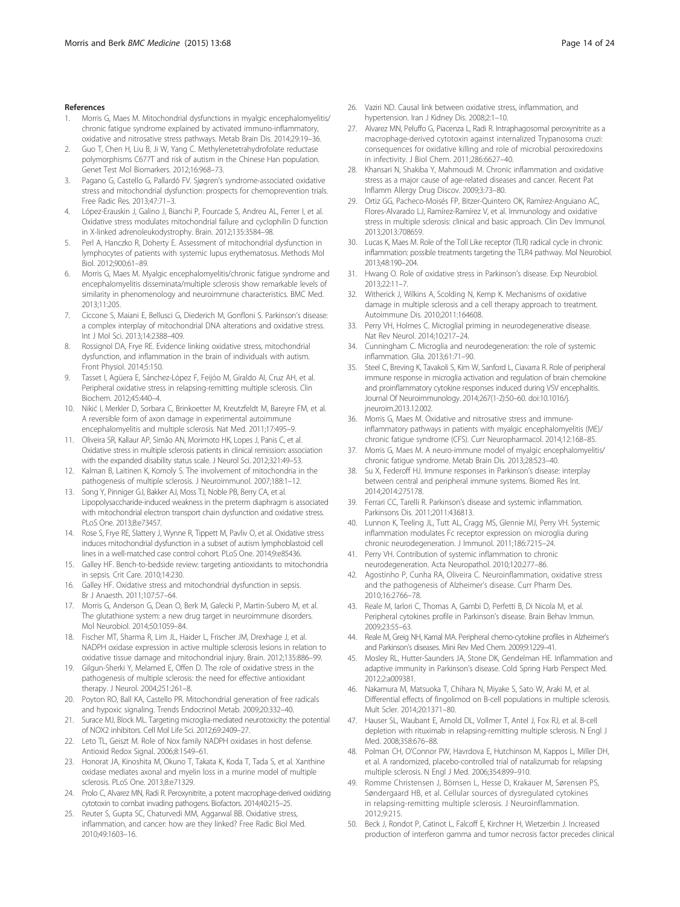## References

1. Morris G, Maes M. Mitochondrial dysfunctions in myalgic encephalomyelitis/chronic fatigue syndrome explained by activated immuno-inflammatory, oxidative and nitrosative stress pathways. Metab Brain Dis. 2014;29:19–36.
2. Guo T, Chen H, Liu B, Ji W, Yang C. Methylenetetrahydrofolate reductase polymorphisms C677T and risk of autism in the Chinese Han population. Genet Test Mol Biomarkers. 2012;16:968–73.
3. Pagano G, Castello G, Pallardó FV. Sjøgren's syndrome-associated oxidative stress and mitochondrial dysfunction: prospects for chemoprevention trials. Free Radic Res. 2013;47:71–3.
4. López-Erauskin J, Galino J, Bianchi P, Fourcade S, Andreu AL, Ferrer I, et al. Oxidative stress modulates mitochondrial failure and cyclophilin D function in X-linked adrenoleukodystrophy. Brain. 2012;135:3584–98.
5. Perl A, Hanczko R, Doherty E. Assessment of mitochondrial dysfunction in lymphocytes of patients with systemic lupus erythematosus. Methods Mol Biol. 2012;900:61–89.
6. Morris G, Maes M. Myalgic encephalomyelitis/chronic fatigue syndrome and encephalomyelitis disseminata/multiple sclerosis show remarkable levels of similarity in phenomenology and neuroimmune characteristics. BMC Med. 2013;11:205.
7. Ciccone S, Maiani E, Bellusci G, Diederich M, Gonfloni S. Parkinson's disease: a complex interplay of mitochondrial DNA alterations and oxidative stress. Int J Mol Sci. 2013;14:2388–409.
8. Rossignol DA, Frye RE. Evidence linking oxidative stress, mitochondrial dysfunction, and inflammation in the brain of individuals with autism. Front Physiol. 2014;5:150.
9. Tasset I, Agüera E, Sánchez-López F, Feijóo M, Giraldo AI, Cruz AH, et al. Peripheral oxidative stress in relapsing-remitting multiple sclerosis. Clin Biochem. 2012;45:440–4.
10. Nikić I, Merkler D, Sorbara C, Brinkoetter M, Kreutzfeldt M, Bareyre FM, et al. A reversible form of axon damage in experimental autoimmune encephalomyelitis and multiple sclerosis. Nat Med. 2011;17:495–9.
11. Oliveira SR, Kallaur AP, Simão AN, Morimoto HK, Lopes J, Panis C, et al. Oxidative stress in multiple sclerosis patients in clinical remission: association with the expanded disability status scale. J Neurol Sci. 2012;321:49–53.
12. Kalman B, Laitinen K, Komoly S. The involvement of mitochondria in the pathogenesis of multiple sclerosis. J Neuroimmunol. 2007;188:1–12.
13. Song Y, Pinniger GJ, Bakker AJ, Moss TJ, Noble PB, Berry CA, et al. Lipopolysaccharide-induced weakness in the preterm diaphragm is associated with mitochondrial electron transport chain dysfunction and oxidative stress. PLoS One. 2013;8:e73457.
14. Rose S, Frye RE, Slattery J, Wynne R, Tippett M, Pavliv O, et al. Oxidative stress induces mitochondrial dysfunction in a subset of autism lymphoblastoid cell lines in a well-matched case control cohort. PLoS One. 2014;9:e85436.
15. Galley HF. Bench-to-bedside review: targeting antioxidants to mitochondria in sepsis. Crit Care. 2010;14:230.
16. Galley HF. Oxidative stress and mitochondrial dysfunction in sepsis. Br J Anaesth. 2011;107:57–64.
17. Morris G, Anderson G, Dean O, Berk M, Galecki P, Martin-Subero M, et al. The glutathione system: a new drug target in neuroimmune disorders. Mol Neurobiol. 2014;50:1059–84.
18. Fischer MT, Sharma R, Lim JL, Haider L, Frischer JM, Drexhage J, et al. NADPH oxidase expression in active multiple sclerosis lesions in relation to oxidative tissue damage and mitochondrial injury. Brain. 2012;135:886–99.
19. Gilgun-Sherki Y, Melamed E, Offen D. The role of oxidative stress in the pathogenesis of multiple sclerosis: the need for effective antioxidant therapy. J Neurol. 2004;251:261–8.
20. Poyton RO, Ball KA, Castello PR. Mitochondrial generation of free radicals and hypoxic signaling. Trends Endocrinol Metab. 2009;20:332–40.
21. Surace MJ, Block ML. Targeting microglia-mediated neurotoxicity: the potential of NOX2 inhibitors. Cell Mol Life Sci. 2012;69:2409–27.
22. Leto TL, Geiszt M. Role of Nox family NADPH oxidases in host defense. Antioxid Redox Signal. 2006;8:1549–61.
23. Honorat JA, Kinoshita M, Okuno T, Takata K, Koda T, Tada S, et al. Xanthine oxidase mediates axonal and myelin loss in a murine model of multiple sclerosis. PLoS One. 2013;8:e71329.
24. Prolo C, Alvarez MN, Radi R. Peroxynitrite, a potent macrophage-derived oxidizing cytotoxin to combat invading pathogens. Biofactors. 2014;40:215–25.
25. Reuter S, Gupta SC, Chaturvedi MM, Aggarwal BB. Oxidative stress, inflammation, and cancer: how are they linked? Free Radic Biol Med. 2010;49:1603–16.
26. Vaziri ND. Causal link between oxidative stress, inflammation, and hypertension. Iran J Kidney Dis. 2008;2:1–10.
27. Alvarez MN, Peluffo G, Piacenza L, Radi R. Intraphagosomal peroxynitrite as a macrophage-derived cytotoxin against internalized Trypanosoma cruzi: consequences for oxidative killing and role of microbial peroxiredoxins in infectivity. J Biol Chem. 2011;286:6627–40.
28. Khansari N, Shakiba Y, Mahmoudi M. Chronic inflammation and oxidative stress as a major cause of age-related diseases and cancer. Recent Pat Inflamm Allergy Drug Discov. 2009;3:73–80.
29. Ortiz GG, Pacheco-Moisés FP, Bitzer-Quintero OK, Ramírez-Anguiano AC, Flores-Alvarado LJ, Ramírez-Ramírez V, et al. Immunology and oxidative stress in multiple sclerosis: clinical and basic approach. Clin Dev Immunol. 2013;2013:708659.
30. Lucas K, Maes M. Role of the Toll Like receptor (TLR) radical cycle in chronic inflammation: possible treatments targeting the TLR4 pathway. Mol Neurobiol. 2013;48:190–204.
31. Hwang O. Role of oxidative stress in Parkinson's disease. Exp Neurobiol. 2013;22:11–7.
32. Witherick J, Wilkins A, Scolding N, Kemp K. Mechanisms of oxidative damage in multiple sclerosis and a cell therapy approach to treatment. Autoimmune Dis. 2010;2011:164608.
33. Perry VH, Holmes C. Microglial priming in neurodegenerative disease. Nat Rev Neurol. 2014;10:217–24.
34. Cunningham C. Microglia and neurodegeneration: the role of systemic inflammation. Glia. 2013;61:71–90.
35. Steel C, Breving K, Tavakoli S, Kim W, Sanford L, Ciavarra R. Role of peripheral immune response in microglia activation and regulation of brain chemokine and proinflammatory cytokine responses induced during VSV encephalitis. Journal Of Neuroimmunology. 2014;267(1-2):50–60. doi:10.1016/j.jneuroim.2013.12.002.
36. Morris G, Maes M. Oxidative and nitrosative stress and immune-inflammatory pathways in patients with myalgic encephalomyelitis (ME)/chronic fatigue syndrome (CFS). Curr Neuropharmacol. 2014;12:168–85.
37. Morris G, Maes M. A neuro-immune model of myalgic encephalomyelitis/chronic fatigue syndrome. Metab Brain Dis. 2013;28:523–40.
38. Su X, Federoff HJ. Immune responses in Parkinson's disease: interplay between central and peripheral immune systems. Biomed Res Int. 2014;2014:275178.
39. Ferrari CC, Tarelli R. Parkinson's disease and systemic inflammation. Parkinsons Dis. 2011;2011:436813.
40. Lunnon K, Teeling JL, Tutt AL, Cragg MS, Glennie MJ, Perry VH. Systemic inflammation modulates Fc receptor expression on microglia during chronic neurodegeneration. J Immunol. 2011;186:7215–24.
41. Perry VH. Contribution of systemic inflammation to chronic neurodegeneration. Acta Neuropathol. 2010;120:277–86.
42. Agostinho P, Cunha RA, Oliveira C. Neuroinflammation, oxidative stress and the pathogenesis of Alzheimer's disease. Curr Pharm Des. 2010;16:2766–78.
43. Reale M, Iarlori C, Thomas A, Gambi D, Perfetti B, Di Nicola M, et al. Peripheral cytokines profile in Parkinson's disease. Brain Behav Immun. 2009;23:55–63.
44. Reale M, Greig NH, Kamal MA. Peripheral chemo-cytokine profiles in Alzheimer's and Parkinson's diseases. Mini Rev Med Chem. 2009;9:1229–41.
45. Mosley RL, Hutter-Saunders JA, Stone DK, Gendelman HE. Inflammation and adaptive immunity in Parkinson's disease. Cold Spring Harb Perspect Med. 2012;2:a009381.
46. Nakamura M, Matsuoka T, Chihara N, Miyake S, Sato W, Araki M, et al. Differential effects of fingolimod on B-cell populations in multiple sclerosis. Mult Scler. 2014;20:1371–80.
47. Hauser SL, Waubant E, Arnold DL, Vollmer T, Antel J, Fox RJ, et al. B-cell depletion with rituximab in relapsing-remitting multiple sclerosis. N Engl J Med. 2008;358:676–88.
48. Polman CH, O'Connor PW, Havrdova E, Hutchinson M, Kappos L, Miller DH, et al. A randomized, placebo-controlled trial of natalizumab for relapsing multiple sclerosis. N Engl J Med. 2006;354:899–910.
49. Romme Christensen J, Börnsen L, Hesse D, Krakauer M, Sørensen PS, Søndergaard HB, et al. Cellular sources of dysregulated cytokines in relapsing-remitting multiple sclerosis. J Neuroinflammation. 2012;9:215.
50. Beck J, Rondot P, Catinot L, Falcoff E, Kirchner H, Wietzerbin J. Increased production of interferon gamma and tumor necrosis factor precedes clinical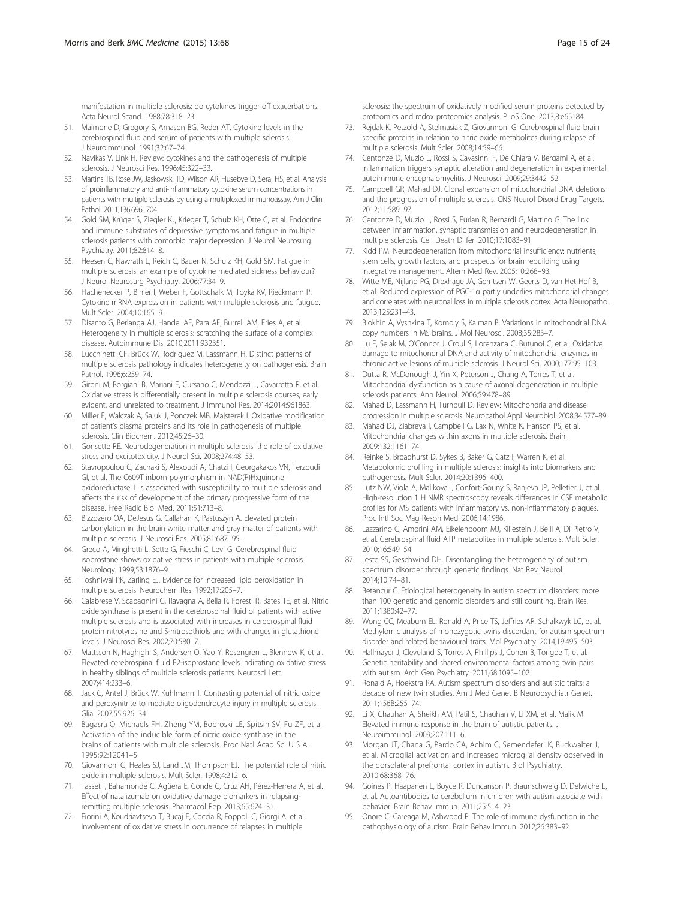manifestation in multiple sclerosis: do cytokines trigger off exacerbations. Acta Neurol Scand. 1988;78:318–23.

51. Maimone D, Gregory S, Arnason BG, Reder AT. Cytokine levels in the cerebrospinal fluid and serum of patients with multiple sclerosis. J Neuroimmunol. 1991;32:67–74.
52. Navikas V, Link H. Review: cytokines and the pathogenesis of multiple sclerosis. J Neurosci Res. 1996;45:322–33.
53. Martins TB, Rose JW, Jaskowski TD, Wilson AR, Husebye D, Seraj HS, et al. Analysis of proinflammatory and anti-inflammatory cytokine serum concentrations in patients with multiple sclerosis by using a multiplexed immunoassay. Am J Clin Pathol. 2011;136:696–704.
54. Gold SM, Krüger S, Ziegler KJ, Krieger T, Schulz KH, Otte C, et al. Endocrine and immune substrates of depressive symptoms and fatigue in multiple sclerosis patients with comorbid major depression. J Neurol Neurosurg Psychiatry. 2011;82:814–8.
55. Heesen C, Nawrath L, Reich C, Bauer N, Schulz KH, Gold SM. Fatigue in multiple sclerosis: an example of cytokine mediated sickness behaviour? J Neurol Neurosurg Psychiatry. 2006;77:34–9.
56. Flachenecker P, Bihler I, Weber F, Gottschalk M, Toyka KV, Rieckmann P. Cytokine mRNA expression in patients with multiple sclerosis and fatigue. Mult Scler. 2004;10:165–9.
57. Disanto G, Berlanga AJ, Handel AE, Para AE, Burrell AM, Fries A, et al. Heterogeneity in multiple sclerosis: scratching the surface of a complex disease. Autoimmune Dis. 2010;2011:932351.
58. Lucchinetti CF, Brück W, Rodriguez M, Lassmann H. Distinct patterns of multiple sclerosis pathology indicates heterogeneity on pathogenesis. Brain Pathol. 1996;6:259–74.
59. Gironi M, Borgiani B, Mariani E, Cursano C, Mendozzi L, Cavarretta R, et al. Oxidative stress is differentially present in multiple sclerosis courses, early evident, and unrelated to treatment. J Immunol Res. 2014;2014:961863.
60. Miller E, Walczak A, Saluk J, Ponczek MB, Majsterek I. Oxidative modification of patient's plasma proteins and its role in pathogenesis of multiple sclerosis. Clin Biochem. 2012;45:26–30.
61. Gonsette RE. Neurodegeneration in multiple sclerosis: the role of oxidative stress and excitotoxicity. J Neurol Sci. 2008;274:48–53.
62. Stavropoulou C, Zachaki S, Alexoudi A, Chatzi I, Georgakakos VN, Terzoudi GI, et al. The C609T inborn polymorphism in NAD(P)H:quinone oxidoreductase 1 is associated with susceptibility to multiple sclerosis and affects the risk of development of the primary progressive form of the disease. Free Radic Biol Med. 2011;51:713–8.
63. Bizzozero OA, DeJesus G, Callahan K, Pastuszyn A. Elevated protein carbonylation in the brain white matter and gray matter of patients with multiple sclerosis. J Neurosci Res. 2005;81:687–95.
64. Greco A, Minghetti L, Sette G, Fieschi C, Levi G. Cerebrospinal fluid isoprostane shows oxidative stress in patients with multiple sclerosis. Neurology. 1999;53:1876–9.
65. Toshniwal PK, Zarling EJ. Evidence for increased lipid peroxidation in multiple sclerosis. Neurochem Res. 1992;17:205–7.
66. Calabrese V, Scapagnini G, Ravagna A, Bella R, Foresti R, Bates TE, et al. Nitric oxide synthase is present in the cerebrospinal fluid of patients with active multiple sclerosis and is associated with increases in cerebrospinal fluid protein nitrotyrosine and S-nitrosothiols and with changes in glutathione levels. J Neurosci Res. 2002;70:580–7.
67. Mattsson N, Haghighi S, Andersen O, Yao Y, Rosengren L, Blennow K, et al. Elevated cerebrospinal fluid F2-isoprostane levels indicating oxidative stress in healthy siblings of multiple sclerosis patients. Neurosci Lett. 2007;414:233–6.
68. Jack C, Antel J, Brück W, Kuhlmann T. Contrasting potential of nitric oxide and peroxynitrite to mediate oligodendrocyte injury in multiple sclerosis. Glia. 2007;55:926–34.
69. Bagasra O, Michaels FH, Zheng YM, Bobroski LE, Spitsin SV, Fu ZF, et al. Activation of the inducible form of nitric oxide synthase in the brains of patients with multiple sclerosis. Proc Natl Acad Sci U S A. 1995;92:12041–5.
70. Giovannoni G, Heales SJ, Land JM, Thompson EJ. The potential role of nitric oxide in multiple sclerosis. Mult Scler. 1998;4:212–6.
71. Tasset I, Bahamonde C, Agüera E, Conde C, Cruz AH, Pérez-Herrera A, et al. Effect of natalizumab on oxidative damage biomarkers in relapsing-remitting multiple sclerosis. Pharmacol Rep. 2013;65:624–31.
72. Fiorini A, Koudriavtseva T, Bucaj E, Coccia R, Foppoli C, Giorgi A, et al. Involvement of oxidative stress in occurrence of relapses in multiple sclerosis: the spectrum of oxidatively modified serum proteins detected by proteomics and redox proteomics analysis. PLoS One. 2013;8:e65184.
73. Rejdak K, Petzold A, Stelmasiak Z, Giovannoni G. Cerebrospinal fluid brain specific proteins in relation to nitric oxide metabolites during relapse of multiple sclerosis. Mult Scler. 2008;14:59–66.
74. Centonze D, Muzio L, Rossi S, Cavasinni F, De Chiara V, Bergami A, et al. Inflammation triggers synaptic alteration and degeneration in experimental autoimmune encephalomyelitis. J Neurosci. 2009;29:3442–52.
75. Campbell GR, Mahad DJ. Clonal expansion of mitochondrial DNA deletions and the progression of multiple sclerosis. CNS Neurol Disord Drug Targets. 2012;11:589–97.
76. Centonze D, Muzio L, Rossi S, Furlan R, Bernardi G, Martino G. The link between inflammation, synaptic transmission and neurodegeneration in multiple sclerosis. Cell Death Differ. 2010;17:1083–91.
77. Kidd PM. Neurodegeneration from mitochondrial insufficiency: nutrients, stem cells, growth factors, and prospects for brain rebuilding using integrative management. Altern Med Rev. 2005;10:268–93.
78. Witte ME, Nijland PG, Drexhage JA, Gerritsen W, Geerts D, van Het Hof B, et al. Reduced expression of PGC-1α partly underlies mitochondrial changes and correlates with neuronal loss in multiple sclerosis cortex. Acta Neuropathol. 2013;125:231–43.
79. Blokhin A, Vyshkina T, Komoly S, Kalman B. Variations in mitochondrial DNA copy numbers in MS brains. J Mol Neurosci. 2008;35:283–7.
80. Lu F, Selak M, O'Connor J, Croul S, Lorenzana C, Butunoi C, et al. Oxidative damage to mitochondrial DNA and activity of mitochondrial enzymes in chronic active lesions of multiple sclerosis. J Neurol Sci. 2000;177:95–103.
81. Dutta R, McDonough J, Yin X, Peterson J, Chang A, Torres T, et al. Mitochondrial dysfunction as a cause of axonal degeneration in multiple sclerosis patients. Ann Neurol. 2006;59:478–89.
82. Mahad D, Lassmann H, Turnbull D. Review: Mitochondria and disease progression in multiple sclerosis. Neuropathol Appl Neurobiol. 2008;34:577–89.
83. Mahad DJ, Ziabreva I, Campbell G, Lax N, White K, Hanson PS, et al. Mitochondrial changes within axons in multiple sclerosis. Brain. 2009;132:1161–74.
84. Reinke S, Broadhurst D, Sykes B, Baker G, Catz I, Warren K, et al. Metabolomic profiling in multiple sclerosis: insights into biomarkers and pathogenesis. Mult Scler. 2014;20:1396–400.
85. Lutz NW, Viola A, Malikova I, Confort-Gouny S, Ranjeva JP, Pelletier J, et al. High-resolution 1 H NMR spectroscopy reveals differences in CSF metabolic profiles for MS patients with inflammatory vs. non-inflammatory plaques. Proc Intl Soc Mag Reson Med. 2006;14:1986.
86. Lazzarino G, Amorini AM, Eikelenboom MJ, Killestein J, Belli A, Di Pietro V, et al. Cerebrospinal fluid ATP metabolites in multiple sclerosis. Mult Scler. 2010;16:549–54.
87. Jeste SS, Geschwind DH. Disentangling the heterogeneity of autism spectrum disorder through genetic findings. Nat Rev Neurol. 2014;10:74–81.
88. Betancur C. Etiological heterogeneity in autism spectrum disorders: more than 100 genetic and genomic disorders and still counting. Brain Res. 2011;1380:42–77.
89. Wong CC, Meaburn EL, Ronald A, Price TS, Jeffries AR, Schalkwyk LC, et al. Methylomic analysis of monozygotic twins discordant for autism spectrum disorder and related behavioural traits. Mol Psychiatry. 2014;19:495–503.
90. Hallmayer J, Cleveland S, Torres A, Phillips J, Cohen B, Torigoe T, et al. Genetic heritability and shared environmental factors among twin pairs with autism. Arch Gen Psychiatry. 2011;68:1095–102.
91. Ronald A, Hoekstra RA. Autism spectrum disorders and autistic traits: a decade of new twin studies. Am J Med Genet B Neuropsychiatr Genet. 2011;156B:255–74.
92. Li X, Chauhan A, Sheikh AM, Patil S, Chauhan V, Li XM, et al. Malik M. Elevated immune response in the brain of autistic patients. J Neuroimmunol. 2009;207:111–6.
93. Morgan JT, Chana G, Pardo CA, Achim C, Semendeferi K, Buckwalter J, et al. Microglial activation and increased microglial density observed in the dorsolateral prefrontal cortex in autism. Biol Psychiatry. 2010;68:368–76.
94. Goines P, Haapanen L, Boyce R, Duncanson P, Braunschweig D, Delwiche L, et al. Autoantibodies to cerebellum in children with autism associate with behavior. Brain Behav Immun. 2011;25:514–23.
95. Onore C, Careaga M, Ashwood P. The role of immune dysfunction in the pathophysiology of autism. Brain Behav Immun. 2012;26:383–92.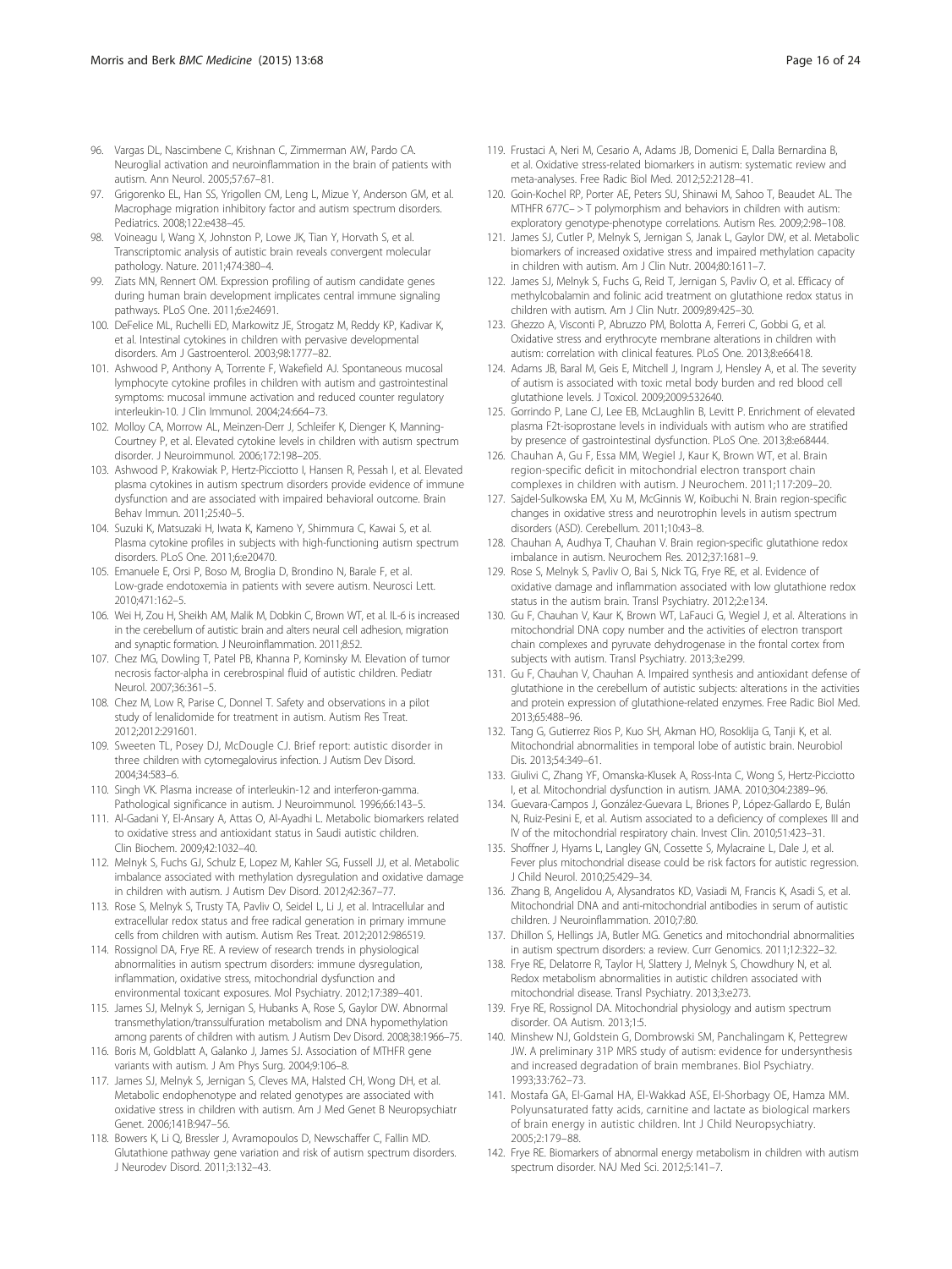96. Vargas DL, Nascimbene C, Krishnan C, Zimmerman AW, Pardo CA. Neuroglial activation and neuroinflammation in the brain of patients with autism. Ann Neurol. 2005;57:67–81.
97. Grigorenko EL, Han SS, Yrigollen CM, Leng L, Mizue Y, Anderson GM, et al. Macrophage migration inhibitory factor and autism spectrum disorders. Pediatrics. 2008;122:e438–45.
98. Voineagu I, Wang X, Johnston P, Lowe JK, Tian Y, Horvath S, et al. Transcriptomic analysis of autistic brain reveals convergent molecular pathology. Nature. 2011;474:380–4.
99. Ziats MN, Rennert OM. Expression profiling of autism candidate genes during human brain development implicates central immune signaling pathways. PLoS One. 2011;6:e24691.
100. DeFelice ML, Ruchelli ED, Markowitz JE, Strogatz M, Reddy KP, Kadivar K, et al. Intestinal cytokines in children with pervasive developmental disorders. Am J Gastroenterol. 2003;98:1777–82.
101. Ashwood P, Anthony A, Torrente F, Wakefield AJ. Spontaneous mucosal lymphocyte cytokine profiles in children with autism and gastrointestinal symptoms: mucosal immune activation and reduced counter regulatory interleukin-10. J Clin Immunol. 2004;24:664–73.
102. Molloy CA, Morrow AL, Meinzen-Derr J, Schleifer K, Dienger K, Manning-Courtney P, et al. Elevated cytokine levels in children with autism spectrum disorder. J Neuroimmunol. 2006;172:198–205.
103. Ashwood P, Krakowiak P, Hertz-Picciotto I, Hansen R, Pessah I, et al. Elevated plasma cytokines in autism spectrum disorders provide evidence of immune dysfunction and are associated with impaired behavioral outcome. Brain Behav Immun. 2011;25:40–5.
104. Suzuki K, Matsuzaki H, Iwata K, Kameno Y, Shimmura C, Kawai S, et al. Plasma cytokine profiles in subjects with high-functioning autism spectrum disorders. PLoS One. 2011;6:e20470.
105. Emanuele E, Orsi P, Boso M, Broglia D, Brondino N, Barale F, et al. Low-grade endotoxemia in patients with severe autism. Neurosci Lett. 2010;471:162–5.
106. Wei H, Zou H, Sheikh AM, Malik M, Dobkin C, Brown WT, et al. IL-6 is increased in the cerebellum of autistic brain and alters neural cell adhesion, migration and synaptic formation. J Neuroinflammation. 2011;8:52.
107. Chez MG, Dowling T, Patel PB, Khanna P, Kominsky M. Elevation of tumor necrosis factor-alpha in cerebrospinal fluid of autistic children. Pediatr Neurol. 2007;36:361–5.
108. Chez M, Low R, Parise C, Donnel T. Safety and observations in a pilot study of lenalidomide for treatment in autism. Autism Res Treat. 2012;2012:291601.
109. Sweeten TL, Posey DJ, McDougle CJ. Brief report: autistic disorder in three children with cytomegalovirus infection. J Autism Dev Disord. 2004;34:583–6.
110. Singh VK. Plasma increase of interleukin-12 and interferon-gamma. Pathological significance in autism. J Neuroimmunol. 1996;66:143–5.
111. Al-Gadani Y, El-Ansary A, Attas O, Al-Ayadhi L. Metabolic biomarkers related to oxidative stress and antioxidant status in Saudi autistic children. Clin Biochem. 2009;42:1032–40.
112. Melnyk S, Fuchs GJ, Schulz E, Lopez M, Kahler SG, Fussell JJ, et al. Metabolic imbalance associated with methylation dysregulation and oxidative damage in children with autism. J Autism Dev Disord. 2012;42:367–77.
113. Rose S, Melnyk S, Trusty TA, Pavliv O, Seidel L, Li J, et al. Intracellular and extracellular redox status and free radical generation in primary immune cells from children with autism. Autism Res Treat. 2012;2012:986519.
114. Rossignol DA, Frye RE. A review of research trends in physiological abnormalities in autism spectrum disorders: immune dysregulation, inflammation, oxidative stress, mitochondrial dysfunction and environmental toxicant exposures. Mol Psychiatry. 2012;17:389–401.
115. James SJ, Melnyk S, Jernigan S, Hubanks A, Rose S, Gaylor DW. Abnormal transmethylation/transsulfuration metabolism and DNA hypomethylation among parents of children with autism. J Autism Dev Disord. 2008;38:1966–75.
116. Boris M, Goldblatt A, Galanko J, James SJ. Association of MTHFR gene variants with autism. J Am Phys Surg. 2004;9:106–8.
117. James SJ, Melnyk S, Jernigan S, Cleves MA, Halsted CH, Wong DH, et al. Metabolic endophenotype and related genotypes are associated with oxidative stress in children with autism. Am J Med Genet B Neuropsychiatr Genet. 2006;141B:947–56.
118. Bowers K, Li Q, Bressler J, Avramopoulos D, Newschaffer C, Fallin MD. Glutathione pathway gene variation and risk of autism spectrum disorders. J Neurodev Disord. 2011;3:132–43.
119. Frustaci A, Neri M, Cesario A, Adams JB, Domenici E, Dalla Bernardina B, et al. Oxidative stress-related biomarkers in autism: systematic review and meta-analyses. Free Radic Biol Med. 2012;52:2128–41.
120. Goin-Kochel RP, Porter AE, Peters SU, Shinawi M, Sahoo T, Beaudet AL. The MTHFR 677C- > T polymorphism and behaviors in children with autism: exploratory genotype-phenotype correlations. Autism Res. 2009;2:98–108.
121. James SJ, Cutler P, Melnyk S, Jernigan S, Janak L, Gaylor DW, et al. Metabolic biomarkers of increased oxidative stress and impaired methylation capacity in children with autism. Am J Clin Nutr. 2004;80:1611–7.
122. James SJ, Melnyk S, Fuchs G, Reid T, Jernigan S, Pavliv O, et al. Efficacy of methylcobalamin and folinic acid treatment on glutathione redox status in children with autism. Am J Clin Nutr. 2009;89:425–30.
123. Ghezzo A, Visconti P, Abruzzo PM, Bolotta A, Ferreri C, Gobbi G, et al. Oxidative stress and erythrocyte membrane alterations in children with autism: correlation with clinical features. PLoS One. 2013;8:e66418.
124. Adams JB, Baral M, Geis E, Mitchell J, Ingram J, Hensley A, et al. The severity of autism is associated with toxic metal body burden and red blood cell glutathione levels. J Toxicol. 2009;2009:532640.
125. Gorrindo P, Lane CJ, Lee EB, McLaughlin B, Levitt P. Enrichment of elevated plasma F2t-isoprostane levels in individuals with autism who are stratified by presence of gastrointestinal dysfunction. PLoS One. 2013;8:e68444.
126. Chauhan A, Gu F, Essa MM, Wegiel J, Kaur K, Brown WT, et al. Brain region-specific deficit in mitochondrial electron transport chain complexes in children with autism. J Neurochem. 2011;117:209–20.
127. Sajdel-Sulkowska EM, Xu M, McGinnis W, Koibuchi N. Brain region-specific changes in oxidative stress and neurotrophin levels in autism spectrum disorders (ASD). Cerebellum. 2011;10:43–8.
128. Chauhan A, Audhya T, Chauhan V. Brain region-specific glutathione redox imbalance in autism. Neurochem Res. 2012;37:1681–9.
129. Rose S, Melnyk S, Pavliv O, Bai S, Nick TG, Frye RE, et al. Evidence of oxidative damage and inflammation associated with low glutathione redox status in the autism brain. Transl Psychiatry. 2012;2:e134.
130. Gu F, Chauhan V, Kaur K, Brown WT, LaFauci G, Wegiel J, et al. Alterations in mitochondrial DNA copy number and the activities of electron transport chain complexes and pyruvate dehydrogenase in the frontal cortex from subjects with autism. Transl Psychiatry. 2013;3:e299.
131. Gu F, Chauhan V, Chauhan A. Impaired synthesis and antioxidant defense of glutathione in the cerebellum of autistic subjects: alterations in the activities and protein expression of glutathione-related enzymes. Free Radic Biol Med. 2013;65:488–96.
132. Tang G, Gutierrez Rios P, Kuo SH, Akman HO, Rosoklija G, Tanji K, et al. Mitochondrial abnormalities in temporal lobe of autistic brain. Neurobiol Dis. 2013;54:349–61.
133. Giulivi C, Zhang YF, Omanska-Klusek A, Ross-Inta C, Wong S, Hertz-Picciotto I, et al. Mitochondrial dysfunction in autism. JAMA. 2010;304:2389–96.
134. Guevara-Campos J, González-Guevara L, Briones P, López-Gallardo E, Bulán N, Ruiz-Pesini E, et al. Autism associated to a deficiency of complexes III and IV of the mitochondrial respiratory chain. Invest Clin. 2010;51:423–31.
135. Shoffner J, Hyams L, Langley GN, Cossette S, Mylacraine L, Dale J, et al. Fever plus mitochondrial disease could be risk factors for autistic regression. J Child Neurol. 2010;25:429–34.
136. Zhang B, Angelidou A, Alysandratos KD, Vasiadi M, Francis K, Asadi S, et al. Mitochondrial DNA and anti-mitochondrial antibodies in serum of autistic children. J Neuroinflammation. 2010;7:80.
137. Dhillon S, Hellings JA, Butler MG. Genetics and mitochondrial abnormalities in autism spectrum disorders: a review. Curr Genomics. 2011;12:322–32.
138. Frye RE, Delatorre R, Taylor H, Slattery J, Melnyk S, Chowdhury N, et al. Redox metabolism abnormalities in autistic children associated with mitochondrial disease. Transl Psychiatry. 2013;3:e273.
139. Frye RE, Rossignol DA. Mitochondrial physiology and autism spectrum disorder. OA Autism. 2013;1:5.
140. Minshew NJ, Goldstein G, Dombrowski SM, Panchalingam K, Pettegrew JW. A preliminary 31P MRS study of autism: evidence for undersynthesis and increased degradation of brain membranes. Biol Psychiatry. 1993;33:762–73.
141. Mostafa GA, El-Gamal HA, El-Wakkad ASE, El-Shorbagy OE, Hamza MM. Polyunsaturated fatty acids, carnitine and lactate as biological markers of brain energy in autistic children. Int J Child Neuropsychiatry. 2005;2:179–88.
142. Frye RE. Biomarkers of abnormal energy metabolism in children with autism spectrum disorder. NAJ Med Sci. 2012;5:141–7.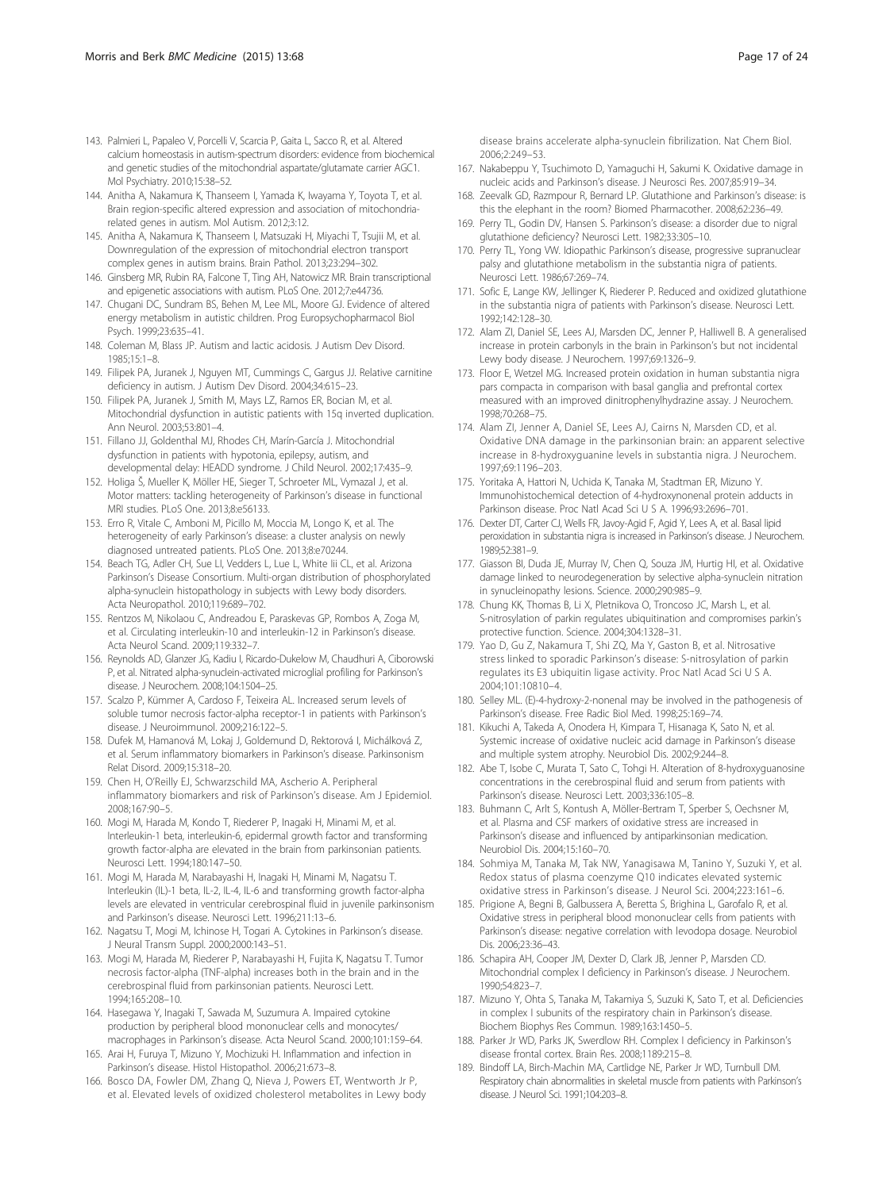143. Palmieri L, Papaleo V, Porcelli V, Scarcia P, Gaita L, Sacco R, et al. Altered calcium homeostasis in autism-spectrum disorders: evidence from biochemical and genetic studies of the mitochondrial aspartate/glutamate carrier AGC1. Mol Psychiatry. 2010;15:38–52.
144. Anitha A, Nakamura K, Thanseem I, Yamada K, Iwayama Y, Toyota T, et al. Brain region-specific altered expression and association of mitochondria-related genes in autism. Mol Autism. 2012;3:12.
145. Anitha A, Nakamura K, Thanseem I, Matsuzaki H, Miyachi T, Tsujii M, et al. Downregulation of the expression of mitochondrial electron transport complex genes in autism brains. Brain Pathol. 2013;23:294–302.
146. Ginsberg MR, Rubin RA, Falcone T, Ting AH, Natowicz MR. Brain transcriptional and epigenetic associations with autism. PLoS One. 2012;7:e44736.
147. Chugani DC, Sundram BS, Behen M, Lee ML, Moore GJ. Evidence of altered energy metabolism in autistic children. Prog Europsychopharmacol Biol Psych. 1999;23:635–41.
148. Coleman M, Blass JP. Autism and lactic acidosis. J Autism Dev Disord. 1985;15:1–8.
149. Filipek PA, Juranek J, Nguyen MT, Cummings C, Gargus JJ. Relative carnitine deficiency in autism. J Autism Dev Disord. 2004;34:615–23.
150. Filipek PA, Juranek J, Smith M, Mays LZ, Ramos ER, Bocian M, et al. Mitochondrial dysfunction in autistic patients with 15q inverted duplication. Ann Neurol. 2003;53:801–4.
151. Fillano JJ, Goldenthal MJ, Rhodes CH, Marín-García J. Mitochondrial dysfunction in patients with hypotonia, epilepsy, autism, and developmental delay: HEADD syndrome. J Child Neurol. 2002;17:435–9.
152. Holiga Š, Mueller K, Möller HE, Sieger T, Schroeter ML, Vymazal J, et al. Motor matters: tackling heterogeneity of Parkinson's disease in functional MRI studies. PLoS One. 2013;8:e56133.
153. Erro R, Vitale C, Amboni M, Picillo M, Moccia M, Longo K, et al. The heterogeneity of early Parkinson's disease: a cluster analysis on newly diagnosed untreated patients. PLoS One. 2013;8:e70244.
154. Beach TG, Adler CH, Sue LI, Vedders L, Lue L, White Iii CL, et al. Arizona Parkinson's Disease Consortium. Multi-organ distribution of phosphorylated alpha-synuclein histopathology in subjects with Lewy body disorders. Acta Neuropathol. 2010;119:689–702.
155. Rentzos M, Nikolaou C, Andreadou E, Paraskevas GP, Rombos A, Zoga M, et al. Circulating interleukin-10 and interleukin-12 in Parkinson's disease. Acta Neurol Scand. 2009;119:332–7.
156. Reynolds AD, Glanzer JG, Kadiu I, Ricardo-Dukelow M, Chaudhuri A, Ciborowski P, et al. Nitrated alpha-synuclein-activated microglial profiling for Parkinson's disease. J Neurochem. 2008;104:1504–25.
157. Scalzo P, Kümmer A, Cardoso F, Teixeira AL. Increased serum levels of soluble tumor necrosis factor-alpha receptor-1 in patients with Parkinson's disease. J Neuroimmunol. 2009;216:122–5.
158. Dufek M, Hamanová M, Lokaj J, Goldemund D, Rektorová I, Michálková Z, et al. Serum inflammatory biomarkers in Parkinson's disease. Parkinsonism Relat Disord. 2009;15:318–20.
159. Chen H, O'Reilly EJ, Schwarzschild MA, Ascherio A. Peripheral inflammatory biomarkers and risk of Parkinson's disease. Am J Epidemiol. 2008;167:90–5.
160. Mogi M, Harada M, Kondo T, Riederer P, Inagaki H, Minami M, et al. Interleukin-1 beta, interleukin-6, epidermal growth factor and transforming growth factor-alpha are elevated in the brain from parkinsonian patients. Neurosci Lett. 1994;180:147–50.
161. Mogi M, Harada M, Narabayashi H, Inagaki H, Minami M, Nagatsu T. Interleukin (IL)-1 beta, IL-2, IL-4, IL-6 and transforming growth factor-alpha levels are elevated in ventricular cerebrospinal fluid in juvenile parkinsonism and Parkinson's disease. Neurosci Lett. 1996;211:13–6.
162. Nagatsu T, Mogi M, Ichinose H, Togari A. Cytokines in Parkinson's disease. J Neural Transm Suppl. 2000;2000:143–51.
163. Mogi M, Harada M, Riederer P, Narabayashi H, Fujita K, Nagatsu T. Tumor necrosis factor-alpha (TNF-alpha) increases both in the brain and in the cerebrospinal fluid from parkinsonian patients. Neurosci Lett. 1994;165:208–10.
164. Hasegawa Y, Inagaki T, Sawada M, Suzumura A. Impaired cytokine production by peripheral blood mononuclear cells and monocytes/macrophages in Parkinson's disease. Acta Neurol Scand. 2000;101:159–64.
165. Arai H, Furuya T, Mizuno Y, Mochizuki H. Inflammation and infection in Parkinson's disease. Histol Histopathol. 2006;21:673–8.
166. Bosco DA, Fowler DM, Zhang Q, Nieva J, Powers ET, Wentworth Jr P, et al. Elevated levels of oxidized cholesterol metabolites in Lewy body disease brains accelerate alpha-synuclein fibrilization. Nat Chem Biol. 2006;2:249–53.
167. Nakabeppu Y, Tsuchimoto D, Yamaguchi H, Sakumi K. Oxidative damage in nucleic acids and Parkinson's disease. J Neurosci Res. 2007;85:919–34.
168. Zeevalk GD, Razmpour R, Bernard LP. Glutathione and Parkinson's disease: is this the elephant in the room? Biomed Pharmacother. 2008;62:236–49.
169. Perry TL, Godin DV, Hansen S. Parkinson's disease: a disorder due to nigral glutathione deficiency? Neurosci Lett. 1982;33:305–10.
170. Perry TL, Yong VW. Idiopathic Parkinson's disease, progressive supranuclear palsy and glutathione metabolism in the substantia nigra of patients. Neurosci Lett. 1986;67:269–74.
171. Sofic E, Lange KW, Jellinger K, Riederer P. Reduced and oxidized glutathione in the substantia nigra of patients with Parkinson's disease. Neurosci Lett. 1992;142:128–30.
172. Alam ZI, Daniel SE, Lees AJ, Marsden DC, Jenner P, Halliwell B. A generalised increase in protein carbonyls in the brain in Parkinson's but not incidental Lewy body disease. J Neurochem. 1997;69:1326–9.
173. Floor E, Wetzel MG. Increased protein oxidation in human substantia nigra pars compacta in comparison with basal ganglia and prefrontal cortex measured with an improved dinitrophenylhydrazine assay. J Neurochem. 1998;70:268–75.
174. Alam ZI, Jenner A, Daniel SE, Lees AJ, Cairns N, Marsden CD, et al. Oxidative DNA damage in the parkinsonian brain: an apparent selective increase in 8-hydroxyguanine levels in substantia nigra. J Neurochem. 1997;69:1196–203.
175. Yoritaka A, Hattori N, Uchida K, Tanaka M, Stadtman ER, Mizuno Y. Immunohistochemical detection of 4-hydroxynonenal protein adducts in Parkinson disease. Proc Natl Acad Sci U S A. 1996;93:2696–701.
176. Dexter DT, Carter CJ, Wells FR, Javoy-Agid F, Agid Y, Lees A, et al. Basal lipid peroxidation in substantia nigra is increased in Parkinson's disease. J Neurochem. 1989;52:381–9.
177. Giasson BI, Duda JE, Murray IV, Chen Q, Souza JM, Hurtig HI, et al. Oxidative damage linked to neurodegeneration by selective alpha-synuclein nitration in synucleinopathy lesions. Science. 2000;290:985–9.
178. Chung KK, Thomas B, Li X, Pletnikova O, Troncoso JC, Marsh L, et al. S-nitrosylation of parkin regulates ubiquitination and compromises parkin's protective function. Science. 2004;304:1328–31.
179. Yao D, Gu Z, Nakamura T, Shi ZQ, Ma Y, Gaston B, et al. Nitrosative stress linked to sporadic Parkinson's disease: S-nitrosylation of parkin regulates its E3 ubiquitin ligase activity. Proc Natl Acad Sci U S A. 2004;101:10810–4.
180. Selley ML. (E)-4-hydroxy-2-nonenal may be involved in the pathogenesis of Parkinson's disease. Free Radic Biol Med. 1998;25:169–74.
181. Kikuchi A, Takeda A, Onodera H, Kimpara T, Hisanaga K, Sato N, et al. Systemic increase of oxidative nucleic acid damage in Parkinson's disease and multiple system atrophy. Neurobiol Dis. 2002;9:244–8.
182. Abe T, Isobe C, Murata T, Sato C, Tohgi H. Alteration of 8-hydroxyguanosine concentrations in the cerebrospinal fluid and serum from patients with Parkinson's disease. Neurosci Lett. 2003;336:105–8.
183. Buhmann C, Arlt S, Kontush A, Möller-Bertram T, Sperber S, Oechsner M, et al. Plasma and CSF markers of oxidative stress are increased in Parkinson's disease and influenced by antiparkinsonian medication. Neurobiol Dis. 2004;15:160–70.
184. Sohmiya M, Tanaka M, Tak NW, Yanagisawa M, Tanino Y, Suzuki Y, et al. Redox status of plasma coenzyme Q10 indicates elevated systemic oxidative stress in Parkinson's disease. J Neurol Sci. 2004;223:161–6.
185. Prigione A, Begni B, Galbussera A, Beretta S, Brighina L, Garofalo R, et al. Oxidative stress in peripheral blood mononuclear cells from patients with Parkinson's disease: negative correlation with levodopa dosage. Neurobiol Dis. 2006;23:36–43.
186. Schapira AH, Cooper JM, Dexter D, Clark JB, Jenner P, Marsden CD. Mitochondrial complex I deficiency in Parkinson's disease. J Neurochem. 1990;54:823–7.
187. Mizuno Y, Ohta S, Tanaka M, Takamiya S, Suzuki K, Sato T, et al. Deficiencies in complex I subunits of the respiratory chain in Parkinson's disease. Biochem Biophys Res Commun. 1989;163:1450–5.
188. Parker Jr WD, Parks JK, Swerdlow RH. Complex I deficiency in Parkinson's disease frontal cortex. Brain Res. 2008;1189:215–8.
189. Bindoff LA, Birch-Machin MA, Cartlidge NE, Parker Jr WD, Turnbull DM. Respiratory chain abnormalities in skeletal muscle from patients with Parkinson's disease. J Neurol Sci. 1991;104:203–8.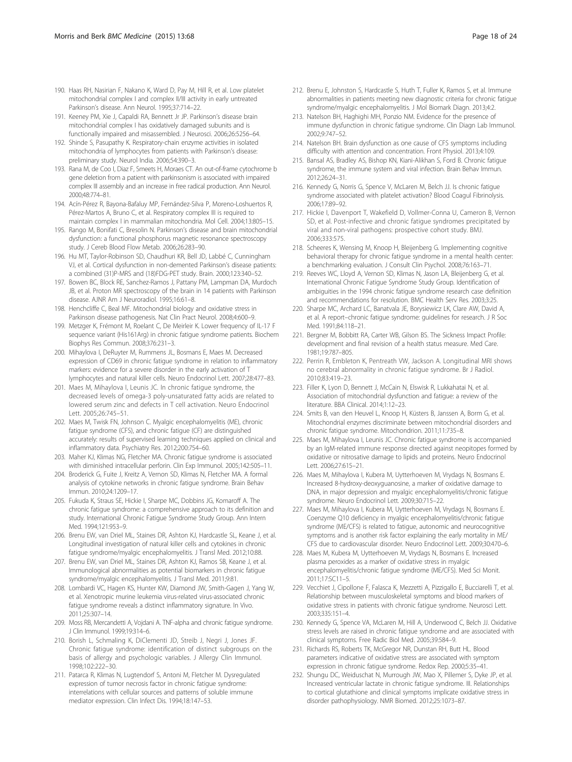190. Haas RH, Nasirian F, Nakano K, Ward D, Pay M, Hill R, et al. Low platelet mitochondrial complex I and complex II/III activity in early untreated Parkinson's disease. Ann Neurol. 1995;37:714–22.
191. Keeney PM, Xie J, Capaldi RA, Bennett Jr JP. Parkinson's disease brain mitochondrial complex I has oxidatively damaged subunits and is functionally impaired and misassembled. J Neurosci. 2006;26:5256–64.
192. Shinde S, Pasupathy K. Respiratory-chain enzyme activities in isolated mitochondria of lymphocytes from patients with Parkinson's disease: preliminary study. Neurol India. 2006;54:390–3.
193. Rana M, de Coo I, Diaz F, Smeets H, Moraes CT. An out-of-frame cytochrome b gene deletion from a patient with parkinsonism is associated with impaired complex III assembly and an increase in free radical production. Ann Neurol. 2000;48:774–81.
194. Acín-Pérez R, Bayona-Bafaluy MP, Fernández-Silva P, Moreno-Loshuertos R, Pérez-Martos A, Bruno C, et al. Respiratory complex III is required to maintain complex I in mammalian mitochondria. Mol Cell. 2004;13:805–15.
195. Rango M, Bonifati C, Bresolin N. Parkinson's disease and brain mitochondrial dysfunction: a functional phosphorus magnetic resonance spectroscopy study. J Cereb Blood Flow Metab. 2006;26:283–90.
196. Hu MT, Taylor-Robinson SD, Chaudhuri KR, Bell JD, Labbé C, Cunningham VJ, et al. Cortical dysfunction in non-demented Parkinson's disease patients: a combined (31)P-MRS and (18)FDG-PET study. Brain. 2000;123:340–52.
197. Bowen BC, Block RE, Sanchez-Ramos J, Pattany PM, Lampman DA, Murdoch JB, et al. Proton MR spectroscopy of the brain in 14 patients with Parkinson disease. AJNR Am J Neuroradiol. 1995;16:61–8.
198. Henchcliffe C, Beal MF. Mitochondrial biology and oxidative stress in Parkinson disease pathogenesis. Nat Clin Pract Neurol. 2008;4:600–9.
199. Metzger K, Frémont M, Roelant C, De Meirleir K. Lower frequency of IL-17 F sequence variant (His161Arg) in chronic fatigue syndrome patients. Biochem Biophys Res Commun. 2008;376:231–3.
200. Mihaylova I, DeRuyter M, Rummens JL, Bosmans E, Maes M. Decreased expression of CD69 in chronic fatigue syndrome in relation to inflammatory markers: evidence for a severe disorder in the early activation of T lymphocytes and natural killer cells. Neuro Endocrinol Lett. 2007;28:477–83.
201. Maes M, Mihaylova I, Leunis JC. In chronic fatigue syndrome, the decreased levels of omega-3 poly-unsaturated fatty acids are related to lowered serum zinc and defects in T cell activation. Neuro Endocrinol Lett. 2005;26:745–51.
202. Maes M, Twisk FN, Johnson C. Myalgic encephalomyelitis (ME), chronic fatigue syndrome (CFS), and chronic fatigue (CF) are distinguished accurately: results of supervised learning techniques applied on clinical and inflammatory data. Psychiatry Res. 2012;200:754–60.
203. Maher KJ, Klimas NG, Fletcher MA. Chronic fatigue syndrome is associated with diminished intracellular perforin. Clin Exp Immunol. 2005;142:505–11.
204. Broderick G, Fuite J, Kreitz A, Vernon SD, Klimas N, Fletcher MA. A formal analysis of cytokine networks in chronic fatigue syndrome. Brain Behav Immun. 2010;24:1209–17.
205. Fukuda K, Straus SE, Hickie I, Sharpe MC, Dobbins JG, Komaroff A. The chronic fatigue syndrome: a comprehensive approach to its definition and study. International Chronic Fatigue Syndrome Study Group. Ann Intern Med. 1994;121:953–9.
206. Brenu EW, van Driel ML, Staines DR, Ashton KJ, Hardcastle SL, Keane J, et al. Longitudinal investigation of natural killer cells and cytokines in chronic fatigue syndrome/myalgic encephalomyelitis. J Transl Med. 2012;10:88.
207. Brenu EW, van Driel ML, Staines DR, Ashton KJ, Ramos SB, Keane J, et al. Immunological abnormalities as potential biomarkers in chronic fatigue syndrome/myalgic encephalomyelitis. J Transl Med. 2011;9:81.
208. Lombardi VC, Hagen KS, Hunter KW, Diamond JW, Smith-Gagen J, Yang W, et al. Xenotropic murine leukemia virus-related virus-associated chronic fatigue syndrome reveals a distinct inflammatory signature. In Vivo. 2011;25:307–14.
209. Moss RB, Mercandetti A, Vojdani A. TNF-alpha and chronic fatigue syndrome. J Clin Immunol. 1999;19:314–6.
210. Borish L, Schmaling K, DiClementi JD, Streib J, Negri J, Jones JF. Chronic fatigue syndrome: identification of distinct subgroups on the basis of allergy and psychologic variables. J Allergy Clin Immunol. 1998;102:222–30.
211. Patarca R, Klimas N, Lugtendorf S, Antoni M, Fletcher M. Dysregulated expression of tumor necrosis factor in chronic fatigue syndrome: interrelations with cellular sources and patterns of soluble immune mediator expression. Clin Infect Dis. 1994;18:147–53.
212. Brenu E, Johnston S, Hardcastle S, Huth T, Fuller K, Ramos S, et al. Immune abnormalities in patients meeting new diagnostic criteria for chronic fatigue syndrome/myalgic encephalomyelitis. J Mol Biomark Diagn. 2013;4:2.
213. Natelson BH, Haghighi MH, Ponzio NM. Evidence for the presence of immune dysfunction in chronic fatigue syndrome. Clin Diagn Lab Immunol. 2002;9:747–52.
214. Natelson BH. Brain dysfunction as one cause of CFS symptoms including difficulty with attention and concentration. Front Physiol. 2013;4:109.
215. Bansal AS, Bradley AS, Bishop KN, Kiani-Alikhan S, Ford B. Chronic fatigue syndrome, the immune system and viral infection. Brain Behav Immun. 2012;26:24–31.
216. Kennedy G, Norris G, Spence V, McLaren M, Belch JJ. Is chronic fatigue syndrome associated with platelet activation? Blood Coagul Fibrinolysis. 2006;17:89–92.
217. Hickie I, Davenport T, Wakefield D, Vollmer-Conna U, Cameron B, Vernon SD, et al. Post-infective and chronic fatigue syndromes precipitated by viral and non-viral pathogens: prospective cohort study. BMJ. 2006;333:575.
218. Scheeres K, Wensing M, Knoop H, Bleijenberg G. Implementing cognitive behavioral therapy for chronic fatigue syndrome in a mental health center: a benchmarking evaluation. J Consult Clin Psychol. 2008;76:163–71.
219. Reeves WC, Lloyd A, Vernon SD, Klimas N, Jason LA, Bleijenberg G, et al. International Chronic Fatigue Syndrome Study Group. Identification of ambiguities in the 1994 chronic fatigue syndrome research case definition and recommendations for resolution. BMC Health Serv Res. 2003;3:25.
220. Sharpe MC, Archard LC, Banatvala JE, Borysiewicz LK, Clare AW, David A, et al. A report–chronic fatigue syndrome: guidelines for research. J R Soc Med. 1991;84:118–21.
221. Bergner M, Bobbitt RA, Carter WB, Gilson BS. The Sickness Impact Profile: development and final revision of a health status measure. Med Care. 1981;19:787–805.
222. Perrin R, Embleton K, Pentreath VW, Jackson A. Longitudinal MRI shows no cerebral abnormality in chronic fatigue syndrome. Br J Radiol. 2010;83:419–23.
223. Filler K, Lyon D, Bennett J, McCain N, Elswisk R, Lukkahatai N, et al. Association of mitochondrial dysfunction and fatigue: a review of the literature. BBA Clinical. 2014;1:12–23.
224. Smits B, van den Heuvel L, Knoop H, Küsters B, Janssen A, Borm G, et al. Mitochondrial enzymes discriminate between mitochondrial disorders and chronic fatigue syndrome. Mitochondrion. 2011;11:735–8.
225. Maes M, Mihaylova I, Leunis JC. Chronic fatigue syndrome is accompanied by an IgM-related immune response directed against neopitopes formed by oxidative or nitrosative damage to lipids and proteins. Neuro Endocrinol Lett. 2006;27:615–21.
226. Maes M, Mihaylova I, Kubera M, Uytterhoeven M, Vrydags N, Bosmans E. Increased 8-hydroxy-deoxyguanosine, a marker of oxidative damage to DNA, in major depression and myalgic encephalomyelitis/chronic fatigue syndrome. Neuro Endocrinol Lett. 2009;30:715–22.
227. Maes M, Mihaylova I, Kubera M, Uytterhoeven M, Vrydags N, Bosmans E. Coenzyme Q10 deficiency in myalgic encephalomyelitis/chronic fatigue syndrome (ME/CFS) is related to fatigue, autonomic and neurocognitive symptoms and is another risk factor explaining the early mortality in ME/CFS due to cardiovascular disorder. Neuro Endocrinol Lett. 2009;30:470–6.
228. Maes M, Kubera M, Uytterhoeven M, Vrydags N, Bosmans E. Increased plasma peroxides as a marker of oxidative stress in myalgic encephalomyelitis/chronic fatigue syndrome (ME/CFS). Med Sci Monit. 2011;17:SC11–5.
229. Vecchiet J, Cipollone F, Falasca K, Mezzetti A, Pizzigallo E, Bucciarelli T, et al. Relationship between musculoskeletal symptoms and blood markers of oxidative stress in patients with chronic fatigue syndrome. Neurosci Lett. 2003;335:151–4.
230. Kennedy G, Spence VA, McLaren M, Hill A, Underwood C, Belch JJ. Oxidative stress levels are raised in chronic fatigue syndrome and are associated with clinical symptoms. Free Radic Biol Med. 2005;39:584–9.
231. Richards RS, Roberts TK, McGregor NR, Dunstan RH, Butt HL. Blood parameters indicative of oxidative stress are associated with symptom expression in chronic fatigue syndrome. Redox Rep. 2000;5:35–41.
232. Shungu DC, Weiduschat N, Murrough JW, Mao X, Pillemer S, Dyke JP, et al. Increased ventricular lactate in chronic fatigue syndrome. III. Relationships to cortical glutathione and clinical symptoms implicate oxidative stress in disorder pathophysiology. NMR Biomed. 2012;25:1073–87.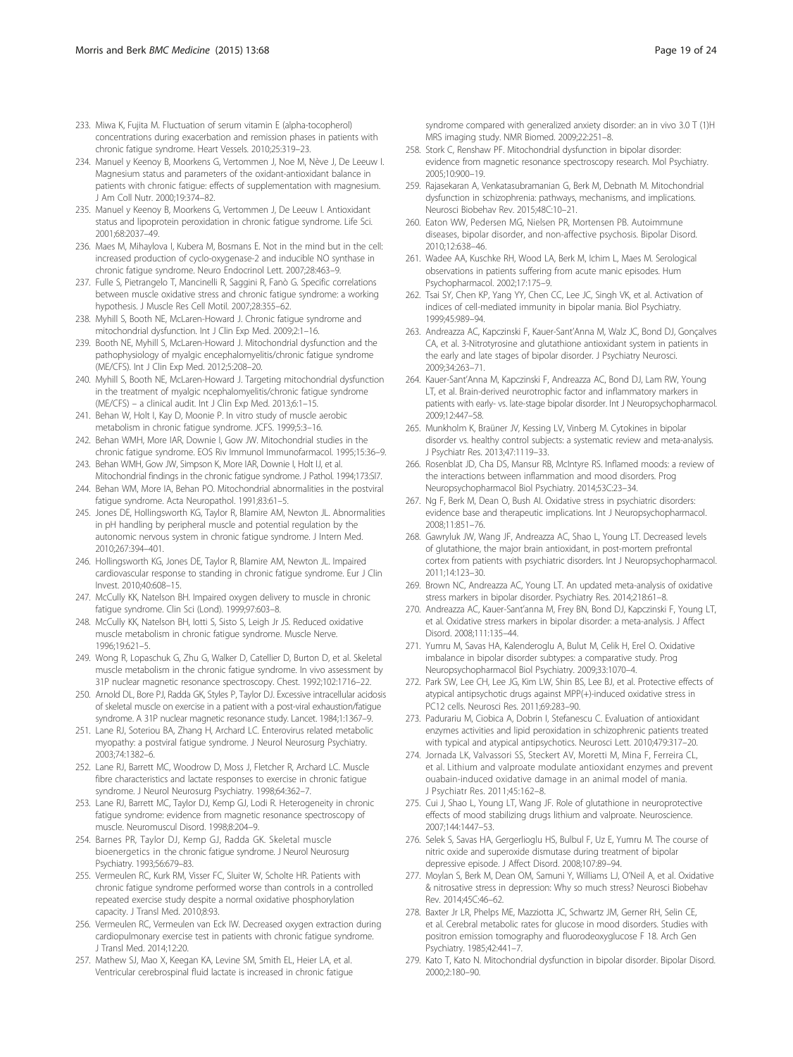233. Miwa K, Fujita M. Fluctuation of serum vitamin E (alpha-tocopherol) concentrations during exacerbation and remission phases in patients with chronic fatigue syndrome. Heart Vessels. 2010;25:319–23.
234. Manuel y Keenoy B, Moorkens G, Vertommen J, Noe M, Nève J, De Leeuw I. Magnesium status and parameters of the oxidant-antioxidant balance in patients with chronic fatigue: effects of supplementation with magnesium. J Am Coll Nutr. 2000;19:374–82.
235. Manuel y Keenoy B, Moorkens G, Vertommen J, De Leeuw I. Antioxidant status and lipoprotein peroxidation in chronic fatigue syndrome. Life Sci. 2001;68:2037–49.
236. Maes M, Mihaylova I, Kubera M, Bosmans E. Not in the mind but in the cell: increased production of cyclo-oxygenase-2 and inducible NO synthase in chronic fatigue syndrome. Neuro Endocrinol Lett. 2007;28:463–9.
237. Fulle S, Pietrangelo T, Mancinelli R, Saggini R, Fanò G. Specific correlations between muscle oxidative stress and chronic fatigue syndrome: a working hypothesis. J Muscle Res Cell Motil. 2007;28:355–62.
238. Myhill S, Booth NE, McLaren-Howard J. Chronic fatigue syndrome and mitochondrial dysfunction. Int J Clin Exp Med. 2009;2:1–16.
239. Booth NE, Myhill S, McLaren-Howard J. Mitochondrial dysfunction and the pathophysiology of myalgic encephalomyelitis/chronic fatigue syndrome (ME/CFS). Int J Clin Exp Med. 2012;5:208–20.
240. Myhill S, Booth NE, McLaren-Howard J. Targeting mitochondrial dysfunction in the treatment of myalgic ncephalomyelitis/chronic fatigue syndrome (ME/CFS) – a clinical audit. Int J Clin Exp Med. 2013;6:1–15.
241. Behan W, Holt I, Kay D, Moonie P. In vitro study of muscle aerobic metabolism in chronic fatigue syndrome. JCFS. 1999;5:3–16.
242. Behan WMH, More IAR, Downie I, Gow JW. Mitochondrial studies in the chronic fatigue syndrome. EOS Riv Immunol Immunofarmacol. 1995;15:36–9.
243. Behan WMH, Gow JW, Simpson K, More IAR, Downie I, Holt IJ, et al. Mitochondrial findings in the chronic fatigue syndrome. J Pathol. 1994;173:SI7.
244. Behan WM, More IA, Behan PO. Mitochondrial abnormalities in the postviral fatigue syndrome. Acta Neuropathol. 1991;83:61–5.
245. Jones DE, Hollingsworth KG, Taylor R, Blamire AM, Newton JL. Abnormalities in pH handling by peripheral muscle and potential regulation by the autonomic nervous system in chronic fatigue syndrome. J Intern Med. 2010;267:394–401.
246. Hollingsworth KG, Jones DE, Taylor R, Blamire AM, Newton JL. Impaired cardiovascular response to standing in chronic fatigue syndrome. Eur J Clin Invest. 2010;40:608–15.
247. McCully KK, Natelson BH. Impaired oxygen delivery to muscle in chronic fatigue syndrome. Clin Sci (Lond). 1999;97:603–8.
248. McCully KK, Natelson BH, Iotti S, Sisto S, Leigh Jr JS. Reduced oxidative muscle metabolism in chronic fatigue syndrome. Muscle Nerve. 1996;19:621–5.
249. Wong R, Lopaschuk G, Zhu G, Walker D, Catellier D, Burton D, et al. Skeletal muscle metabolism in the chronic fatigue syndrome. In vivo assessment by 31P nuclear magnetic resonance spectroscopy. Chest. 1992;102:1716–22.
250. Arnold DL, Bore PJ, Radda GK, Styles P, Taylor DJ. Excessive intracellular acidosis of skeletal muscle on exercise in a patient with a post-viral exhaustion/fatigue syndrome. A 31P nuclear magnetic resonance study. Lancet. 1984;1:1367–9.
251. Lane RJ, Soteriou BA, Zhang H, Archard LC. Enterovirus related metabolic myopathy: a postviral fatigue syndrome. J Neurol Neurosurg Psychiatry. 2003;74:1382–6.
252. Lane RJ, Barrett MC, Woodrow D, Moss J, Fletcher R, Archard LC. Muscle fibre characteristics and lactate responses to exercise in chronic fatigue syndrome. J Neurol Neurosurg Psychiatry. 1998;64:362–7.
253. Lane RJ, Barrett MC, Taylor DJ, Kemp GJ, Lodi R. Heterogeneity in chronic fatigue syndrome: evidence from magnetic resonance spectroscopy of muscle. Neuromuscul Disord. 1998;8:204–9.
254. Barnes PR, Taylor DJ, Kemp GJ, Radda GK. Skeletal muscle bioenergetics in the chronic fatigue syndrome. J Neurol Neurosurg Psychiatry. 1993;56:679–83.
255. Vermeulen RC, Kurk RM, Visser FC, Sluiter W, Scholte HR. Patients with chronic fatigue syndrome performed worse than controls in a controlled repeated exercise study despite a normal oxidative phosphorylation capacity. J Transl Med. 2010;8:93.
256. Vermeulen RC, Vermeulen van Eck IW. Decreased oxygen extraction during cardiopulmonary exercise test in patients with chronic fatigue syndrome. J Transl Med. 2014;12:20.
257. Mathew SJ, Mao X, Keegan KA, Levine SM, Smith EL, Heier LA, et al. Ventricular cerebrospinal fluid lactate is increased in chronic fatigue syndrome compared with generalized anxiety disorder: an in vivo 3.0 T (1)H MRS imaging study. NMR Biomed. 2009;22:251–8.
258. Stork C, Renshaw PF. Mitochondrial dysfunction in bipolar disorder: evidence from magnetic resonance spectroscopy research. Mol Psychiatry. 2005;10:900–19.
259. Rajasekaran A, Venkatasubramanian G, Berk M, Debnath M. Mitochondrial dysfunction in schizophrenia: pathways, mechanisms, and implications. Neurosci Biobehav Rev. 2015;48C:10–21.
260. Eaton WW, Pedersen MG, Nielsen PR, Mortensen PB. Autoimmune diseases, bipolar disorder, and non-affective psychosis. Bipolar Disord. 2010;12:638–46.
261. Wadee AA, Kuschke RH, Wood LA, Berk M, Ichim L, Maes M. Serological observations in patients suffering from acute manic episodes. Hum Psychopharmacol. 2002;17:175–9.
262. Tsai SY, Chen KP, Yang YY, Chen CC, Lee JC, Singh VK, et al. Activation of indices of cell-mediated immunity in bipolar mania. Biol Psychiatry. 1999;45:989–94.
263. Andreazza AC, Kapczinski F, Kauer-Sant'Anna M, Walz JC, Bond DJ, Gonçalves CA, et al. 3-Nitrotyrosine and glutathione antioxidant system in patients in the early and late stages of bipolar disorder. J Psychiatry Neurosci. 2009;34:263–71.
264. Kauer-Sant'Anna M, Kapczinski F, Andreazza AC, Bond DJ, Lam RW, Young LT, et al. Brain-derived neurotrophic factor and inflammatory markers in patients with early- vs. late-stage bipolar disorder. Int J Neuropsychopharmacol. 2009;12:447–58.
265. Munkholm K, Braüner JV, Kessing LV, Vinberg M. Cytokines in bipolar disorder vs. healthy control subjects: a systematic review and meta-analysis. J Psychiatr Res. 2013;47:1119–33.
266. Rosenblat JD, Cha DS, Mansur RB, McIntyre RS. Inflamed moods: a review of the interactions between inflammation and mood disorders. Prog Neuropsychopharmacol Biol Psychiatry. 2014;53C:23–34.
267. Ng F, Berk M, Dean O, Bush AI. Oxidative stress in psychiatric disorders: evidence base and therapeutic implications. Int J Neuropsychopharmacol. 2008;11:851–76.
268. Gawryluk JW, Wang JF, Andreazza AC, Shao L, Young LT. Decreased levels of glutathione, the major brain antioxidant, in post-mortem prefrontal cortex from patients with psychiatric disorders. Int J Neuropsychopharmacol. 2011;14:123–30.
269. Brown NC, Andreazza AC, Young LT. An updated meta-analysis of oxidative stress markers in bipolar disorder. Psychiatry Res. 2014;218:61–8.
270. Andreazza AC, Kauer-Sant'anna M, Frey BN, Bond DJ, Kapczinski F, Young LT, et al. Oxidative stress markers in bipolar disorder: a meta-analysis. J Affect Disord. 2008;111:135–44.
271. Yumru M, Savas HA, Kalenderoglu A, Bulut M, Celik H, Erel O. Oxidative imbalance in bipolar disorder subtypes: a comparative study. Prog Neuropsychopharmacol Biol Psychiatry. 2009;33:1070–4.
272. Park SW, Lee CH, Lee JG, Kim LW, Shin BS, Lee BJ, et al. Protective effects of atypical antipsychotic drugs against MPP(+)-induced oxidative stress in PC12 cells. Neurosci Res. 2011;69:283–90.
273. Padurariu M, Ciobica A, Dobrin I, Stefanescu C. Evaluation of antioxidant enzymes activities and lipid peroxidation in schizophrenic patients treated with typical and atypical antipsychotics. Neurosci Lett. 2010;479:317–20.
274. Jornada LK, Valvassori SS, Steckert AV, Moretti M, Mina F, Ferreira CL, et al. Lithium and valproate modulate antioxidant enzymes and prevent ouabain-induced oxidative damage in an animal model of mania. J Psychiatr Res. 2011;45:162–8.
275. Cui J, Shao L, Young LT, Wang JF. Role of glutathione in neuroprotective effects of mood stabilizing drugs lithium and valproate. Neuroscience. 2007;144:1447–53.
276. Selek S, Savas HA, Gergerlioglu HS, Bulbul F, Uz E, Yumru M. The course of nitric oxide and superoxide dismutase during treatment of bipolar depressive episode. J Affect Disord. 2008;107:89–94.
277. Moylan S, Berk M, Dean OM, Samuni Y, Williams LJ, O'Neil A, et al. Oxidative & nitrosative stress in depression: Why so much stress? Neurosci Biobehav Rev. 2014;45C:46–62.
278. Baxter Jr LR, Phelps ME, Mazziotta JC, Schwartz JM, Gerner RH, Selin CE, et al. Cerebral metabolic rates for glucose in mood disorders. Studies with positron emission tomography and fluorodeoxyglucose F 18. Arch Gen Psychiatry. 1985;42:441–7.
279. Kato T, Kato N. Mitochondrial dysfunction in bipolar disorder. Bipolar Disord. 2000;2:180–90.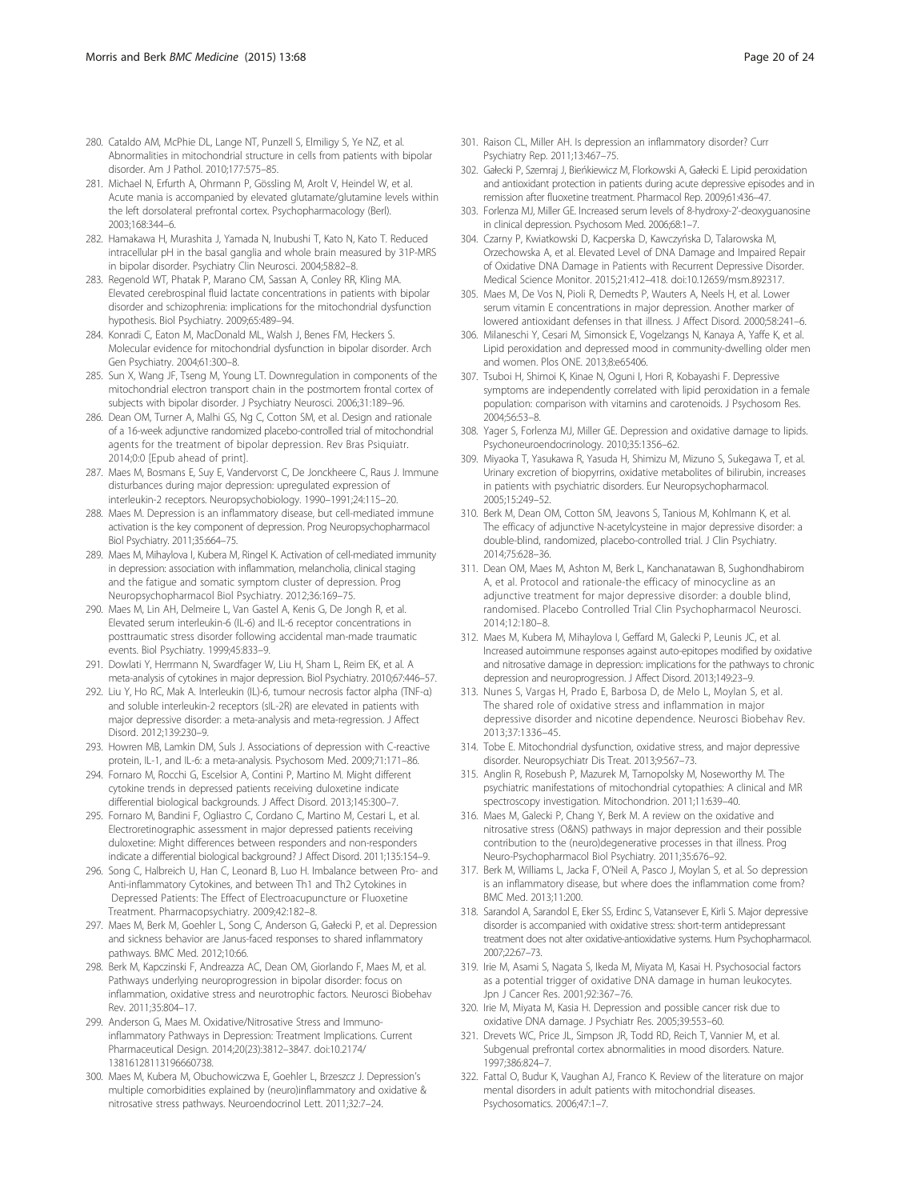280. Cataldo AM, McPhie DL, Lange NT, Punzell S, Elmiligy S, Ye NZ, et al. Abnormalities in mitochondrial structure in cells from patients with bipolar disorder. Am J Pathol. 2010;177:575–85.
281. Michael N, Erfurth A, Ohrmann P, Gössling M, Arolt V, Heindel W, et al. Acute mania is accompanied by elevated glutamate/glutamine levels within the left dorsolateral prefrontal cortex. Psychopharmacology (Berl). 2003;168:344–6.
282. Hamakawa H, Murashita J, Yamada N, Inubushi T, Kato N, Kato T. Reduced intracellular pH in the basal ganglia and whole brain measured by 31P-MRS in bipolar disorder. Psychiatry Clin Neurosci. 2004;58:82–8.
283. Regenold WT, Phatak P, Marano CM, Sassan A, Conley RR, Kling MA. Elevated cerebrospinal fluid lactate concentrations in patients with bipolar disorder and schizophrenia: implications for the mitochondrial dysfunction hypothesis. Biol Psychiatry. 2009;65:489–94.
284. Konradi C, Eaton M, MacDonald ML, Walsh J, Benes FM, Heckers S. Molecular evidence for mitochondrial dysfunction in bipolar disorder. Arch Gen Psychiatry. 2004;61:300–8.
285. Sun X, Wang JF, Tseng M, Young LT. Downregulation in components of the mitochondrial electron transport chain in the postmortem frontal cortex of subjects with bipolar disorder. J Psychiatry Neurosci. 2006;31:189–96.
286. Dean OM, Turner A, Malhi GS, Ng C, Cotton SM, et al. Design and rationale of a 16-week adjunctive randomized placebo-controlled trial of mitochondrial agents for the treatment of bipolar depression. Rev Bras Psiquiatr. 2014;0:0 [Epub ahead of print].
287. Maes M, Bosmans E, Suy E, Vandervorst C, De Jonckheere C, Raus J. Immune disturbances during major depression: upregulated expression of interleukin-2 receptors. Neuropsychobiology. 1990–1991;24:115–20.
288. Maes M. Depression is an inflammatory disease, but cell-mediated immune activation is the key component of depression. Prog Neuropsychopharmacol Biol Psychiatry. 2011;35:664–75.
289. Maes M, Mihaylova I, Kubera M, Ringel K. Activation of cell-mediated immunity in depression: association with inflammation, melancholia, clinical staging and the fatigue and somatic symptom cluster of depression. Prog Neuropsychopharmacol Biol Psychiatry. 2012;36:169–75.
290. Maes M, Lin AH, Delmeire L, Van Gastel A, Kenis G, De Jongh R, et al. Elevated serum interleukin-6 (IL-6) and IL-6 receptor concentrations in posttraumatic stress disorder following accidental man-made traumatic events. Biol Psychiatry. 1999;45:833–9.
291. Dowlati Y, Herrmann N, Swardfager W, Liu H, Sham L, Reim EK, et al. A meta-analysis of cytokines in major depression. Biol Psychiatry. 2010;67:446–57.
292. Liu Y, Ho RC, Mak A. Interleukin (IL)-6, tumour necrosis factor alpha (TNF-α) and soluble interleukin-2 receptors (sIL-2R) are elevated in patients with major depressive disorder: a meta-analysis and meta-regression. J Affect Disord. 2012;139:230–9.
293. Howren MB, Lamkin DM, Suls J. Associations of depression with C-reactive protein, IL-1, and IL-6: a meta-analysis. Psychosom Med. 2009;71:171–86.
294. Fornaro M, Rocchi G, Escelsior A, Contini P, Martino M. Might different cytokine trends in depressed patients receiving duloxetine indicate differential biological backgrounds. J Affect Disord. 2013;145:300–7.
295. Fornaro M, Bandini F, Ogliastro C, Cordano C, Martino M, Cestari L, et al. Electroretinographic assessment in major depressed patients receiving duloxetine: Might differences between responders and non-responders indicate a differential biological background? J Affect Disord. 2011;135:154–9.
296. Song C, Halbreich U, Han C, Leonard B, Luo H. Imbalance between Pro- and Anti-inflammatory Cytokines, and between Th1 and Th2 Cytokines in Depressed Patients: The Effect of Electroacupuncture or Fluoxetine Treatment. Pharmacopsychiatry. 2009;42:182–8.
297. Maes M, Berk M, Goehler L, Song C, Anderson G, Gałecki P, et al. Depression and sickness behavior are Janus-faced responses to shared inflammatory pathways. BMC Med. 2012;10:66.
298. Berk M, Kapczinski F, Andreazza AC, Dean OM, Giorlando F, Maes M, et al. Pathways underlying neuroprogression in bipolar disorder: focus on inflammation, oxidative stress and neurotrophic factors. Neurosci Biobehav Rev. 2011;35:804–17.
299. Anderson G, Maes M. Oxidative/Nitrosative Stress and Immuno-inflammatory Pathways in Depression: Treatment Implications. Current Pharmaceutical Design. 2014;20(23):3812–3847. doi:10.2174/13816128113196660738.
300. Maes M, Kubera M, Obuchowiczwa E, Goehler L, Brzeszcz J. Depression's multiple comorbidities explained by (neuro)inflammatory and oxidative & nitrosative stress pathways. Neuroendocrinol Lett. 2011;32:7–24.
301. Raison CL, Miller AH. Is depression an inflammatory disorder? Curr Psychiatry Rep. 2011;13:467–75.
302. Gałecki P, Szemraj J, Bieńkiewicz M, Florkowski A, Gałecki E. Lipid peroxidation and antioxidant protection in patients during acute depressive episodes and in remission after fluoxetine treatment. Pharmacol Rep. 2009;61:436–47.
303. Forlenza MJ, Miller GE. Increased serum levels of 8-hydroxy-2'-deoxyguanosine in clinical depression. Psychosom Med. 2006;68:1–7.
304. Czarny P, Kwiatkowski D, Kacperska D, Kawczyńska D, Talarowska M, Orzechowska A, et al. Elevated Level of DNA Damage and Impaired Repair of Oxidative DNA Damage in Patients with Recurrent Depressive Disorder. Medical Science Monitor. 2015;21:412–418. doi:10.12659/msm.892317.
305. Maes M, De Vos N, Pioli R, Demedts P, Wauters A, Neels H, et al. Lower serum vitamin E concentrations in major depression. Another marker of lowered antioxidant defenses in that illness. J Affect Disord. 2000;58:241–6.
306. Milaneschi Y, Cesari M, Simonsick E, Vogelzangs N, Kanaya A, Yaffe K, et al. Lipid peroxidation and depressed mood in community-dwelling older men and women. Plos ONE. 2013;8:e65406.
307. Tsuboi H, Shimoi K, Kinae N, Oguni I, Hori R, Kobayashi F. Depressive symptoms are independently correlated with lipid peroxidation in a female population: comparison with vitamins and carotenoids. J Psychosom Res. 2004;56:53–8.
308. Yager S, Forlenza MJ, Miller GE. Depression and oxidative damage to lipids. Psychoneuroendocrinology. 2010;35:1356–62.
309. Miyaoka T, Yasukawa R, Yasuda H, Shimizu M, Mizuno S, Sukegawa T, et al. Urinary excretion of biopyrrins, oxidative metabolites of bilirubin, increases in patients with psychiatric disorders. Eur Neuropsychopharmacol. 2005;15:249–52.
310. Berk M, Dean OM, Cotton SM, Jeavons S, Tanious M, Kohlmann K, et al. The efficacy of adjunctive N-acetylcysteine in major depressive disorder: a double-blind, randomized, placebo-controlled trial. J Clin Psychiatry. 2014;75:628–36.
311. Dean OM, Maes M, Ashton M, Berk L, Kanchanatawan B, Sughondhabirom A, et al. Protocol and rationale-the efficacy of minocycline as an adjunctive treatment for major depressive disorder: a double blind, randomised. Placebo Controlled Trial Clin Psychopharmacol Neurosci. 2014;12:180–8.
312. Maes M, Kubera M, Mihaylova I, Geffard M, Galecki P, Leunis JC, et al. Increased autoimmune responses against auto-epitopes modified by oxidative and nitrosative damage in depression: implications for the pathways to chronic depression and neuroprogression. J Affect Disord. 2013;149:23–9.
313. Nunes S, Vargas H, Prado E, Barbosa D, de Melo L, Moylan S, et al. The shared role of oxidative stress and inflammation in major depressive disorder and nicotine dependence. Neurosci Biobehav Rev. 2013;37:1336–45.
314. Tobe E. Mitochondrial dysfunction, oxidative stress, and major depressive disorder. Neuropsychiatr Dis Treat. 2013;9:567–73.
315. Anglin R, Rosebush P, Mazurek M, Tarnopolsky M, Noseworthy M. The psychiatric manifestations of mitochondrial cytopathies: A clinical and MR spectroscopy investigation. Mitochondrion. 2011;11:639–40.
316. Maes M, Galecki P, Chang Y, Berk M. A review on the oxidative and nitrosative stress (O&NS) pathways in major depression and their possible contribution to the (neuro)degenerative processes in that illness. Prog Neuro-Psychopharmacol Biol Psychiatry. 2011;35:676–92.
317. Berk M, Williams L, Jacka F, O'Neil A, Pasco J, Moylan S, et al. So depression is an inflammatory disease, but where does the inflammation come from? BMC Med. 2013;11:200.
318. Sarandol A, Sarandol E, Eker SS, Erdinc S, Vatansever E, Kirli S. Major depressive disorder is accompanied with oxidative stress: short-term antidepressant treatment does not alter oxidative-antioxidative systems. Hum Psychopharmacol. 2007;22:67–73.
319. Irie M, Asami S, Nagata S, Ikeda M, Miyata M, Kasai H. Psychosocial factors as a potential trigger of oxidative DNA damage in human leukocytes. Jpn J Cancer Res. 2001;92:367–76.
320. Irie M, Miyata M, Kasia H. Depression and possible cancer risk due to oxidative DNA damage. J Psychiatr Res. 2005;39:553–60.
321. Drevets WC, Price JL, Simpson JR, Todd RD, Reich T, Vannier M, et al. Subgenual prefrontal cortex abnormalities in mood disorders. Nature. 1997;386:824–7.
322. Fattal O, Budur K, Vaughan AJ, Franco K. Review of the literature on major mental disorders in adult patients with mitochondrial diseases. Psychosomatics. 2006;47:1–7.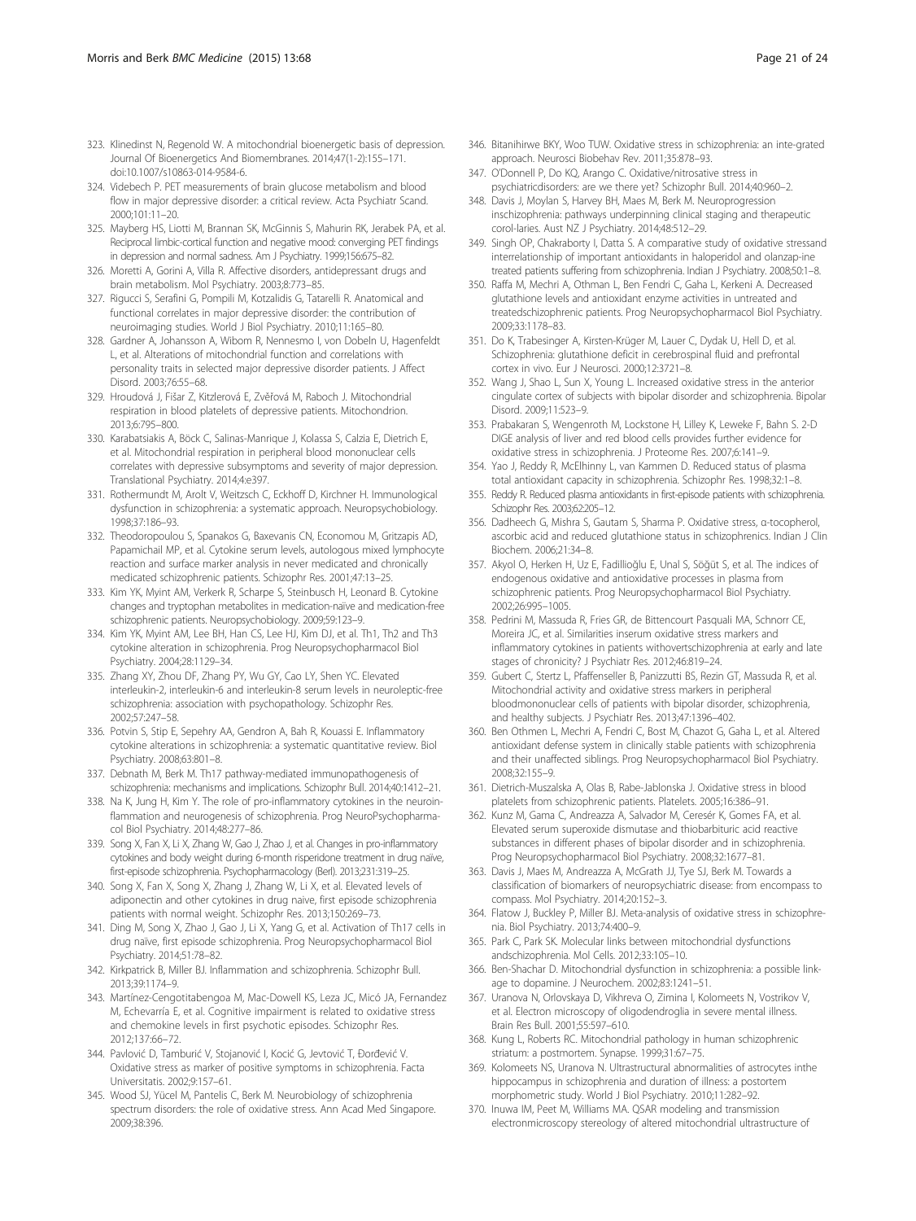323. Klinedinst N, Regenold W. A mitochondrial bioenergetic basis of depression. Journal Of Bioenergetics And Biomembranes. 2014;47(1-2):155–171. doi:10.1007/s10863-014-9584-6.
324. Videbech P. PET measurements of brain glucose metabolism and blood flow in major depressive disorder: a critical review. Acta Psychiatr Scand. 2000;101:11–20.
325. Mayberg HS, Liotti M, Brannan SK, McGinnis S, Mahurin RK, Jerabek PA, et al. Reciprocal limbic-cortical function and negative mood: converging PET findings in depression and normal sadness. Am J Psychiatry. 1999;156:675–82.
326. Moretti A, Gorini A, Villa R. Affective disorders, antidepressant drugs and brain metabolism. Mol Psychiatry. 2003;8:773–85.
327. Rigucci S, Serafini G, Pompili M, Kotzalidis G, Tatarelli R. Anatomical and functional correlates in major depressive disorder: the contribution of neuroimaging studies. World J Biol Psychiatry. 2010;11:165–80.
328. Gardner A, Johansson A, Wibom R, Nennesmo I, von Dobeln U, Hagenfeldt L, et al. Alterations of mitochondrial function and correlations with personality traits in selected major depressive disorder patients. J Affect Disord. 2003;76:55–68.
329. Hroudová J, Fišar Z, Kitzlerová E, Zvěřová M, Raboch J. Mitochondrial respiration in blood platelets of depressive patients. Mitochondrion. 2013;6:795–800.
330. Karabatsiakis A, Böck C, Salinas-Manrique J, Kolassa S, Calzia E, Dietrich E, et al. Mitochondrial respiration in peripheral blood mononuclear cells correlates with depressive subsymptoms and severity of major depression. Translational Psychiatry. 2014;4:e397.
331. Rothermundt M, Arolt V, Weitzsch C, Eckhoff D, Kirchner H. Immunological dysfunction in schizophrenia: a systematic approach. Neuropsychobiology. 1998;37:186–93.
332. Theodoropoulou S, Spanakos G, Baxevanis CN, Economou M, Gritzapis AD, Papamichail MP, et al. Cytokine serum levels, autologous mixed lymphocyte reaction and surface marker analysis in never medicated and chronically medicated schizophrenic patients. Schizophr Res. 2001;47:13–25.
333. Kim YK, Myint AM, Verkerk R, Scharpe S, Steinbusch H, Leonard B. Cytokine changes and tryptophan metabolites in medication-naïve and medication-free schizophrenic patients. Neuropsychobiology. 2009;59:123–9.
334. Kim YK, Myint AM, Lee BH, Han CS, Lee HJ, Kim DJ, et al. Th1, Th2 and Th3 cytokine alteration in schizophrenia. Prog Neuropsychopharmacol Biol Psychiatry. 2004;28:1129–34.
335. Zhang XY, Zhou DF, Zhang PY, Wu GY, Cao LY, Shen YC. Elevated interleukin-2, interleukin-6 and interleukin-8 serum levels in neuroleptic-free schizophrenia: association with psychopathology. Schizophr Res. 2002;57:247–58.
336. Potvin S, Stip E, Sepehry AA, Gendron A, Bah R, Kouassi E. Inflammatory cytokine alterations in schizophrenia: a systematic quantitative review. Biol Psychiatry. 2008;63:801–8.
337. Debnath M, Berk M. Th17 pathway-mediated immunopathogenesis of schizophrenia: mechanisms and implications. Schizophr Bull. 2014;40:1412–21.
338. Na K, Jung H, Kim Y. The role of pro-inflammatory cytokines in the neuroinflammation and neurogenesis of schizophrenia. Prog NeuroPsychopharmacol Biol Psychiatry. 2014;48:277–86.
339. Song X, Fan X, Li X, Zhang W, Gao J, Zhao J, et al. Changes in pro-inflammatory cytokines and body weight during 6-month risperidone treatment in drug naïve, first-episode schizophrenia. Psychopharmacology (Berl). 2013;231:319–25.
340. Song X, Fan X, Song X, Zhang J, Zhang W, Li X, et al. Elevated levels of adiponectin and other cytokines in drug naive, first episode schizophrenia patients with normal weight. Schizophr Res. 2013;150:269–73.
341. Ding M, Song X, Zhao J, Gao J, Li X, Yang G, et al. Activation of Th17 cells in drug naïve, first episode schizophrenia. Prog Neuropsychopharmacol Biol Psychiatry. 2014;51:78–82.
342. Kirkpatrick B, Miller BJ. Inflammation and schizophrenia. Schizophr Bull. 2013;39:1174–9.
343. Martínez-Cengotitabengoa M, Mac-Dowell KS, Leza JC, Micó JA, Fernandez M, Echevarría E, et al. Cognitive impairment is related to oxidative stress and chemokine levels in first psychotic episodes. Schizophr Res. 2012;137:66–72.
344. Pavlović D, Tamburić V, Stojanović I, Kocić G, Jevtović T, Đorđević V. Oxidative stress as marker of positive symptoms in schizophrenia. Facta Universitatis. 2002;9:157–61.
345. Wood SJ, Yücel M, Pantelis C, Berk M. Neurobiology of schizophrenia spectrum disorders: the role of oxidative stress. Ann Acad Med Singapore. 2009;38:396.
346. Bitanihirwe BKY, Woo TUW. Oxidative stress in schizophrenia: an inte-grated approach. Neurosci Biobehav Rev. 2011;35:878–93.
347. O'Donnell P, Do KQ, Arango C. Oxidative/nitrosative stress in psychiatricdisorders: are we there yet? Schizophr Bull. 2014;40:960–2.
348. Davis J, Moylan S, Harvey BH, Maes M, Berk M. Neuroprogression inschizophrenia: pathways underpinning clinical staging and therapeutic corol-laries. Aust NZ J Psychiatry. 2014;48:512–29.
349. Singh OP, Chakraborty I, Datta S. A comparative study of oxidative stressand interrelationship of important antioxidants in haloperidol and olanzap-ine treated patients suffering from schizophrenia. Indian J Psychiatry. 2008;50:1–8.
350. Raffa M, Mechri A, Othman L, Ben Fendri C, Gaha L, Kerkeni A. Decreased glutathione levels and antioxidant enzyme activities in untreated and treatedschizophrenic patients. Prog Neuropsychopharmacol Biol Psychiatry. 2009;33:1178–83.
351. Do K, Trabesinger A, Kirsten-Krüger M, Lauer C, Dydak U, Hell D, et al. Schizophrenia: glutathione deficit in cerebrospinal fluid and prefrontal cortex in vivo. Eur J Neurosci. 2000;12:3721–8.
352. Wang J, Shao L, Sun X, Young L. Increased oxidative stress in the anterior cingulate cortex of subjects with bipolar disorder and schizophrenia. Bipolar Disord. 2009;11:523–9.
353. Prabakaran S, Wengenroth M, Lockstone H, Lilley K, Leweke F, Bahn S. 2-D DIGE analysis of liver and red blood cells provides further evidence for oxidative stress in schizophrenia. J Proteome Res. 2007;6:141–9.
354. Yao J, Reddy R, McElhinny L, van Kammen D. Reduced status of plasma total antioxidant capacity in schizophrenia. Schizophr Res. 1998;32:1–8.
355. Reddy R. Reduced plasma antioxidants in first-episode patients with schizophrenia. Schizophr Res. 2003;62:205–12.
356. Dadheech G, Mishra S, Gautam S, Sharma P. Oxidative stress, α-tocopherol, ascorbic acid and reduced glutathione status in schizophrenics. Indian J Clin Biochem. 2006;21:34–8.
357. Akyol O, Herken H, Uz E, Fadillioğlu E, Unal S, Söğüt S, et al. The indices of endogenous oxidative and antioxidative processes in plasma from schizophrenic patients. Prog Neuropsychopharmacol Biol Psychiatry. 2002;26:995–1005.
358. Pedrini M, Massuda R, Fries GR, de Bittencourt Pasquali MA, Schnorr CE, Moreira JC, et al. Similarities inserum oxidative stress markers and inflammatory cytokines in patients withovertschizophrenia at early and late stages of chronicity? J Psychiatr Res. 2012;46:819–24.
359. Gubert C, Stertz L, Pfaffenseller B, Panizzutti BS, Rezin GT, Massuda R, et al. Mitochondrial activity and oxidative stress markers in peripheral bloodmononuclear cells of patients with bipolar disorder, schizophrenia, and healthy subjects. J Psychiatr Res. 2013;47:1396–402.
360. Ben Othmen L, Mechri A, Fendri C, Bost M, Chazot G, Gaha L, et al. Altered antioxidant defense system in clinically stable patients with schizophrenia and their unaffected siblings. Prog Neuropsychopharmacol Biol Psychiatry. 2008;32:155–9.
361. Dietrich-Muszalska A, Olas B, Rabe-Jablonska J. Oxidative stress in blood platelets from schizophrenic patients. Platelets. 2005;16:386–91.
362. Kunz M, Gama C, Andreazza A, Salvador M, Cerésr K, Gomes FA, et al. Elevated serum superoxide dismutase and thiobarbituric acid reactive substances in different phases of bipolar disorder and in schizophrenia. Prog Neuropsychopharmacol Biol Psychiatry. 2008;32:1677–81.
363. Davis J, Maes M, Andreazza A, McGrath JJ, Tye SJ, Berk M. Towards a classification of biomarkers of neuropsychiatric disease: from encompass to compass. Mol Psychiatry. 2014;20:152–3.
364. Flatow J, Buckley P, Miller BJ. Meta-analysis of oxidative stress in schizophrenia. Biol Psychiatry. 2013;74:400–9.
365. Park C, Park SK. Molecular links between mitochondrial dysfunctions andschizophrenia. Mol Cells. 2012;33:105–10.
366. Ben-Shachar D. Mitochondrial dysfunction in schizophrenia: a possible linkage to dopamine. J Neurochem. 2002;83:1241–51.
367. Uranova N, Orlovskaya D, Vikhreva O, Zimina I, Kolomeets N, Vostrikov V, et al. Electron microscopy of oligodendroglia in severe mental illness. Brain Res Bull. 2001;55:597–610.
368. Kung L, Roberts RC. Mitochondrial pathology in human schizophrenic striatum: a postmortem. Synapse. 1999;31:67–75.
369. Kolomeets NS, Uranova N. Ultrastructural abnormalities of astrocytes inthe hippocampus in schizophrenia and duration of illness: a postortem morphometric study. World J Biol Psychiatry. 2010;11:282–92.
370. Inuwa IM, Peet M, Williams MA. QSAR modeling and transmission electronmicroscopy stereology of altered mitochondrial ultrastructure of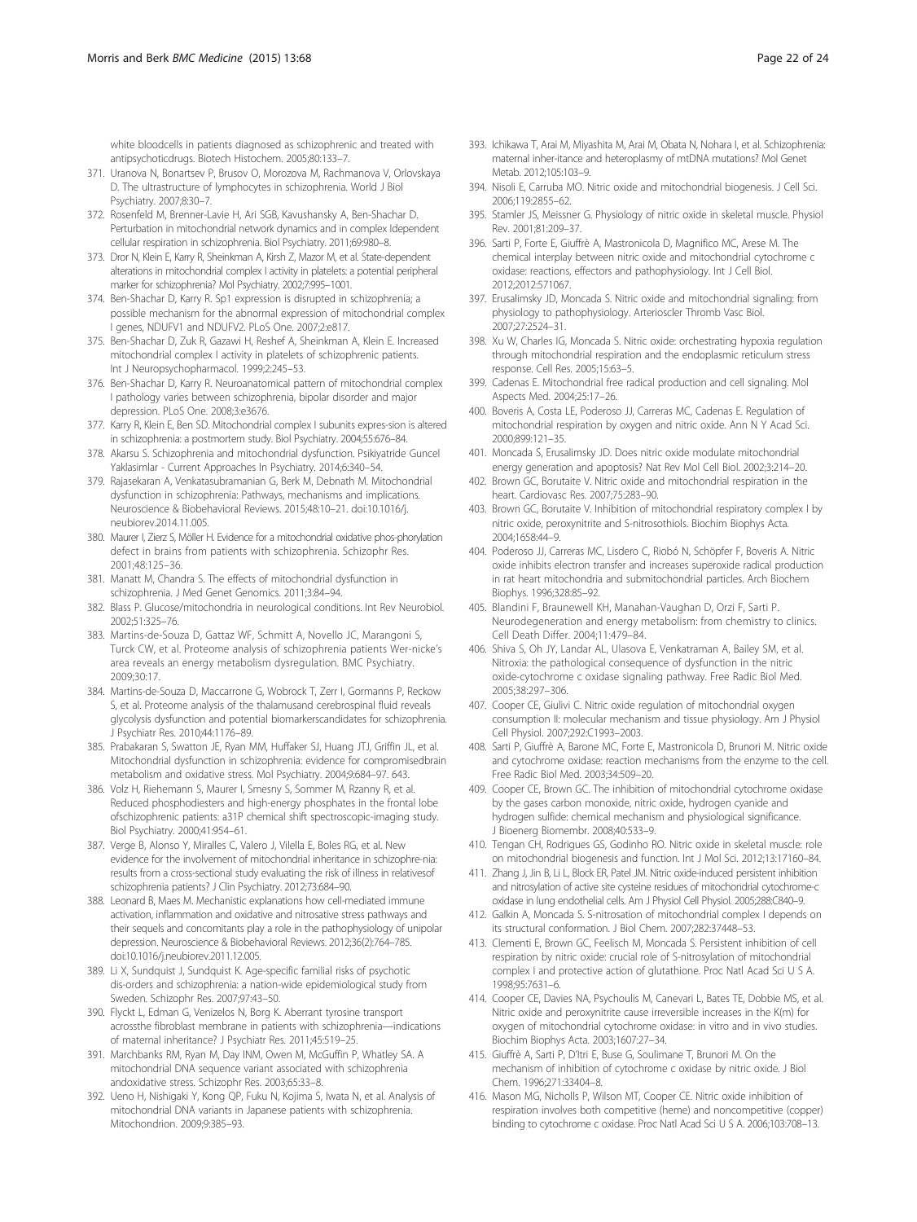white bloodcells in patients diagnosed as schizophrenic and treated with antipsychoticdrugs. Biotech Histochem. 2005;80:133–7.

371. Uranova N, Bonartsev P, Brusov O, Morozova M, Rachmanova V, Orlovskaya D. The ultrastructure of lymphocytes in schizophrenia. World J Biol Psychiatry. 2007;8:30–7.
372. Rosenfeld M, Brenner-Lavie H, Ari SGB, Kavushansky A, Ben-Shachar D. Perturbation in mitochondrial network dynamics and in complex Idependent cellular respiration in schizophrenia. Biol Psychiatry. 2011;69:980–8.
373. Dror N, Klein E, Karry R, Sheinkman A, Kirsh Z, Mazor M, et al. State-dependent alterations in mitochondrial complex I activity in platelets: a potential peripheral marker for schizophrenia? Mol Psychiatry. 2002;7:995–1001.
374. Ben-Shachar D, Karry R. Sp1 expression is disrupted in schizophrenia; a possible mechanism for the abnormal expression of mitochondrial complex I genes, NDUFV1 and NDUFV2. PLoS One. 2007;2:e817.
375. Ben-Shachar D, Zuk R, Gazawi H, Reshef A, Sheinkman A, Klein E. Increased mitochondrial complex I activity in platelets of schizophrenic patients. Int J Neuropsychopharmacol. 1999;2:245–53.
376. Ben-Shachar D, Karry R. Neuroanatomical pattern of mitochondrial complex I pathology varies between schizophrenia, bipolar disorder and major depression. PLoS One. 2008;3:e3676.
377. Karry R, Klein E, Ben SD. Mitochondrial complex I subunits expres-sion is altered in schizophrenia: a postmortem study. Biol Psychiatry. 2004;55:676–84.
378. Akarsu S. Schizophrenia and mitochondrial dysfunction. Psikiyatride Guncel Yaklasimlar - Current Approaches In Psychiatry. 2014;6:340–54.
379. Rajasekaran A, Venkatasubramanian G, Berk M, Debnath M. Mitochondrial dysfunction in schizophrenia: Pathways, mechanisms and implications. Neuroscience & Biobehavioral Reviews. 2015;48:10–21. doi:10.1016/j.neubiorev.2014.11.005.
380. Maurer I, Zierz S, Möller H. Evidence for a mitochondrial oxidative phos-phorylation defect in brains from patients with schizophrenia. Schizophr Res. 2001;48:125–36.
381. Manatt M, Chandra S. The effects of mitochondrial dysfunction in schizophrenia. J Med Genet Genomics. 2011;3:84–94.
382. Blass P. Glucose/mitochondria in neurological conditions. Int Rev Neurobiol. 2002;51:325–76.
383. Martins-de-Souza D, Gattaz WF, Schmitt A, Novello JC, Marangoni S, Turck CW, et al. Proteome analysis of schizophrenia patients Wer-nicke's area reveals an energy metabolism dysregulation. BMC Psychiatry. 2009;30:17.
384. Martins-de-Souza D, Maccarrone G, Wobrock T, Zerr I, Gormanns P, Reckow S, et al. Proteome analysis of the thalamusand cerebrospinal fluid reveals glycolysis dysfunction and potential biomarkerscandidates for schizophrenia. J Psychiatr Res. 2010;44:1176–89.
385. Prabakaran S, Swatton JE, Ryan MM, Huffaker SJ, Huang JTJ, Griffin JL, et al. Mitochondrial dysfunction in schizophrenia: evidence for compromisedbrain metabolism and oxidative stress. Mol Psychiatry. 2004;9:684–97. 643.
386. Volz H, Riehemann S, Maurer I, Smesny S, Sommer M, Rzanny R, et al. Reduced phosphodiesters and high-energy phosphates in the frontal lobe ofschizophrenic patients: a31P chemical shift spectroscopic-imaging study. Biol Psychiatry. 2000;41:954–61.
387. Verge B, Alonso Y, Miralles C, Valero J, Vilella E, Boles RG, et al. New evidence for the involvement of mitochondrial inheritance in schizophre-nia: results from a cross-sectional study evaluating the risk of illness in relativesof schizophrenia patients? J Clin Psychiatry. 2012;73:684–90.
388. Leonard B, Maes M. Mechanistic explanations how cell-mediated immune activation, inflammation and oxidative and nitrosative stress pathways and their sequels and concomitants play a role in the pathophysiology of unipolar depression. Neuroscience & Biobehavioral Reviews. 2012;36(2):764–785. doi:10.1016/j.neubiorev.2011.12.005.
389. Li X, Sundquist J, Sundquist K. Age-specific familial risks of psychotic dis-orders and schizophrenia: a nation-wide epidemiological study from Sweden. Schizophr Res. 2007;97:43–50.
390. Flyckt L, Edman G, Venizelos N, Borg K. Aberrant tyrosine transport acrossthe fibroblast membrane in patients with schizophrenia—indications of maternal inheritance? J Psychiatr Res. 2011;45:519–25.
391. Marchbanks RM, Ryan M, Day INM, Owen M, McGuffin P, Whatley SA. A mitochondrial DNA sequence variant associated with schizophrenia andoxidative stress. Schizophr Res. 2003;65:33–8.
392. Ueno H, Nishigaki Y, Kong QP, Fuku N, Kojima S, Iwata N, et al. Analysis of mitochondrial DNA variants in Japanese patients with schizophrenia. Mitochondrion. 2009;9:385–93.
393. Ichikawa T, Arai M, Miyashita M, Arai M, Obata N, Nohara I, et al. Schizophrenia: maternal inher-itance and heteroplasmy of mtDNA mutations? Mol Genet Metab. 2012;105:103–9.
394. Nisoli E, Carruba MO. Nitric oxide and mitochondrial biogenesis. J Cell Sci. 2006;119:2855–62.
395. Stamler JS, Meissner G. Physiology of nitric oxide in skeletal muscle. Physiol Rev. 2001;81:209–37.
396. Sarti P, Forte E, Giuffrè A, Mastronicola D, Magnifico MC, Arese M. The chemical interplay between nitric oxide and mitochondrial cytochrome c oxidase: reactions, effectors and pathophysiology. Int J Cell Biol. 2012;2012:571067.
397. Erusalimsky JD, Moncada S. Nitric oxide and mitochondrial signaling: from physiology to pathophysiology. Arterioscler Thromb Vasc Biol. 2007;27:2524–31.
398. Xu W, Charles IG, Moncada S. Nitric oxide: orchestrating hypoxia regulation through mitochondrial respiration and the endoplasmic reticulum stress response. Cell Res. 2005;15:63–5.
399. Cadenas E. Mitochondrial free radical production and cell signaling. Mol Aspects Med. 2004;25:17–26.
400. Boveris A, Costa LE, Poderoso JJ, Carreras MC, Cadenas E. Regulation of mitochondrial respiration by oxygen and nitric oxide. Ann N Y Acad Sci. 2000;899:121–35.
401. Moncada S, Erusalimsky JD. Does nitric oxide modulate mitochondrial energy generation and apoptosis? Nat Rev Mol Cell Biol. 2002;3:214–20.
402. Brown GC, Borutaite V. Nitric oxide and mitochondrial respiration in the heart. Cardiovasc Res. 2007;75:283–90.
403. Brown GC, Borutaite V. Inhibition of mitochondrial respiratory complex I by nitric oxide, peroxynitrite and S-nitrosothiols. Biochim Biophys Acta. 2004;1658:44–9.
404. Poderoso JJ, Carreras MC, Lisdero C, Riobó N, Schöpfer F, Boveris A. Nitric oxide inhibits electron transfer and increases superoxide radical production in rat heart mitochondria and submitochondrial particles. Arch Biochem Biophys. 1996;328:85–92.
405. Blandini F, Braunewell KH, Manahan-Vaughan D, Orzi F, Sarti P. Neurodegeneration and energy metabolism: from chemistry to clinics. Cell Death Differ. 2004;11:479–84.
406. Shiva S, Oh JY, Landar AL, Ulasova E, Venkatraman A, Bailey SM, et al. Nitroxia: the pathological consequence of dysfunction in the nitric oxide-cytochrome c oxidase signaling pathway. Free Radic Biol Med. 2005;38:297–306.
407. Cooper CE, Giulivi C. Nitric oxide regulation of mitochondrial oxygen consumption II: molecular mechanism and tissue physiology. Am J Physiol Cell Physiol. 2007;292:C1993–2003.
408. Sarti P, Giuffrè A, Barone MC, Forte E, Mastronicola D, Brunori M. Nitric oxide and cytochrome oxidase: reaction mechanisms from the enzyme to the cell. Free Radic Biol Med. 2003;34:509–20.
409. Cooper CE, Brown GC. The inhibition of mitochondrial cytochrome oxidase by the gases carbon monoxide, nitric oxide, hydrogen cyanide and hydrogen sulfide: chemical mechanism and physiological significance. J Bioenerg Biomembr. 2008;40:533–9.
410. Tengan CH, Rodrigues GS, Godinho RO. Nitric oxide in skeletal muscle: role on mitochondrial biogenesis and function. Int J Mol Sci. 2012;13:17160–84.
411. Zhang J, Jin B, Li L, Block ER, Patel JM. Nitric oxide-induced persistent inhibition and nitrosylation of active site cysteine residues of mitochondrial cytochrome-c oxidase in lung endothelial cells. Am J Physiol Cell Physiol. 2005;288:C840–9.
412. Galkin A, Moncada S. S-nitrosation of mitochondrial complex I depends on its structural conformation. J Biol Chem. 2007;282:37448–53.
413. Clementi E, Brown GC, Feelisch M, Moncada S. Persistent inhibition of cell respiration by nitric oxide: crucial role of S-nitrosylation of mitochondrial complex I and protective action of glutathione. Proc Natl Acad Sci U S A. 1998;95:7631–6.
414. Cooper CE, Davies NA, Psychoulis M, Canevari L, Bates TE, Dobbie MS, et al. Nitric oxide and peroxynitrite cause irreversible increases in the K(m) for oxygen of mitochondrial cytochrome oxidase: in vitro and in vivo studies. Biochim Biophys Acta. 2003;1607:27–34.
415. Giuffrè A, Sarti P, D'Itri E, Buse G, Soulimane T, Brunori M. On the mechanism of inhibition of cytochrome c oxidase by nitric oxide. J Biol Chem. 1996;271:33404–8.
416. Mason MG, Nicholls P, Wilson MT, Cooper CE. Nitric oxide inhibition of respiration involves both competitive (heme) and noncompetitive (copper) binding to cytochrome c oxidase. Proc Natl Acad Sci U S A. 2006;103:708–13.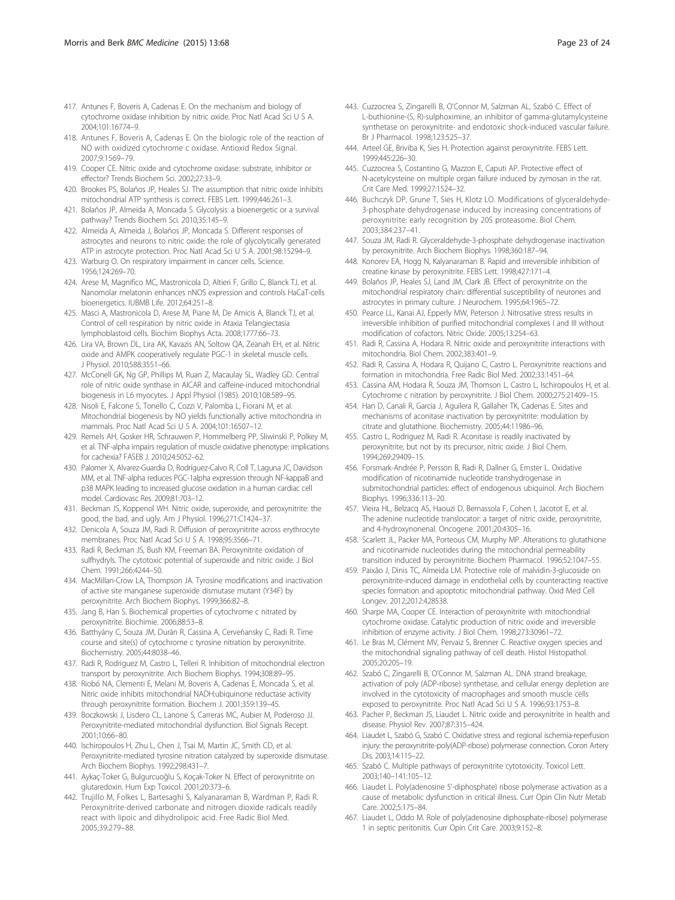417. Antunes F, Boveris A, Cadenas E. On the mechanism and biology of cytochrome oxidase inhibition by nitric oxide. Proc Natl Acad Sci U S A. 2004;101:16774–9.
418. Antunes F, Boveris A, Cadenas E. On the biologic role of the reaction of NO with oxidized cytochrome c oxidase. Antioxid Redox Signal. 2007;9:1569–79.
419. Cooper CE. Nitric oxide and cytochrome oxidase: substrate, inhibitor or effector? Trends Biochem Sci. 2002;27:33–9.
420. Brookes PS, Bolaños JP, Heales SJ. The assumption that nitric oxide inhibits mitochondrial ATP synthesis is correct. FEBS Lett. 1999;446:261–3.
421. Bolaños JP, Almeida A, Moncada S. Glycolysis: a bioenergetic or a survival pathway? Trends Biochem Sci. 2010;35:145–9.
422. Almeida A, Almeida J, Bolaños JP, Moncada S. Different responses of astrocytes and neurons to nitric oxide: the role of glycolytically generated ATP in astrocyte protection. Proc Natl Acad Sci U S A. 2001;98:15294–9.
423. Warburg O. On respiratory impairment in cancer cells. Science. 1956;124:269–70.
424. Arese M, Magnifico MC, Mastronicola D, Altieri F, Grillo C, Blanck TJ, et al. Nanomolar melatonin enhances nNOS expression and controls HaCaT-cells bioenergetics. IUBMB Life. 2012;64:251–8.
425. Masci A, Mastronicola D, Arese M, Piane M, De Amicis A, Blanck TJ, et al. Control of cell respiration by nitric oxide in Ataxia Telangiectasia lymphoblastoid cells. Biochim Biophys Acta. 2008;1777:66–73.
426. Lira VA, Brown DL, Lira AK, Kavazis AN, Soltow QA, Zeanah EH, et al. Nitric oxide and AMPK cooperatively regulate PGC-1 in skeletal muscle cells. J Physiol. 2010;588:3551–66.
427. McConell GK, Ng GP, Phillips M, Ruan Z, Macaulay SL, Wadley GD. Central role of nitric oxide synthase in AICAR and caffeine-induced mitochondrial biogenesis in L6 myocytes. J Appl Physiol (1985). 2010;108:589–95.
428. Nisoli E, Falcone S, Tonello C, Cozzi V, Palomba L, Fiorani M, et al. Mitochondrial biogenesis by NO yields functionally active mitochondria in mammals. Proc Natl Acad Sci U S A. 2004;101:16507–12.
429. Remels AH, Gosker HR, Schrauwen P, Hommelberg PP, Sliwinski P, Polkey M, et al. TNF-alpha impairs regulation of muscle oxidative phenotype: implications for cachexia? FASEB J. 2010;24:5052–62.
430. Palomer X, Alvarez-Guardia D, Rodríguez-Calvo R, Coll T, Laguna JC, Davidson MM, et al. TNF-alpha reduces PGC-1alpha expression through NF-kappaB and p38 MAPK leading to increased glucose oxidation in a human cardiac cell model. Cardiovasc Res. 2009;81:703–12.
431. Beckman JS, Koppenol WH. Nitric oxide, superoxide, and peroxynitrite: the good, the bad, and ugly. Am J Physiol. 1996;271:C1424–37.
432. Denicola A, Souza JM, Radi R. Diffusion of peroxynitrite across erythrocyte membranes. Proc Natl Acad Sci U S A. 1998;95:3566–71.
433. Radi R, Beckman JS, Bush KM, Freeman BA. Peroxynitrite oxidation of sulfhydryls. The cytotoxic potential of superoxide and nitric oxide. J Biol Chem. 1991;266:4244–50.
434. MacMillan-Crow LA, Thompson JA. Tyrosine modifications and inactivation of active site manganese superoxide dismutase mutant (Y34F) by peroxynitrite. Arch Biochem Biophys. 1999;366:82–8.
435. Jang B, Han S. Biochemical properties of cytochrome c nitrated by peroxynitrite. Biochimie. 2006;88:53–8.
436. Batthyány C, Souza JM, Durán R, Cassina A, Cerveñansky C, Radi R. Time course and site(s) of cytochrome c tyrosine nitration by peroxynitrite. Biochemistry. 2005;44:8038–46.
437. Radi R, Rodriguez M, Castro L, Telleri R. Inhibition of mitochondrial electron transport by peroxynitrite. Arch Biochem Biophys. 1994;308:89–95.
438. Riobó NA, Clementi E, Melani M, Boveris A, Cadenas E, Moncada S, et al. Nitric oxide inhibits mitochondrial NADH:ubiquinone reductase activity through peroxynitrite formation. Biochem J. 2001;359:139–45.
439. Boczkowski J, Lisdero CL, Lanone S, Carreras MC, Aubier M, Poderoso JJ. Peroxynitrite-mediated mitochondrial dysfunction. Biol Signals Recept. 2001;10:66–80.
440. Ischiropoulos H, Zhu L, Chen J, Tsai M, Martin JC, Smith CD, et al. Peroxynitrite-mediated tyrosine nitration catalyzed by superoxide dismutase. Arch Biochem Biophys. 1992;298:431–7.
441. Aykaç-Toker G, Bulgurcuoğlu S, Koçak-Toker N. Effect of peroxynitrite on glutaredoxin. Hum Exp Toxicol. 2001;20:373–6.
442. Trujillo M, Folkes L, Bartesaghi S, Kalyanaraman B, Wardman P, Radi R. Peroxynitrite-derived carbonate and nitrogen dioxide radicals readily react with lipoic and dihydrolipoic acid. Free Radic Biol Med. 2005;39:279–88.
443. Cuzzocrea S, Zingarelli B, O'Connor M, Salzman AL, Szabó C. Effect of L-buthionine-(S, R)-sulphoximine, an inhibitor of gamma-glutamylcysteine synthetase on peroxynitrite- and endotoxic shock-induced vascular failure. Br J Pharmacol. 1998;123:525–37.
444. Arteel GE, Briviba K, Sies H. Protection against peroxynitrite. FEBS Lett. 1999;445:226–30.
445. Cuzzocrea S, Costantino G, Mazzon E, Caputi AP. Protective effect of N-acetylcysteine on multiple organ failure induced by zymosan in the rat. Crit Care Med. 1999;27:1524–32.
446. Buchczyk DP, Grune T, Sies H, Klotz LO. Modifications of glyceraldehyde-3-phosphate dehydrogenase induced by increasing concentrations of peroxynitrite: early recognition by 20S proteasome. Biol Chem. 2003;384:237–41.
447. Souza JM, Radi R. Glyceraldehyde-3-phosphate dehydrogenase inactivation by peroxynitrite. Arch Biochem Biophys. 1998;360:187–94.
448. Konorev EA, Hogg N, Kalyanaraman B. Rapid and irreversible inhibition of creatine kinase by peroxynitrite. FEBS Lett. 1998;427:171–4.
449. Bolaños JP, Heales SJ, Land JM, Clark JB. Effect of peroxynitrite on the mitochondrial respiratory chain: differential susceptibility of neurones and astrocytes in primary culture. J Neurochem. 1995;64:1965–72.
450. Pearce LL, Kanai AJ, Epperly MW, Peterson J. Nitrosative stress results in irreversible inhibition of purified mitochondrial complexes I and III without modification of cofactors. Nitric Oxide. 2005;13:254–63.
451. Radi R, Cassina A, Hodara R. Nitric oxide and peroxynitrite interactions with mitochondria. Biol Chem. 2002;383:401–9.
452. Radi R, Cassina A, Hodara R, Quijano C, Castro L. Peroxynitrite reactions and formation in mitochondria. Free Radic Biol Med. 2002;33:1451–64.
453. Cassina AM, Hodara R, Souza JM, Thomson L, Castro L, Ischiropoulos H, et al. Cytochrome c nitration by peroxynitrite. J Biol Chem. 2000;275:21409–15.
454. Han D, Canali R, Garcia J, Aguilera R, Gallaher TK, Cadenas E. Sites and mechanisms of aconitase inactivation by peroxynitrite: modulation by citrate and glutathione. Biochemistry. 2005;44:11986–96.
455. Castro L, Rodriguez M, Radi R. Aconitase is readily inactivated by peroxynitrite, but not by its precursor, nitric oxide. J Biol Chem. 1994;269:29409–15.
456. Forsmark-Andrée P, Persson B, Radi R, Dallner G, Ernster L. Oxidative modification of nicotinamide nucleotide transhydrogenase in submitochondrial particles: effect of endogenous ubiquinol. Arch Biochem Biophys. 1996;336:113–20.
457. Vieira HL, Belzacq AS, Haouzi D, Bernassola F, Cohen I, Jacotot E, et al. The adenine nucleotide translocator: a target of nitric oxide, peroxynitrite, and 4-hydroxynonenal. Oncogene. 2001;20:4305–16.
458. Scarlett JL, Packer MA, Porteous CM, Murphy MP. Alterations to glutathione and nicotinamide nucleotides during the mitochondrial permeability transition induced by peroxynitrite. Biochem Pharmacol. 1996;52:1047–55.
459. Paixão J, Dinis TC, Almeida LM. Protective role of malvidin-3-glucoside on peroxynitrite-induced damage in endothelial cells by counteracting reactive species formation and apoptotic mitochondrial pathway. Oxid Med Cell Longev. 2012;2012:428538.
460. Sharpe MA, Cooper CE. Interaction of peroxynitrite with mitochondrial cytochrome oxidase. Catalytic production of nitric oxide and irreversible inhibition of enzyme activity. J Biol Chem. 1998;273:30961–72.
461. Le Bras M, Clément MV, Pervaiz S, Brenner C. Reactive oxygen species and the mitochondrial signaling pathway of cell death. Histol Histopathol. 2005;20:205–19.
462. Szabó C, Zingarelli B, O'Connor M, Salzman AL. DNA strand breakage, activation of poly (ADP-ribose) synthetase, and cellular energy depletion are involved in the cytotoxicity of macrophages and smooth muscle cells exposed to peroxynitrite. Proc Natl Acad Sci U S A. 1996;93:1753–8.
463. Pacher P, Beckman JS, Liaudet L. Nitric oxide and peroxynitrite in health and disease. Physiol Rev. 2007;87:315–424.
464. Liaudet L, Szabó G, Szabó C. Oxidative stress and regional ischemia-reperfusion injury: the peroxynitrite-poly(ADP-ribose) polymerase connection. Coron Artery Dis. 2003;14:115–22.
465. Szabó C. Multiple pathways of peroxynitrite cytotoxicity. Toxicol Lett. 2003;140–141:105–12.
466. Liaudet L. Poly(adenosine 5'-diphosphate) ribose polymerase activation as a cause of metabolic dysfunction in critical illness. Curr Opin Clin Nutr Metab Care. 2002;5:175–84.
467. Liaudet L, Oddo M. Role of poly(adenosine diphosphate-ribose) polymerase 1 in septic peritonitis. Curr Opin Crit Care. 2003;9:152–8.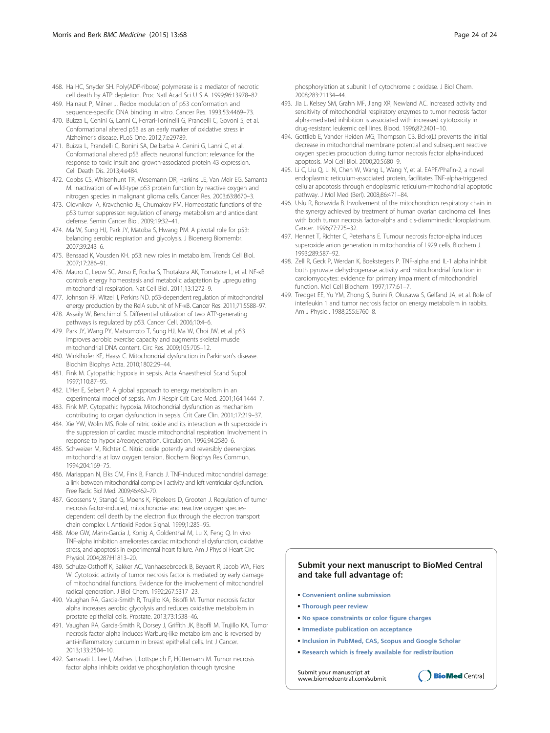468. Ha HC, Snyder SH. Poly(ADP-ribose) polymerase is a mediator of necrotic cell death by ATP depletion. Proc Natl Acad Sci U S A. 1999;96:13978–82.
469. Hainaut P, Milner J. Redox modulation of p53 conformation and sequence-specific DNA binding in vitro. Cancer Res. 1993;53:4469–73.
470. Buizza L, Cenini G, Lanni C, Ferrari-Toninelli G, Prandelli C, Govoni S, et al. Conformational altered p53 as an early marker of oxidative stress in Alzheimer's disease. PLoS One. 2012;7:e29789.
471. Buizza L, Prandelli C, Bonini SA, Delbarba A, Cenini G, Lanni C, et al. Conformational altered p53 affects neuronal function: relevance for the response to toxic insult and growth-associated protein 43 expression. Cell Death Dis. 2013;4:e484.
472. Cobbs CS, Whisenhunt TR, Wesemann DR, Harkins LE, Van Meir EG, Samanta M. Inactivation of wild-type p53 protein function by reactive oxygen and nitrogen species in malignant glioma cells. Cancer Res. 2003;63:8670–3.
473. Olovnikov IA, Kravchenko JE, Chumakov PM. Homeostatic functions of the p53 tumor suppressor: regulation of energy metabolism and antioxidant defense. Semin Cancer Biol. 2009;19:32–41.
474. Ma W, Sung HJ, Park JY, Matoba S, Hwang PM. A pivotal role for p53: balancing aerobic respiration and glycolysis. J Bioenerg Biomembr. 2007;39:243–6.
475. Bensaad K, Vousden KH. p53: new roles in metabolism. Trends Cell Biol. 2007;17:286–91.
476. Mauro C, Leow SC, Anso E, Rocha S, Thotakura AK, Tornatore L, et al. NF-κB controls energy homeostasis and metabolic adaptation by upregulating mitochondrial respiration. Nat Cell Biol. 2011;13:1272–9.
477. Johnson RF, Witzel II, Perkins ND. p53-dependent regulation of mitochondrial energy production by the RelA subunit of NF-κB. Cancer Res. 2011;71:5588–97.
478. Assaily W, Benchimol S. Differential utilization of two ATP-generating pathways is regulated by p53. Cancer Cell. 2006;10:4–6.
479. Park JY, Wang PY, Matsumoto T, Sung HJ, Ma W, Choi JW, et al. p53 improves aerobic exercise capacity and augments skeletal muscle mitochondrial DNA content. Circ Res. 2009;105:705–12.
480. Winklhofer KF, Haass C. Mitochondrial dysfunction in Parkinson's disease. Biochim Biophys Acta. 2010;1802:29–44.
481. Fink M. Cytopathic hypoxia in sepsis. Acta Anaesthesiol Scand Suppl. 1997;110:87–95.
482. L'Her E, Sebert P. A global approach to energy metabolism in an experimental model of sepsis. Am J Respir Crit Care Med. 2001;164:1444–7.
483. Fink MP. Cytopathic hypoxia. Mitochondrial dysfunction as mechanism contributing to organ dysfunction in sepsis. Crit Care Clin. 2001;17:219–37.
484. Xie YW, Wolin MS. Role of nitric oxide and its interaction with superoxide in the suppression of cardiac muscle mitochondrial respiration. Involvement in response to hypoxia/reoxygenation. Circulation. 1996;94:2580–6.
485. Schweizer M, Richter C. Nitric oxide potently and reversibly deenergizes mitochondria at low oxygen tension. Biochem Biophys Res Commun. 1994;204:169–75.
486. Mariappan N, Elks CM, Fink B, Francis J. TNF-induced mitochondrial damage: a link between mitochondrial complex I activity and left ventricular dysfunction. Free Radic Biol Med. 2009;46:462–70.
487. Goossens V, Stangé G, Moens K, Pipeleers D, Grooten J. Regulation of tumor necrosis factor-induced, mitochondria- and reactive oxygen species-dependent cell death by the electron flux through the electron transport chain complex I. Antioxid Redox Signal. 1999;1:285–95.
488. Moe GW, Marin-Garcia J, Konig A, Goldenthal M, Lu X, Feng Q. In vivo TNF-alpha inhibition ameliorates cardiac mitochondrial dysfunction, oxidative stress, and apoptosis in experimental heart failure. Am J Physiol Heart Circ Physiol. 2004;287:H1813–20.
489. Schulze-Osthoff K, Bakker AC, Vanhaesebroeck B, Beyaert R, Jacob WA, Fiers W. Cytotoxic activity of tumor necrosis factor is mediated by early damage of mitochondrial functions. Evidence for the involvement of mitochondrial radical generation. J Biol Chem. 1992;267:5317–23.
490. Vaughan RA, Garcia-Smith R, Trujillo KA, Bisoffi M. Tumor necrosis factor alpha increases aerobic glycolysis and reduces oxidative metabolism in prostate epithelial cells. Prostate. 2013;73:1538–46.
491. Vaughan RA, Garcia-Smith R, Dorsey J, Griffith JK, Bisoffi M, Trujillo KA. Tumor necrosis factor alpha induces Warburg-like metabolism and is reversed by anti-inflammatory curcumin in breast epithelial cells. Int J Cancer. 2013;133:2504–10.
492. Samavati L, Lee I, Mathes I, Lottspeich F, Hüttemann M. Tumor necrosis factor alpha inhibits oxidative phosphorylation through tyrosine phosphorylation at subunit I of cytochrome c oxidase. J Biol Chem. 2008;283:21134–44.
493. Jia L, Kelsey SM, Grahn MF, Jiang XR, Newland AC. Increased activity and sensitivity of mitochondrial respiratory enzymes to tumor necrosis factor alpha-mediated inhibition is associated with increased cytotoxicity in drug-resistant leukemic cell lines. Blood. 1996;87:2401–10.
494. Gottlieb E, Vander Heiden MG, Thompson CB. Bcl-x(L) prevents the initial decrease in mitochondrial membrane potential and subsequent reactive oxygen species production during tumor necrosis factor alpha-induced apoptosis. Mol Cell Biol. 2000;20:5680–9.
495. Li C, Liu Q, Li N, Chen W, Wang L, Wang Y, et al. EAPF/Phafin-2, a novel endoplasmic reticulum-associated protein, facilitates TNF-alpha-triggered cellular apoptosis through endoplasmic reticulum-mitochondrial apoptotic pathway. J Mol Med (Berl). 2008;86:471–84.
496. Uslu R, Bonavida B. Involvement of the mitochondrion respiratory chain in the synergy achieved by treatment of human ovarian carcinoma cell lines with both tumor necrosis factor-alpha and cis-diamminedichloroplatinum. Cancer. 1996;77:725–32.
497. Hennet T, Richter C, Peterhans E. Tumour necrosis factor-alpha induces superoxide anion generation in mitochondria of L929 cells. Biochem J. 1993;289:587–92.
498. Zell R, Geck P, Werdan K, Boekstegers P. TNF-alpha and IL-1 alpha inhibit both pyruvate dehydrogenase activity and mitochondrial function in cardiomyocytes: evidence for primary impairment of mitochondrial function. Mol Cell Biochem. 1997;177:61–7.
499. Tredget EE, Yu YM, Zhong S, Burini R, Okusawa S, Gelfand JA, et al. Role of interleukin 1 and tumor necrosis factor on energy metabolism in rabbits. Am J Physiol. 1988;255:E760–8.

**Submit your next manuscript to BioMed Central and take full advantage of:**

- Convenient online submission
- Thorough peer review
- No space constraints or color figure charges
- Immediate publication on acceptance
- Inclusion in PubMed, CAS, Scopus and Google Scholar
- Research which is freely available for redistribution

Submit your manuscript at www.biomedcentral.com/submit

BioMed Central